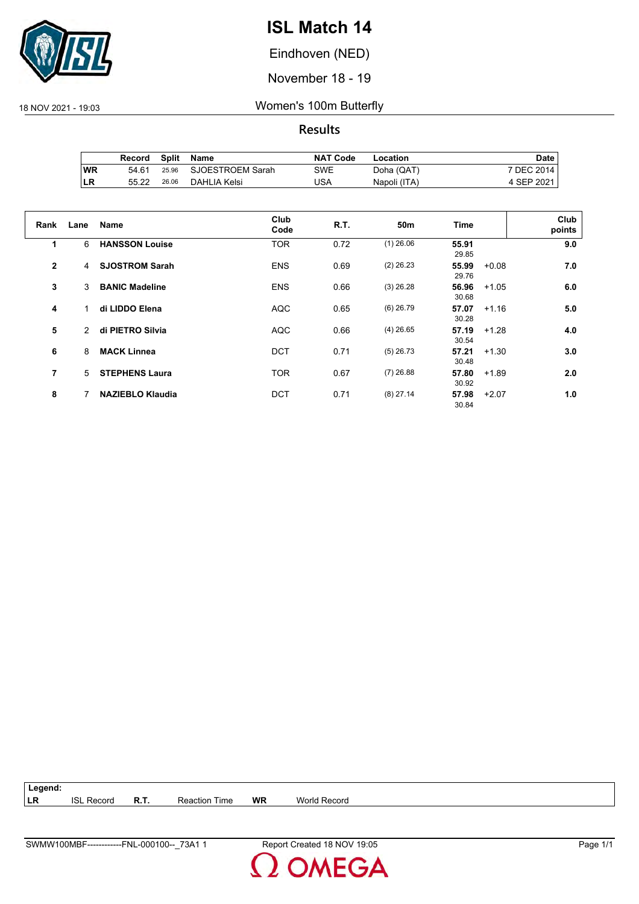# ISL Match 14

Eindhoven (NED)

November 18 - 19

18 NOV 2021 - 19:03

## Women's 100m Butterfly

### Results

| | Record | Split | Name | NAT Code | Location | Date |
|---|---|---|---|---|---|---|
| WR | 54.61 | 25.96 | SJOESTROEM Sarah | SWE | Doha (QAT) | 7 DEC 2014 |
| LR | 55.22 | 26.06 | DAHLIA Kelsi | USA | Napoli (ITA) | 4 SEP 2021 |

| Rank | Lane | Name | Club Code | R.T. | 50m | Time | | Club points |
|---|---|---|---|---|---|---|---|---|
| 1 | 6 | **HANSSON Louise** | TOR | 0.72 | (1) 26.06 | **55.91** 29.85 | | **9.0** |
| 2 | 4 | **SJOSTROM Sarah** | ENS | 0.69 | (2) 26.23 | **55.99** 29.76 | +0.08 | **7.0** |
| 3 | 3 | **BANIC Madeline** | ENS | 0.66 | (3) 26.28 | **56.96** 30.68 | +1.05 | **6.0** |
| 4 | 1 | **di LIDDO Elena** | AQC | 0.65 | (6) 26.79 | **57.07** 30.28 | +1.16 | **5.0** |
| 5 | 2 | **di PIETRO Silvia** | AQC | 0.66 | (4) 26.65 | **57.19** 30.54 | +1.28 | **4.0** |
| 6 | 8 | **MACK Linnea** | DCT | 0.71 | (5) 26.73 | **57.21** 30.48 | +1.30 | **3.0** |
| 7 | 5 | **STEPHENS Laura** | TOR | 0.67 | (7) 26.88 | **57.80** 30.92 | +1.89 | **2.0** |
| 8 | 7 | **NAZIEBLO Klaudia** | DCT | 0.71 | (8) 27.14 | **57.98** 30.84 | +2.07 | **1.0** |

**Legend:**

| | | | | | |
|---|---|---|---|---|---|
| LR | ISL Record | R.T. | Reaction Time | WR | World Record |

SWMW100MBF------------FNL-000100--_73A1 1 Report Created 18 NOV 19:05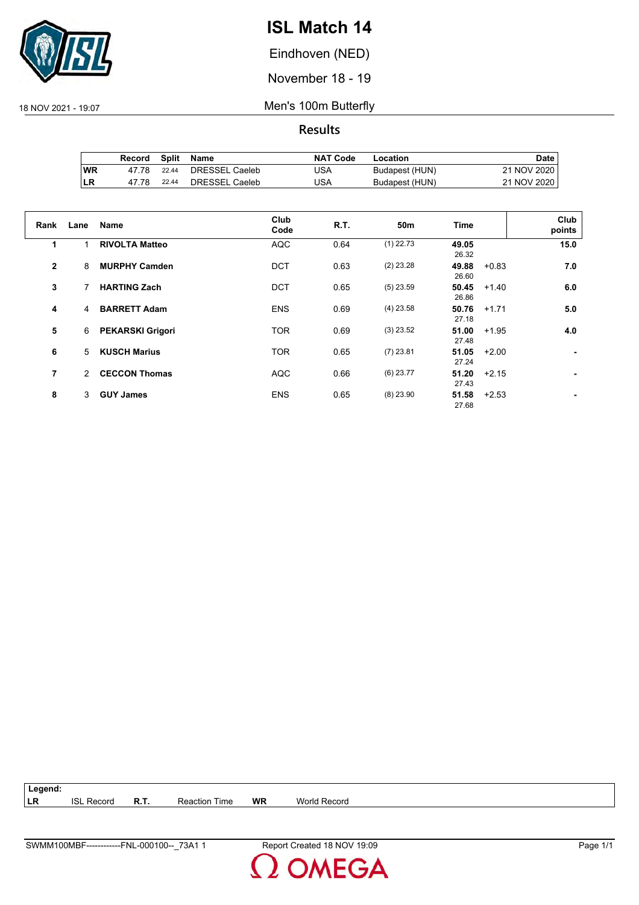# ISL Match 14

Eindhoven (NED)

November 18 - 19

18 NOV 2021 - 19:07

Men's 100m Butterfly

## Results

| | Record | Split | Name | NAT Code | Location | Date |
|---|---|---|---|---|---|---|
| WR | 47.78 | 22.44 | DRESSEL Caeleb | USA | Budapest (HUN) | 21 NOV 2020 |
| LR | 47.78 | 22.44 | DRESSEL Caeleb | USA | Budapest (HUN) | 21 NOV 2020 |

| Rank | Lane | Name | Club Code | R.T. | 50m | Time | | Club points |
|---|---|---|---|---|---|---|---|---|
| 1 | 1 | **RIVOLTA Matteo** | AQC | 0.64 | (1) 22.73 | **49.05** 26.32 | | **15.0** |
| 2 | 8 | **MURPHY Camden** | DCT | 0.63 | (2) 23.28 | **49.88** 26.60 | +0.83 | **7.0** |
| 3 | 7 | **HARTING Zach** | DCT | 0.65 | (5) 23.59 | **50.45** 26.86 | +1.40 | **6.0** |
| 4 | 4 | **BARRETT Adam** | ENS | 0.69 | (4) 23.58 | **50.76** 27.18 | +1.71 | **5.0** |
| 5 | 6 | **PEKARSKI Grigori** | TOR | 0.69 | (3) 23.52 | **51.00** 27.48 | +1.95 | **4.0** |
| 6 | 5 | **KUSCH Marius** | TOR | 0.65 | (7) 23.81 | **51.05** 27.24 | +2.00 | **-** |
| 7 | 2 | **CECCON Thomas** | AQC | 0.66 | (6) 23.77 | **51.20** 27.43 | +2.15 | **-** |
| 8 | 3 | **GUY James** | ENS | 0.65 | (8) 23.90 | **51.58** 27.68 | +2.53 | **-** |

**Legend:**

| | | | | | |
|---|---|---|---|---|---|
| **LR** | ISL Record | **R.T.** | Reaction Time | **WR** | World Record |

SWMM100MBF------------FNL-000100--_73A1 1 Report Created 18 NOV 19:09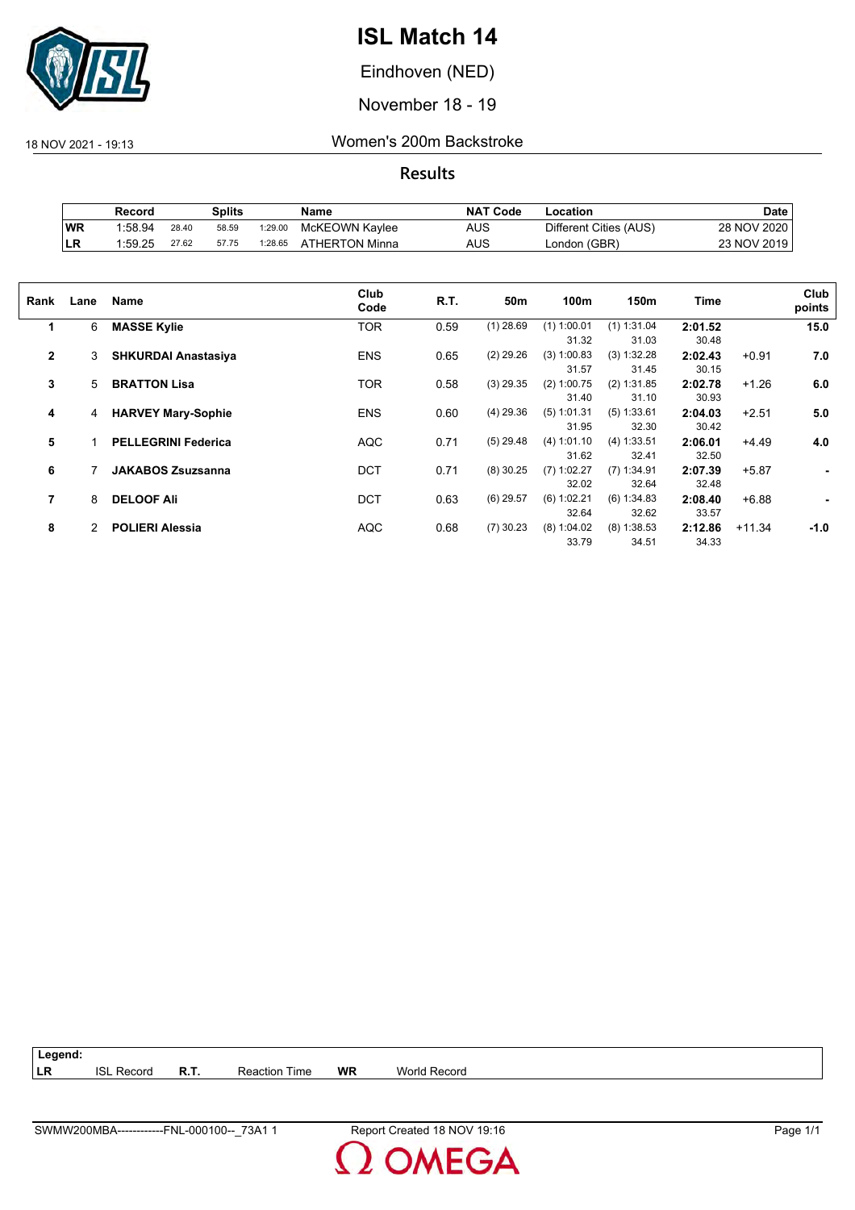# ISL Match 14

Eindhoven (NED)

November 18 - 19

18 NOV 2021 - 19:13

## Women's 200m Backstroke

### Results

| | Record | Splits | | | Name | NAT Code | Location | Date |
|---|---|---|---|---|---|---|---|---|
| WR | 1:58.94 | 28.40 | 58.59 | 1:29.00 | McKEOWN Kaylee | AUS | Different Cities (AUS) | 28 NOV 2020 |
| LR | 1:59.25 | 27.62 | 57.75 | 1:28.65 | ATHERTON Minna | AUS | London (GBR) | 23 NOV 2019 |

| Rank | Lane | Name | Club Code | R.T. | 50m | 100m | 150m | Time | | Club points |
|---|---|---|---|---|---|---|---|---|---|---|
| 1 | 6 | **MASSE Kylie** | TOR | 0.59 | (1) 28.69 | (1) 1:00.01<br>31.32 | (1) 1:31.04<br>31.03 | **2:01.52**<br>30.48 | | **15.0** |
| 2 | 3 | **SHKURDAI Anastasiya** | ENS | 0.65 | (2) 29.26 | (3) 1:00.83<br>31.57 | (3) 1:32.28<br>31.45 | **2:02.43**<br>30.15 | +0.91 | **7.0** |
| 3 | 5 | **BRATTON Lisa** | TOR | 0.58 | (3) 29.35 | (2) 1:00.75<br>31.40 | (2) 1:31.85<br>31.10 | **2:02.78**<br>30.93 | +1.26 | **6.0** |
| 4 | 4 | **HARVEY Mary-Sophie** | ENS | 0.60 | (4) 29.36 | (5) 1:01.31<br>31.95 | (5) 1:33.61<br>32.30 | **2:04.03**<br>30.42 | +2.51 | **5.0** |
| 5 | 1 | **PELLEGRINI Federica** | AQC | 0.71 | (5) 29.48 | (4) 1:01.10<br>31.62 | (4) 1:33.51<br>32.41 | **2:06.01**<br>32.50 | +4.49 | **4.0** |
| 6 | 7 | **JAKABOS Zsuzsanna** | DCT | 0.71 | (8) 30.25 | (7) 1:02.27<br>32.02 | (7) 1:34.91<br>32.64 | **2:07.39**<br>32.48 | +5.87 | **-** |
| 7 | 8 | **DELOOF Ali** | DCT | 0.63 | (6) 29.57 | (6) 1:02.21<br>32.64 | (6) 1:34.83<br>32.62 | **2:08.40**<br>33.57 | +6.88 | **-** |
| 8 | 2 | **POLIERI Alessia** | AQC | 0.68 | (7) 30.23 | (8) 1:04.02<br>33.79 | (8) 1:38.53<br>34.51 | **2:12.86**<br>34.33 | +11.34 | **-1.0** |

**Legend:**

| | | | | | |
|---|---|---|---|---|---|
| **LR** | ISL Record | **R.T.** | Reaction Time | **WR** | World Record |

SWMW200MBA------------FNL-000100--_73A1 1 Report Created 18 NOV 19:16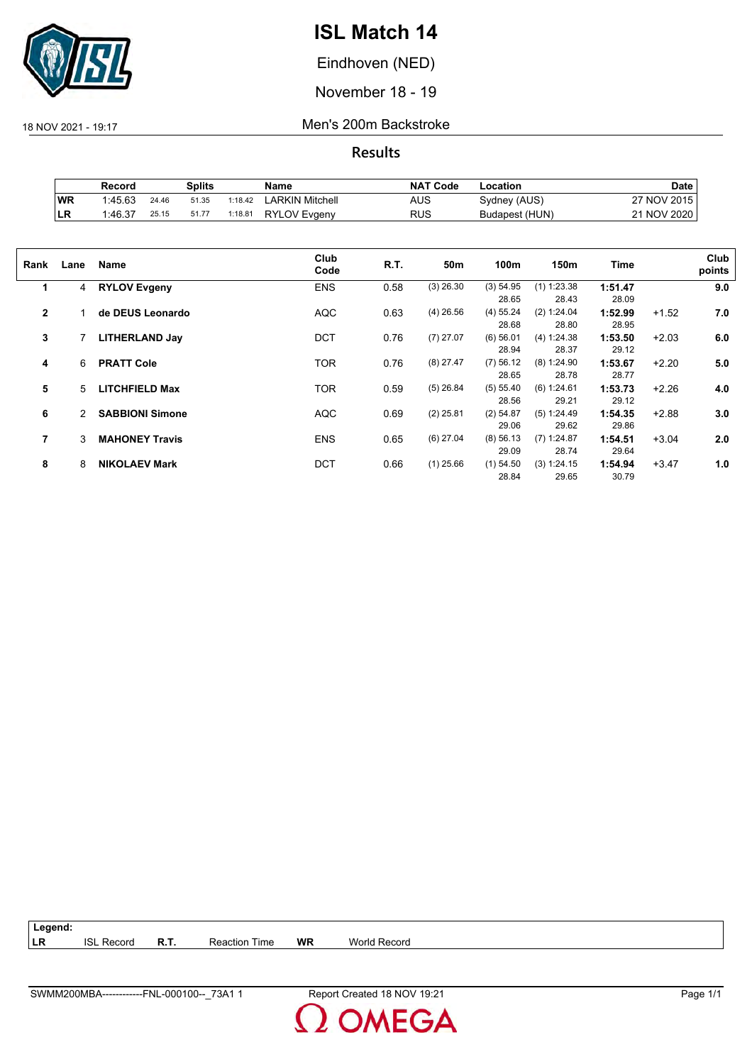# ISL Match 14

Eindhoven (NED)

November 18 - 19

18 NOV 2021 - 19:17

Men's 200m Backstroke

## Results

| | Record | Splits | | | Name | NAT Code | Location | Date |
|---|---|---|---|---|---|---|---|---|
| WR | 1:45.63 | 24.46 | 51.35 | 1:18.42 | LARKIN Mitchell | AUS | Sydney (AUS) | 27 NOV 2015 |
| LR | 1:46.37 | 25.15 | 51.77 | 1:18.81 | RYLOV Evgeny | RUS | Budapest (HUN) | 21 NOV 2020 |

| Rank | Lane | Name | Club Code | R.T. | 50m | 100m | 150m | Time | | Club points |
|---|---|---|---|---|---|---|---|---|---|---|
| 1 | 4 | **RYLOV Evgeny** | ENS | 0.58 | (3) 26.30 | (3) 54.95<br>28.65 | (1) 1:23.38<br>28.43 | **1:51.47**<br>28.09 | | **9.0** |
| 2 | 1 | **de DEUS Leonardo** | AQC | 0.63 | (4) 26.56 | (4) 55.24<br>28.68 | (2) 1:24.04<br>28.80 | **1:52.99**<br>28.95 | +1.52 | **7.0** |
| 3 | 7 | **LITHERLAND Jay** | DCT | 0.76 | (7) 27.07 | (6) 56.01<br>28.94 | (4) 1:24.38<br>28.37 | **1:53.50**<br>29.12 | +2.03 | **6.0** |
| 4 | 6 | **PRATT Cole** | TOR | 0.76 | (8) 27.47 | (7) 56.12<br>28.65 | (8) 1:24.90<br>28.78 | **1:53.67**<br>28.77 | +2.20 | **5.0** |
| 5 | 5 | **LITCHFIELD Max** | TOR | 0.59 | (5) 26.84 | (5) 55.40<br>28.56 | (6) 1:24.61<br>29.21 | **1:53.73**<br>29.12 | +2.26 | **4.0** |
| 6 | 2 | **SABBIONI Simone** | AQC | 0.69 | (2) 25.81 | (2) 54.87<br>29.06 | (5) 1:24.49<br>29.62 | **1:54.35**<br>29.86 | +2.88 | **3.0** |
| 7 | 3 | **MAHONEY Travis** | ENS | 0.65 | (6) 27.04 | (8) 56.13<br>29.09 | (7) 1:24.87<br>28.74 | **1:54.51**<br>29.64 | +3.04 | **2.0** |
| 8 | 8 | **NIKOLAEV Mark** | DCT | 0.66 | (1) 25.66 | (1) 54.50<br>28.84 | (3) 1:24.15<br>29.65 | **1:54.94**<br>30.79 | +3.47 | **1.0** |

| Legend: | | | | | |
|---|---|---|---|---|---|
| LR | ISL Record | R.T. | Reaction Time | WR | World Record |

SWMM200MBA------------FNL-000100--_73A1 1 Report Created 18 NOV 19:21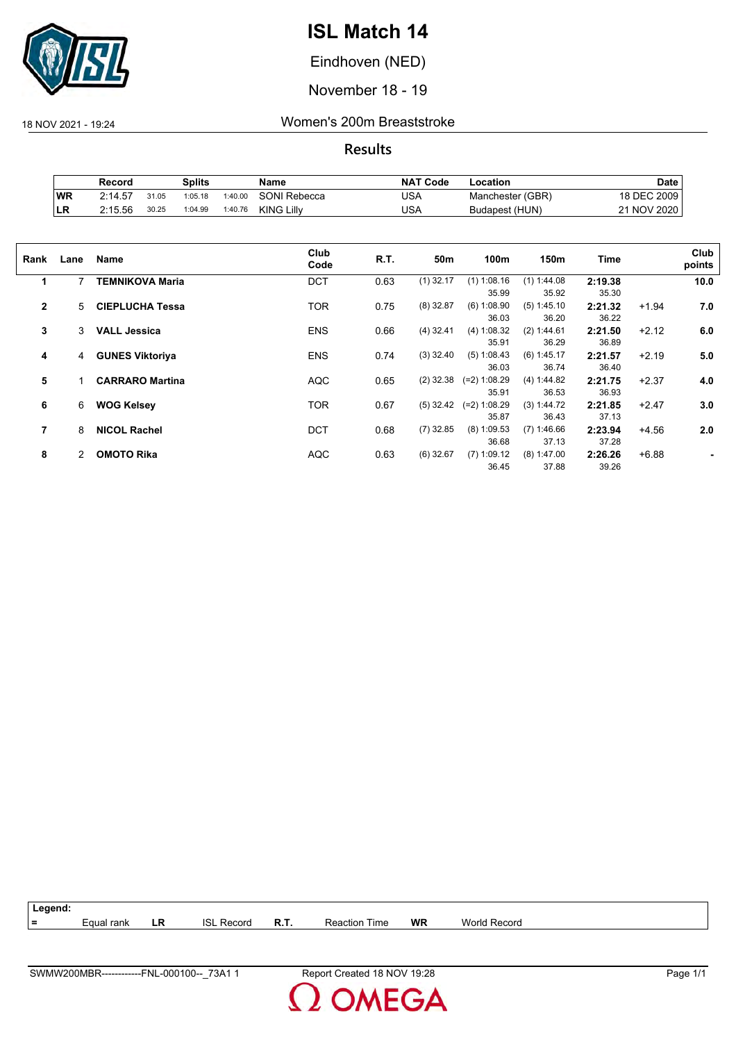# ISL Match 14

Eindhoven (NED)

November 18 - 19

18 NOV 2021 - 19:24

## Women's 200m Breaststroke

### Results

| | Record | | Splits | | Name | NAT Code | Location | Date |
|---|---|---|---|---|---|---|---|---|
| WR | 2:14.57 | 31.05 | 1:05.18 | 1:40.00 | SONI Rebecca | USA | Manchester (GBR) | 18 DEC 2009 |
| LR | 2:15.56 | 30.25 | 1:04.99 | 1:40.76 | KING Lilly | USA | Budapest (HUN) | 21 NOV 2020 |

| Rank | Lane | Name | Club Code | R.T. | 50m | 100m | 150m | Time | | Club points |
|---|---|---|---|---|---|---|---|---|---|---|
| 1 | 7 | **TEMNIKOVA Maria** | DCT | 0.63 | (1) 32.17 | (1) 1:08.16<br>35.99 | (1) 1:44.08<br>35.92 | **2:19.38**<br>35.30 | | **10.0** |
| 2 | 5 | **CIEPLUCHA Tessa** | TOR | 0.75 | (8) 32.87 | (6) 1:08.90<br>36.03 | (5) 1:45.10<br>36.20 | **2:21.32**<br>36.22 | +1.94 | **7.0** |
| 3 | 3 | **VALL Jessica** | ENS | 0.66 | (4) 32.41 | (4) 1:08.32<br>35.91 | (2) 1:44.61<br>36.29 | **2:21.50**<br>36.89 | +2.12 | **6.0** |
| 4 | 4 | **GUNES Viktoriya** | ENS | 0.74 | (3) 32.40 | (5) 1:08.43<br>36.03 | (6) 1:45.17<br>36.74 | **2:21.57**<br>36.40 | +2.19 | **5.0** |
| 5 | 1 | **CARRARO Martina** | AQC | 0.65 | (2) 32.38 | (=2) 1:08.29<br>35.91 | (4) 1:44.82<br>36.53 | **2:21.75**<br>36.93 | +2.37 | **4.0** |
| 6 | 6 | **WOG Kelsey** | TOR | 0.67 | (5) 32.42 | (=2) 1:08.29<br>35.87 | (3) 1:44.72<br>36.43 | **2:21.85**<br>37.13 | +2.47 | **3.0** |
| 7 | 8 | **NICOL Rachel** | DCT | 0.68 | (7) 32.85 | (8) 1:09.53<br>36.68 | (7) 1:46.66<br>37.13 | **2:23.94**<br>37.28 | +4.56 | **2.0** |
| 8 | 2 | **OMOTO Rika** | AQC | 0.63 | (6) 32.67 | (7) 1:09.12<br>36.45 | (8) 1:47.00<br>37.88 | **2:26.26**<br>39.26 | +6.88 | **-** |

| Legend: | | | | | | | |
|---|---|---|---|---|---|---|---|
| = | Equal rank | LR | ISL Record | R.T. | Reaction Time | WR | World Record |

SWMW200MBR------------FNL-000100--_73A1 1 Report Created 18 NOV 19:28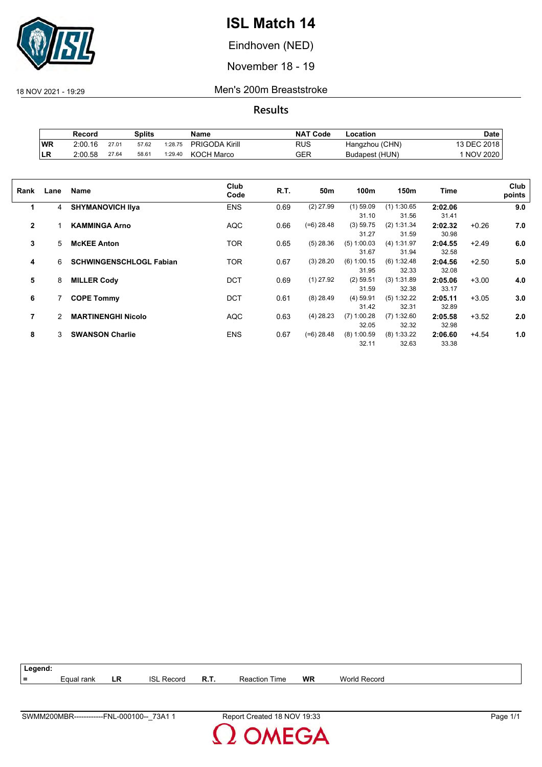# ISL Match 14

Eindhoven (NED)

November 18 - 19

18 NOV 2021 - 19:29

Men's 200m Breaststroke

## Results

| | Record | Splits | | | Name | NAT Code | Location | Date |
|---|---|---|---|---|---|---|---|---|
| WR | 2:00.16 | 27.01 | 57.62 | 1:28.75 | PRIGODA Kirill | RUS | Hangzhou (CHN) | 13 DEC 2018 |
| LR | 2:00.58 | 27.64 | 58.61 | 1:29.40 | KOCH Marco | GER | Budapest (HUN) | 1 NOV 2020 |

| Rank | Lane | Name | Club Code | R.T. | 50m | 100m | 150m | Time | | Club points |
|---|---|---|---|---|---|---|---|---|---|---|
| 1 | 4 | **SHYMANOVICH Ilya** | ENS | 0.69 | (2) 27.99 | (1) 59.09 | (1) 1:30.65 | **2:02.06** | | **9.0** |
| | | | | | | 31.10 | 31.56 | 31.41 | | |
| 2 | 1 | **KAMMINGA Arno** | AQC | 0.66 | (=6) 28.48 | (3) 59.75 | (2) 1:31.34 | **2:02.32** | +0.26 | **7.0** |
| | | | | | | 31.27 | 31.59 | 30.98 | | |
| 3 | 5 | **McKEE Anton** | TOR | 0.65 | (5) 28.36 | (5) 1:00.03 | (4) 1:31.97 | **2:04.55** | +2.49 | **6.0** |
| | | | | | | 31.67 | 31.94 | 32.58 | | |
| 4 | 6 | **SCHWINGENSCHLOGL Fabian** | TOR | 0.67 | (3) 28.20 | (6) 1:00.15 | (6) 1:32.48 | **2:04.56** | +2.50 | **5.0** |
| | | | | | | 31.95 | 32.33 | 32.08 | | |
| 5 | 8 | **MILLER Cody** | DCT | 0.69 | (1) 27.92 | (2) 59.51 | (3) 1:31.89 | **2:05.06** | +3.00 | **4.0** |
| | | | | | | 31.59 | 32.38 | 33.17 | | |
| 6 | 7 | **COPE Tommy** | DCT | 0.61 | (8) 28.49 | (4) 59.91 | (5) 1:32.22 | **2:05.11** | +3.05 | **3.0** |
| | | | | | | 31.42 | 32.31 | 32.89 | | |
| 7 | 2 | **MARTINENGHI Nicolo** | AQC | 0.63 | (4) 28.23 | (7) 1:00.28 | (7) 1:32.60 | **2:05.58** | +3.52 | **2.0** |
| | | | | | | 32.05 | 32.32 | 32.98 | | |
| 8 | 3 | **SWANSON Charlie** | ENS | 0.67 | (=6) 28.48 | (8) 1:00.59 | (8) 1:33.22 | **2:06.60** | +4.54 | **1.0** |
| | | | | | | 32.11 | 32.63 | 33.38 | | |

**Legend:**

| = | Equal rank | LR | ISL Record | R.T. | Reaction Time | WR | World Record |
|---|---|---|---|---|---|---|---|

SWMM200MBR------------FNL-000100--_73A1 1 — Report Created 18 NOV 19:33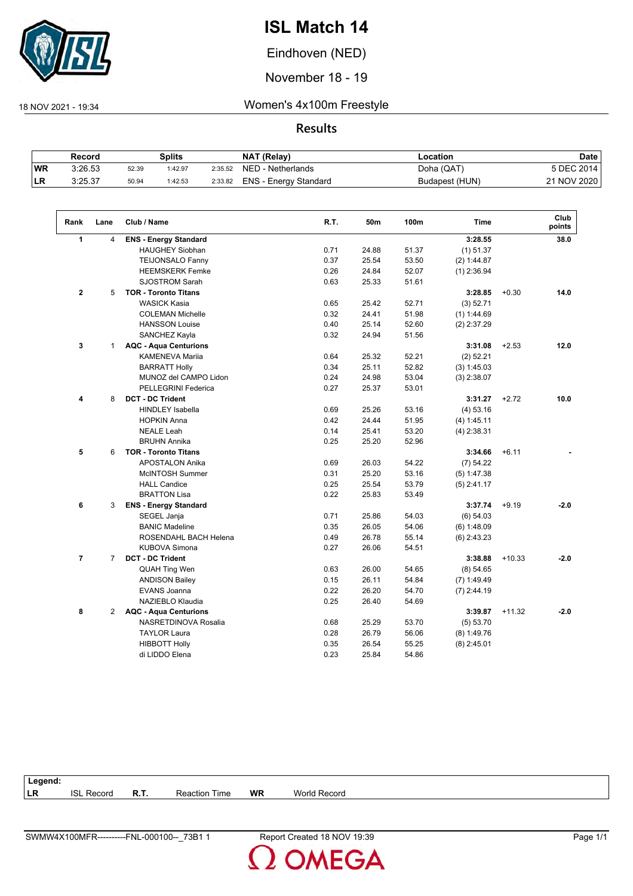# ISL Match 14

Eindhoven (NED)

November 18 - 19

18 NOV 2021 - 19:34

## Women's 4x100m Freestyle

### Results

| | Record | Splits | | | NAT (Relay) | Location | Date |
|---|---|---|---|---|---|---|---|
| WR | 3:26.53 | 52.39 | 1:42.97 | 2:35.52 | NED - Netherlands | Doha (QAT) | 5 DEC 2014 |
| LR | 3:25.37 | 50.94 | 1:42.53 | 2:33.82 | ENS - Energy Standard | Budapest (HUN) | 21 NOV 2020 |

| Rank | Lane | Club / Name | R.T. | 50m | 100m | Time | | Club points |
|---|---|---|---|---|---|---|---|---|
| **1** | 4 | **ENS - Energy Standard** | | | | **3:28.55** | | **38.0** |
| | | HAUGHEY Siobhan | 0.71 | 24.88 | 51.37 | (1) 51.37 | | |
| | | TEIJONSALO Fanny | 0.37 | 25.54 | 53.50 | (2) 1:44.87 | | |
| | | HEEMSKERK Femke | 0.26 | 24.84 | 52.07 | (1) 2:36.94 | | |
| | | SJOSTROM Sarah | 0.63 | 25.33 | 51.61 | | | |
| **2** | 5 | **TOR - Toronto Titans** | | | | **3:28.85** | +0.30 | **14.0** |
| | | WASICK Kasia | 0.65 | 25.42 | 52.71 | (3) 52.71 | | |
| | | COLEMAN Michelle | 0.32 | 24.41 | 51.98 | (1) 1:44.69 | | |
| | | HANSSON Louise | 0.40 | 25.14 | 52.60 | (2) 2:37.29 | | |
| | | SANCHEZ Kayla | 0.32 | 24.94 | 51.56 | | | |
| **3** | 1 | **AQC - Aqua Centurions** | | | | **3:31.08** | +2.53 | **12.0** |
| | | KAMENEVA Mariia | 0.64 | 25.32 | 52.21 | (2) 52.21 | | |
| | | BARRATT Holly | 0.34 | 25.11 | 52.82 | (3) 1:45.03 | | |
| | | MUNOZ del CAMPO Lidon | 0.24 | 24.98 | 53.04 | (3) 2:38.07 | | |
| | | PELLEGRINI Federica | 0.27 | 25.37 | 53.01 | | | |
| **4** | 8 | **DCT - DC Trident** | | | | **3:31.27** | +2.72 | **10.0** |
| | | HINDLEY Isabella | 0.69 | 25.26 | 53.16 | (4) 53.16 | | |
| | | HOPKIN Anna | 0.42 | 24.44 | 51.95 | (4) 1:45.11 | | |
| | | NEALE Leah | 0.14 | 25.41 | 53.20 | (4) 2:38.31 | | |
| | | BRUHN Annika | 0.25 | 25.20 | 52.96 | | | |
| **5** | 6 | **TOR - Toronto Titans** | | | | **3:34.66** | +6.11 | **-** |
| | | APOSTALON Anika | 0.69 | 26.03 | 54.22 | (7) 54.22 | | |
| | | McINTOSH Summer | 0.31 | 25.20 | 53.16 | (5) 1:47.38 | | |
| | | HALL Candice | 0.25 | 25.54 | 53.79 | (5) 2:41.17 | | |
| | | BRATTON Lisa | 0.22 | 25.83 | 53.49 | | | |
| **6** | 3 | **ENS - Energy Standard** | | | | **3:37.74** | +9.19 | **-2.0** |
| | | SEGEL Janja | 0.71 | 25.86 | 54.03 | (6) 54.03 | | |
| | | BANIC Madeline | 0.35 | 26.05 | 54.06 | (6) 1:48.09 | | |
| | | ROSENDAHL BACH Helena | 0.49 | 26.78 | 55.14 | (6) 2:43.23 | | |
| | | KUBOVA Simona | 0.27 | 26.06 | 54.51 | | | |
| **7** | 7 | **DCT - DC Trident** | | | | **3:38.88** | +10.33 | **-2.0** |
| | | QUAH Ting Wen | 0.63 | 26.00 | 54.65 | (8) 54.65 | | |
| | | ANDISON Bailey | 0.15 | 26.11 | 54.84 | (7) 1:49.49 | | |
| | | EVANS Joanna | 0.22 | 26.20 | 54.70 | (7) 2:44.19 | | |
| | | NAZIEBLO Klaudia | 0.25 | 26.40 | 54.69 | | | |
| **8** | 2 | **AQC - Aqua Centurions** | | | | **3:39.87** | +11.32 | **-2.0** |
| | | NASRETDINOVA Rosalia | 0.68 | 25.29 | 53.70 | (5) 53.70 | | |
| | | TAYLOR Laura | 0.28 | 26.79 | 56.06 | (8) 1:49.76 | | |
| | | HIBBOTT Holly | 0.35 | 26.54 | 55.25 | (8) 2:45.01 | | |
| | | di LIDDO Elena | 0.23 | 25.84 | 54.86 | | | |

**Legend:**

| | | | | | |
|---|---|---|---|---|---|
| **LR** | ISL Record | **R.T.** | Reaction Time | **WR** | World Record |

SWMW4X100MFR----------FNL-000100--_73B1 1 | Report Created 18 NOV 19:39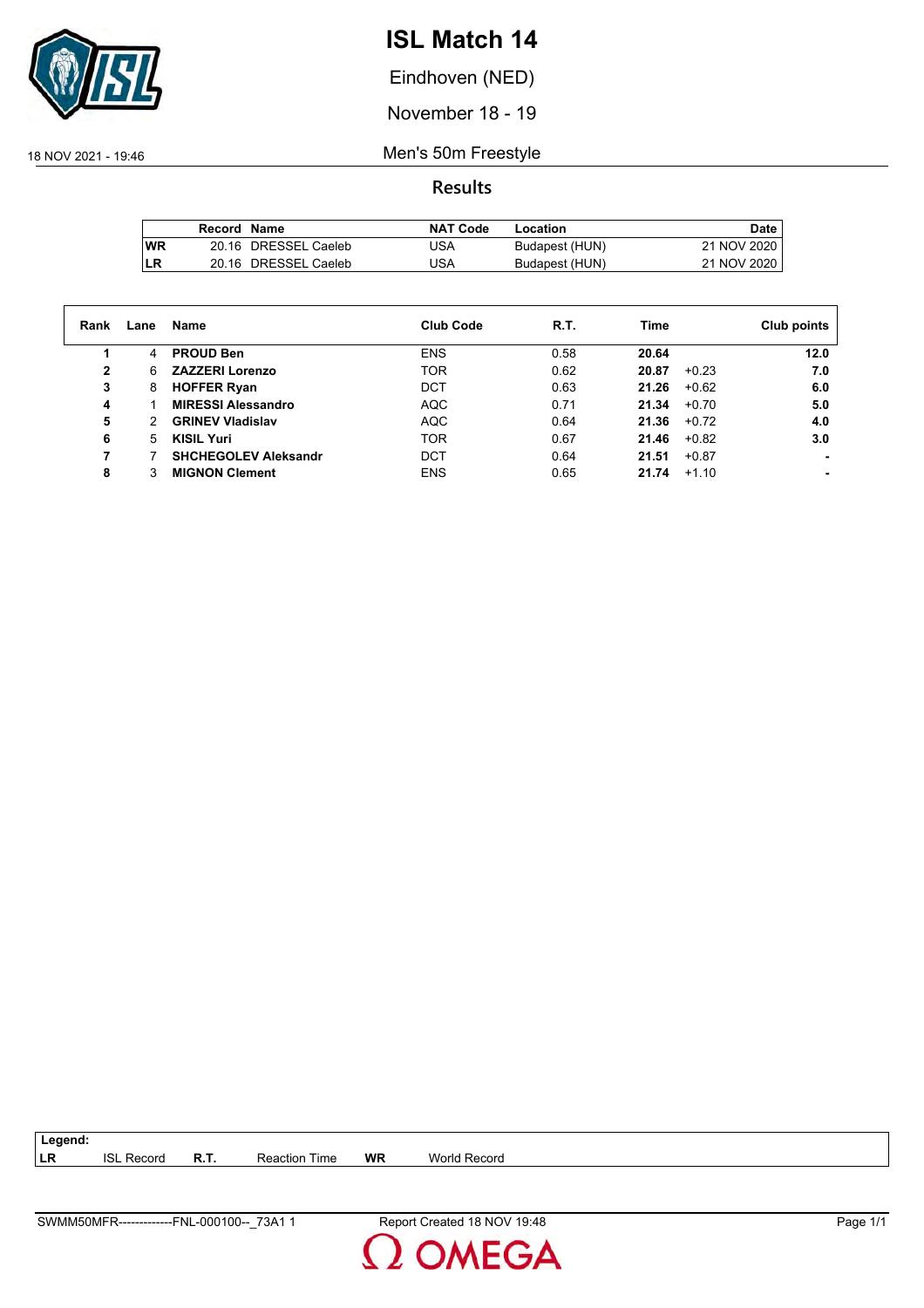# ISL Match 14

Eindhoven (NED)

November 18 - 19

18 NOV 2021 - 19:46

## Men's 50m Freestyle

### Results

| | Record | Name | NAT Code | Location | Date |
|---|---|---|---|---|---|
| WR | 20.16 | DRESSEL Caeleb | USA | Budapest (HUN) | 21 NOV 2020 |
| LR | 20.16 | DRESSEL Caeleb | USA | Budapest (HUN) | 21 NOV 2020 |

| Rank | Lane | Name | Club Code | R.T. | Time | | Club points |
|---|---|---|---|---|---|---|---|
| 1 | 4 | **PROUD Ben** | ENS | 0.58 | **20.64** | | **12.0** |
| 2 | 6 | **ZAZZERI Lorenzo** | TOR | 0.62 | **20.87** | +0.23 | **7.0** |
| 3 | 8 | **HOFFER Ryan** | DCT | 0.63 | **21.26** | +0.62 | **6.0** |
| 4 | 1 | **MIRESSI Alessandro** | AQC | 0.71 | **21.34** | +0.70 | **5.0** |
| 5 | 2 | **GRINEV Vladislav** | AQC | 0.64 | **21.36** | +0.72 | **4.0** |
| 6 | 5 | **KISIL Yuri** | TOR | 0.67 | **21.46** | +0.82 | **3.0** |
| 7 | 7 | **SHCHEGOLEV Aleksandr** | DCT | 0.64 | **21.51** | +0.87 | **-** |
| 8 | 3 | **MIGNON Clement** | ENS | 0.65 | **21.74** | +1.10 | **-** |

**Legend:**

| | | | | | |
|---|---|---|---|---|---|
| **LR** | ISL Record | **R.T.** | Reaction Time | **WR** | World Record |

SWMM50MFR-------------FNL-000100--_73A1 1 Report Created 18 NOV 19:48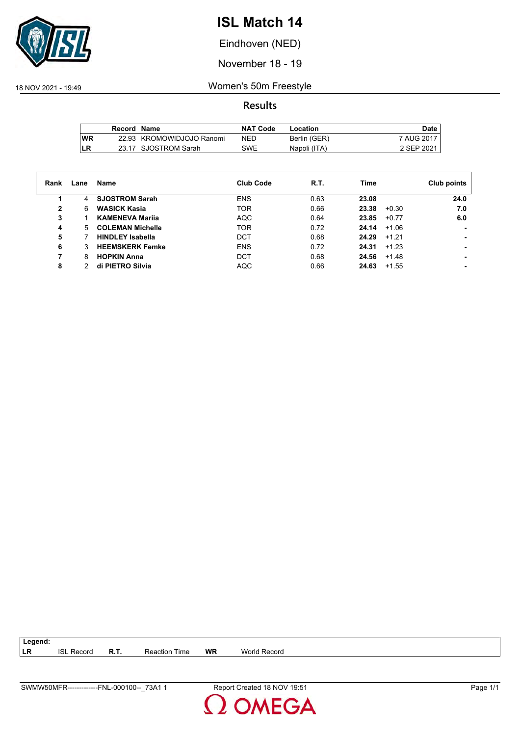# ISL Match 14

Eindhoven (NED)

November 18 - 19

18 NOV 2021 - 19:49

## Women's 50m Freestyle

### Results

| | Record | Name | NAT Code | Location | Date |
|---|---|---|---|---|---|
| WR | 22.93 | KROMOWIDJOJO Ranomi | NED | Berlin (GER) | 7 AUG 2017 |
| LR | 23.17 | SJOSTROM Sarah | SWE | Napoli (ITA) | 2 SEP 2021 |

| Rank | Lane | Name | Club Code | R.T. | Time | | Club points |
|---|---|---|---|---|---|---|---|
| 1 | 4 | **SJOSTROM Sarah** | ENS | 0.63 | **23.08** | | **24.0** |
| 2 | 6 | **WASICK Kasia** | TOR | 0.66 | **23.38** | +0.30 | **7.0** |
| 3 | 1 | **KAMENEVA Mariia** | AQC | 0.64 | **23.85** | +0.77 | **6.0** |
| 4 | 5 | **COLEMAN Michelle** | TOR | 0.72 | **24.14** | +1.06 | - |
| 5 | 7 | **HINDLEY Isabella** | DCT | 0.68 | **24.29** | +1.21 | - |
| 6 | 3 | **HEEMSKERK Femke** | ENS | 0.72 | **24.31** | +1.23 | - |
| 7 | 8 | **HOPKIN Anna** | DCT | 0.68 | **24.56** | +1.48 | - |
| 8 | 2 | **di PIETRO Silvia** | AQC | 0.66 | **24.63** | +1.55 | - |

**Legend:**

| | | | | | |
|---|---|---|---|---|---|
| LR | ISL Record | R.T. | Reaction Time | WR | World Record |

SWMW50MFR-------------FNL-000100--_73A1 1 Report Created 18 NOV 19:51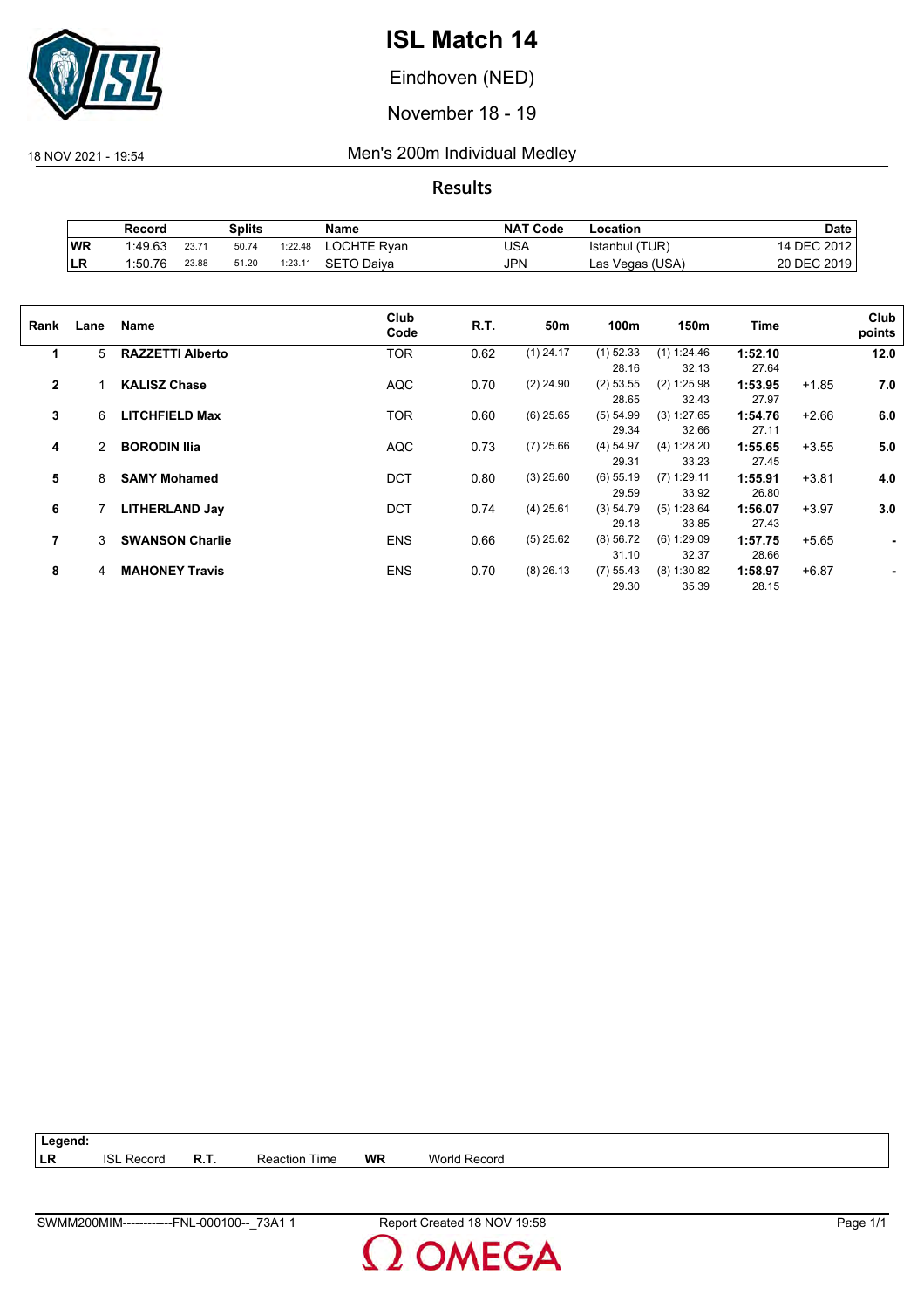# ISL Match 14

Eindhoven (NED)

November 18 - 19

18 NOV 2021 - 19:54

## Men's 200m Individual Medley

### Results

| | Record | Splits | | | Name | NAT Code | Location | Date |
|---|---|---|---|---|---|---|---|---|
| WR | 1:49.63 | 23.71 | 50.74 | 1:22.48 | LOCHTE Ryan | USA | Istanbul (TUR) | 14 DEC 2012 |
| LR | 1:50.76 | 23.88 | 51.20 | 1:23.11 | SETO Daiya | JPN | Las Vegas (USA) | 20 DEC 2019 |

| Rank | Lane | Name | Club Code | R.T. | 50m | 100m | 150m | Time | | Club points |
|---|---|---|---|---|---|---|---|---|---|---|
| 1 | 5 | **RAZZETTI Alberto** | TOR | 0.62 | (1) 24.17 | (1) 52.33<br>28.16 | (1) 1:24.46<br>32.13 | **1:52.10**<br>27.64 | | **12.0** |
| 2 | 1 | **KALISZ Chase** | AQC | 0.70 | (2) 24.90 | (2) 53.55<br>28.65 | (2) 1:25.98<br>32.43 | **1:53.95**<br>27.97 | +1.85 | **7.0** |
| 3 | 6 | **LITCHFIELD Max** | TOR | 0.60 | (6) 25.65 | (5) 54.99<br>29.34 | (3) 1:27.65<br>32.66 | **1:54.76**<br>27.11 | +2.66 | **6.0** |
| 4 | 2 | **BORODIN Ilia** | AQC | 0.73 | (7) 25.66 | (4) 54.97<br>29.31 | (4) 1:28.20<br>33.23 | **1:55.65**<br>27.45 | +3.55 | **5.0** |
| 5 | 8 | **SAMY Mohamed** | DCT | 0.80 | (3) 25.60 | (6) 55.19<br>29.59 | (7) 1:29.11<br>33.92 | **1:55.91**<br>26.80 | +3.81 | **4.0** |
| 6 | 7 | **LITHERLAND Jay** | DCT | 0.74 | (4) 25.61 | (3) 54.79<br>29.18 | (5) 1:28.64<br>33.85 | **1:56.07**<br>27.43 | +3.97 | **3.0** |
| 7 | 3 | **SWANSON Charlie** | ENS | 0.66 | (5) 25.62 | (8) 56.72<br>31.10 | (6) 1:29.09<br>32.37 | **1:57.75**<br>28.66 | +5.65 | **-** |
| 8 | 4 | **MAHONEY Travis** | ENS | 0.70 | (8) 26.13 | (7) 55.43<br>29.30 | (8) 1:30.82<br>35.39 | **1:58.97**<br>28.15 | +6.87 | **-** |

**Legend:**

| | | | | | |
|---|---|---|---|---|---|
| **LR** | ISL Record | **R.T.** | Reaction Time | **WR** | World Record |

SWMM200MIM------------FNL-000100--_73A1 1 — Report Created 18 NOV 19:58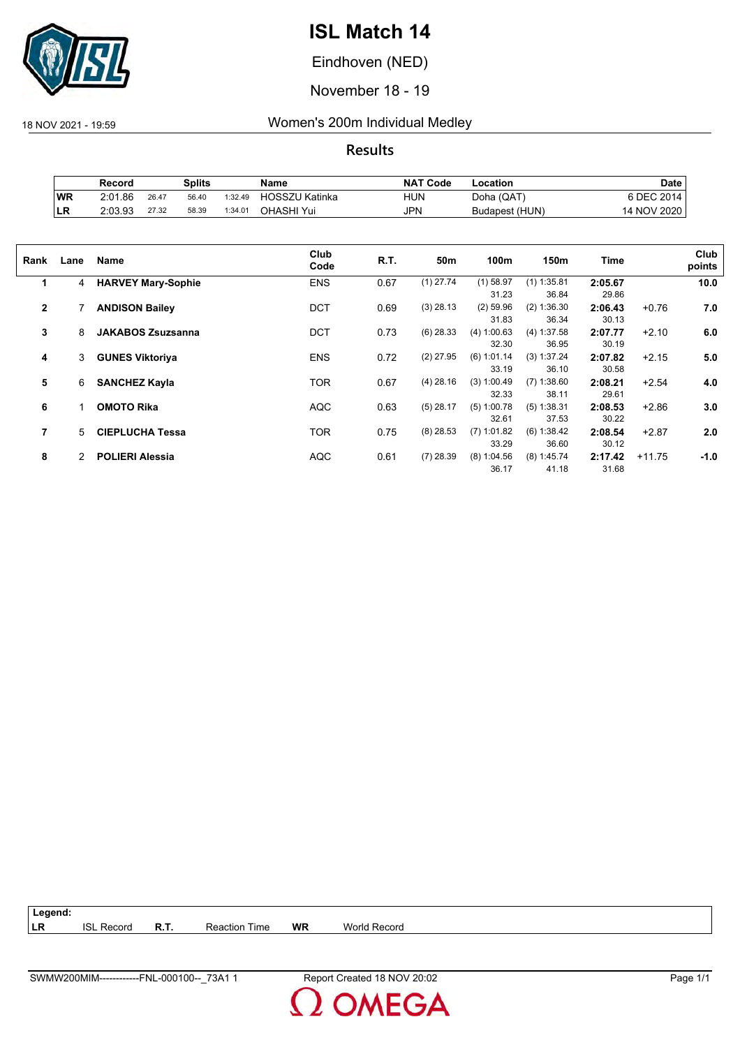# ISL Match 14

Eindhoven (NED)

November 18 - 19

18 NOV 2021 - 19:59 Women's 200m Individual Medley

## Results

| | Record | Splits | | | Name | NAT Code | Location | Date |
|---|---|---|---|---|---|---|---|---|
| WR | 2:01.86 | 26.47 | 56.40 | 1:32.49 | HOSSZU Katinka | HUN | Doha (QAT) | 6 DEC 2014 |
| LR | 2:03.93 | 27.32 | 58.39 | 1:34.01 | OHASHI Yui | JPN | Budapest (HUN) | 14 NOV 2020 |

| Rank | Lane | Name | Club Code | R.T. | 50m | 100m | 150m | Time | | Club points |
|---|---|---|---|---|---|---|---|---|---|---|
| 1 | 4 | **HARVEY Mary-Sophie** | ENS | 0.67 | (1) 27.74 | (1) 58.97<br>31.23 | (1) 1:35.81<br>36.84 | **2:05.67**<br>29.86 | | **10.0** |
| 2 | 7 | **ANDISON Bailey** | DCT | 0.69 | (3) 28.13 | (2) 59.96<br>31.83 | (2) 1:36.30<br>36.34 | **2:06.43**<br>30.13 | +0.76 | **7.0** |
| 3 | 8 | **JAKABOS Zsuzsanna** | DCT | 0.73 | (6) 28.33 | (4) 1:00.63<br>32.30 | (4) 1:37.58<br>36.95 | **2:07.77**<br>30.19 | +2.10 | **6.0** |
| 4 | 3 | **GUNES Viktoriya** | ENS | 0.72 | (2) 27.95 | (6) 1:01.14<br>33.19 | (3) 1:37.24<br>36.10 | **2:07.82**<br>30.58 | +2.15 | **5.0** |
| 5 | 6 | **SANCHEZ Kayla** | TOR | 0.67 | (4) 28.16 | (3) 1:00.49<br>32.33 | (7) 1:38.60<br>38.11 | **2:08.21**<br>29.61 | +2.54 | **4.0** |
| 6 | 1 | **OMOTO Rika** | AQC | 0.63 | (5) 28.17 | (5) 1:00.78<br>32.61 | (5) 1:38.31<br>37.53 | **2:08.53**<br>30.22 | +2.86 | **3.0** |
| 7 | 5 | **CIEPLUCHA Tessa** | TOR | 0.75 | (8) 28.53 | (7) 1:01.82<br>33.29 | (6) 1:38.42<br>36.60 | **2:08.54**<br>30.12 | +2.87 | **2.0** |
| 8 | 2 | **POLIERI Alessia** | AQC | 0.61 | (7) 28.39 | (8) 1:04.56<br>36.17 | (8) 1:45.74<br>41.18 | **2:17.42**<br>31.68 | +11.75 | **-1.0** |

| Legend: | | | | | |
|---|---|---|---|---|---|
| LR | ISL Record | R.T. | Reaction Time | WR | World Record |

SWMW200MIM------------FNL-000100--_73A1 1 Report Created 18 NOV 20:02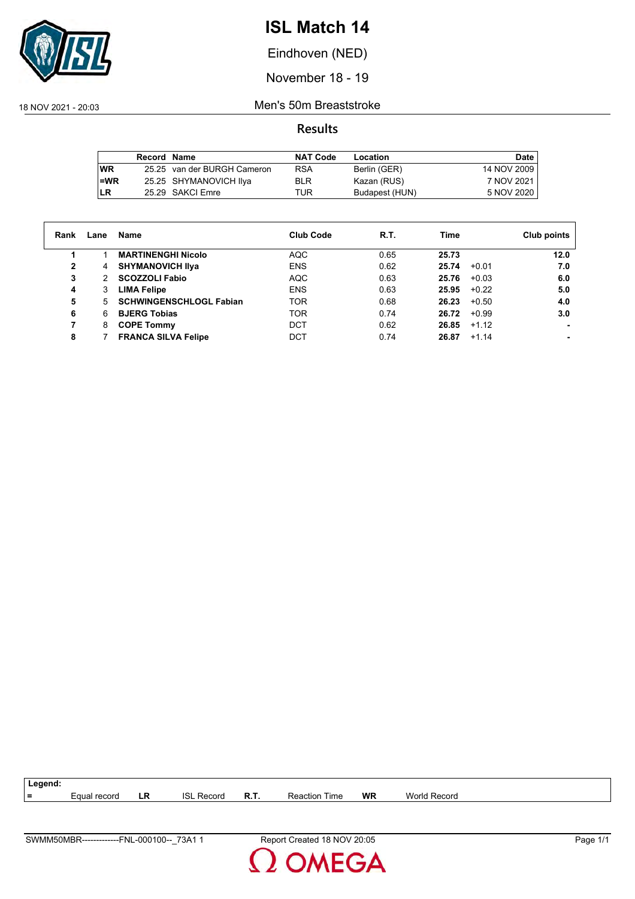# ISL Match 14

Eindhoven (NED)

November 18 - 19

18 NOV 2021 - 20:03

Men's 50m Breaststroke

## Results

| | Record | Name | NAT Code | Location | Date |
|---|---|---|---|---|---|
| WR | 25.25 | van der BURGH Cameron | RSA | Berlin (GER) | 14 NOV 2009 |
| =WR | 25.25 | SHYMANOVICH Ilya | BLR | Kazan (RUS) | 7 NOV 2021 |
| LR | 25.29 | SAKCI Emre | TUR | Budapest (HUN) | 5 NOV 2020 |

| Rank | Lane | Name | Club Code | R.T. | Time | | Club points |
|---|---|---|---|---|---|---|---|
| 1 | 1 | **MARTINENGHI Nicolo** | AQC | 0.65 | **25.73** | | **12.0** |
| 2 | 4 | **SHYMANOVICH Ilya** | ENS | 0.62 | **25.74** | +0.01 | **7.0** |
| 3 | 2 | **SCOZZOLI Fabio** | AQC | 0.63 | **25.76** | +0.03 | **6.0** |
| 4 | 3 | **LIMA Felipe** | ENS | 0.63 | **25.95** | +0.22 | **5.0** |
| 5 | 5 | **SCHWINGENSCHLOGL Fabian** | TOR | 0.68 | **26.23** | +0.50 | **4.0** |
| 6 | 6 | **BJERG Tobias** | TOR | 0.74 | **26.72** | +0.99 | **3.0** |
| 7 | 8 | **COPE Tommy** | DCT | 0.62 | **26.85** | +1.12 | **-** |
| 8 | 7 | **FRANCA SILVA Felipe** | DCT | 0.74 | **26.87** | +1.14 | **-** |

**Legend:**

| = | Equal record | LR | ISL Record | R.T. | Reaction Time | WR | World Record |
|---|---|---|---|---|---|---|---|

SWMM50MBR-------------FNL-000100--_73A1 1 Report Created 18 NOV 20:05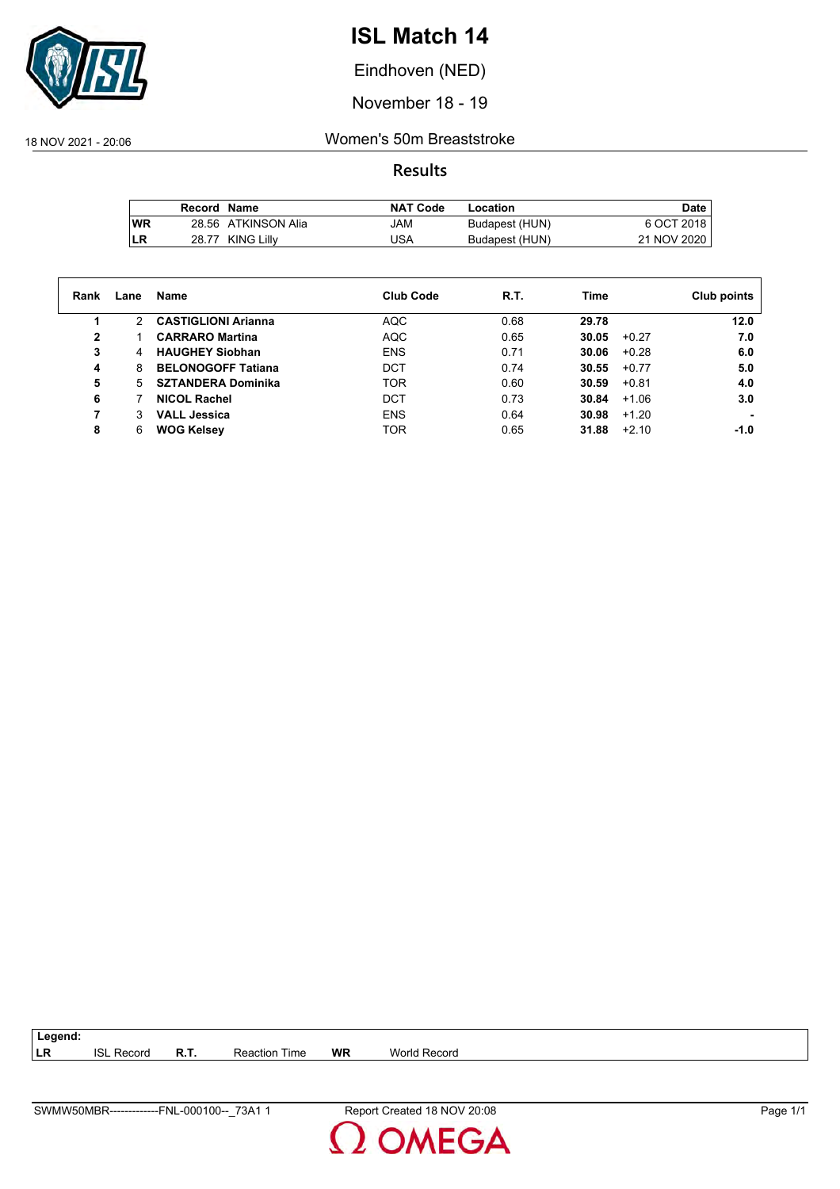# ISL Match 14

Eindhoven (NED)

November 18 - 19

18 NOV 2021 - 20:06

## Women's 50m Breaststroke

### Results

| | Record | Name | NAT Code | Location | Date |
|---|---|---|---|---|---|
| WR | 28.56 | ATKINSON Alia | JAM | Budapest (HUN) | 6 OCT 2018 |
| LR | 28.77 | KING Lilly | USA | Budapest (HUN) | 21 NOV 2020 |

| Rank | Lane | Name | Club Code | R.T. | Time | | Club points |
|---|---|---|---|---|---|---|---|
| 1 | 2 | **CASTIGLIONI Arianna** | AQC | 0.68 | **29.78** | | **12.0** |
| 2 | 1 | **CARRARO Martina** | AQC | 0.65 | **30.05** | +0.27 | **7.0** |
| 3 | 4 | **HAUGHEY Siobhan** | ENS | 0.71 | **30.06** | +0.28 | **6.0** |
| 4 | 8 | **BELONOGOFF Tatiana** | DCT | 0.74 | **30.55** | +0.77 | **5.0** |
| 5 | 5 | **SZTANDERA Dominika** | TOR | 0.60 | **30.59** | +0.81 | **4.0** |
| 6 | 7 | **NICOL Rachel** | DCT | 0.73 | **30.84** | +1.06 | **3.0** |
| 7 | 3 | **VALL Jessica** | ENS | 0.64 | **30.98** | +1.20 | **-** |
| 8 | 6 | **WOG Kelsey** | TOR | 0.65 | **31.88** | +2.10 | **-1.0** |

**Legend:**

| | | | | | |
|---|---|---|---|---|---|
| **LR** | ISL Record | **R.T.** | Reaction Time | **WR** | World Record |

SWMW50MBR-------------FNL-000100--_73A1 1 Report Created 18 NOV 20:08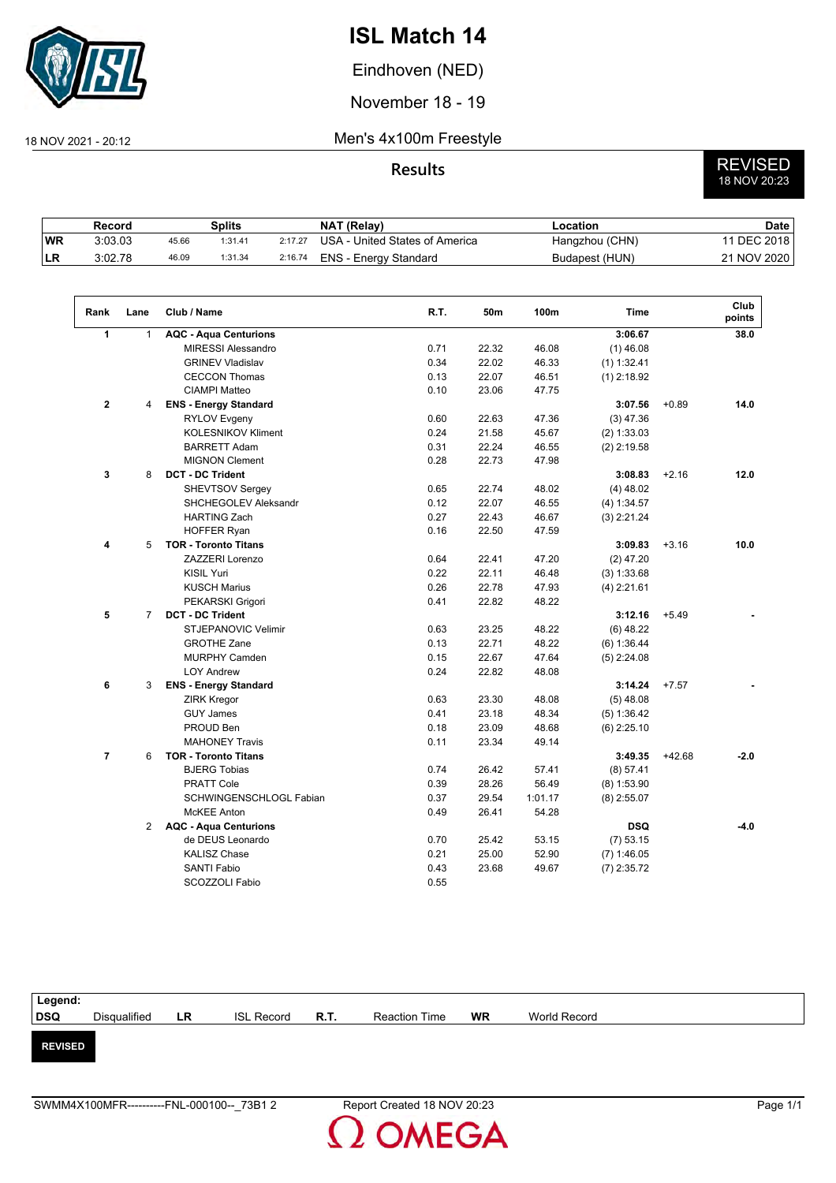# ISL Match 14

Eindhoven (NED)

November 18 - 19

18 NOV 2021 - 20:12

Men's 4x100m Freestyle

## Results

REVISED
18 NOV 20:23

| | Record | Splits | | | NAT (Relay) | Location | Date |
|---|---|---|---|---|---|---|---|
| WR | 3:03.03 | 45.66 | 1:31.41 | 2:17.27 | USA - United States of America | Hangzhou (CHN) | 11 DEC 2018 |
| LR | 3:02.78 | 46.09 | 1:31.34 | 2:16.74 | ENS - Energy Standard | Budapest (HUN) | 21 NOV 2020 |

| Rank | Lane | Club / Name | R.T. | 50m | 100m | Time | | Club points |
|---|---|---|---|---|---|---|---|---|
| 1 | 1 | **AQC - Aqua Centurions** | | | | **3:06.67** | | **38.0** |
| | | MIRESSI Alessandro | 0.71 | 22.32 | 46.08 | (1) 46.08 | | |
| | | GRINEV Vladislav | 0.34 | 22.02 | 46.33 | (1) 1:32.41 | | |
| | | CECCON Thomas | 0.13 | 22.07 | 46.51 | (1) 2:18.92 | | |
| | | CIAMPI Matteo | 0.10 | 23.06 | 47.75 | | | |
| 2 | 4 | **ENS - Energy Standard** | | | | **3:07.56** | +0.89 | **14.0** |
| | | RYLOV Evgeny | 0.60 | 22.63 | 47.36 | (3) 47.36 | | |
| | | KOLESNIKOV Kliment | 0.24 | 21.58 | 45.67 | (2) 1:33.03 | | |
| | | BARRETT Adam | 0.31 | 22.24 | 46.55 | (2) 2:19.58 | | |
| | | MIGNON Clement | 0.28 | 22.73 | 47.98 | | | |
| 3 | 8 | **DCT - DC Trident** | | | | **3:08.83** | +2.16 | **12.0** |
| | | SHEVTSOV Sergey | 0.65 | 22.74 | 48.02 | (4) 48.02 | | |
| | | SHCHEGOLEV Aleksandr | 0.12 | 22.07 | 46.55 | (4) 1:34.57 | | |
| | | HARTING Zach | 0.27 | 22.43 | 46.67 | (3) 2:21.24 | | |
| | | HOFFER Ryan | 0.16 | 22.50 | 47.59 | | | |
| 4 | 5 | **TOR - Toronto Titans** | | | | **3:09.83** | +3.16 | **10.0** |
| | | ZAZZERI Lorenzo | 0.64 | 22.41 | 47.20 | (2) 47.20 | | |
| | | KISIL Yuri | 0.22 | 22.11 | 46.48 | (3) 1:33.68 | | |
| | | KUSCH Marius | 0.26 | 22.78 | 47.93 | (4) 2:21.61 | | |
| | | PEKARSKI Grigori | 0.41 | 22.82 | 48.22 | | | |
| 5 | 7 | **DCT - DC Trident** | | | | **3:12.16** | +5.49 | **-** |
| | | STJEPANOVIC Velimir | 0.63 | 23.25 | 48.22 | (6) 48.22 | | |
| | | GROTHE Zane | 0.13 | 22.71 | 48.22 | (6) 1:36.44 | | |
| | | MURPHY Camden | 0.15 | 22.67 | 47.64 | (5) 2:24.08 | | |
| | | LOY Andrew | 0.24 | 22.82 | 48.08 | | | |
| 6 | 3 | **ENS - Energy Standard** | | | | **3:14.24** | +7.57 | **-** |
| | | ZIRK Kregor | 0.63 | 23.30 | 48.08 | (5) 48.08 | | |
| | | GUY James | 0.41 | 23.18 | 48.34 | (5) 1:36.42 | | |
| | | PROUD Ben | 0.18 | 23.09 | 48.68 | (6) 2:25.10 | | |
| | | MAHONEY Travis | 0.11 | 23.34 | 49.14 | | | |
| 7 | 6 | **TOR - Toronto Titans** | | | | **3:49.35** | +42.68 | **-2.0** |
| | | BJERG Tobias | 0.74 | 26.42 | 57.41 | (8) 57.41 | | |
| | | PRATT Cole | 0.39 | 28.26 | 56.49 | (8) 1:53.90 | | |
| | | SCHWINGENSCHLOGL Fabian | 0.37 | 29.54 | 1:01.17 | (8) 2:55.07 | | |
| | | McKEE Anton | 0.49 | 26.41 | 54.28 | | | |
| | 2 | **AQC - Aqua Centurions** | | | | **DSQ** | | **-4.0** |
| | | de DEUS Leonardo | 0.70 | 25.42 | 53.15 | (7) 53.15 | | |
| | | KALISZ Chase | 0.21 | 25.00 | 52.90 | (7) 1:46.05 | | |
| | | SANTI Fabio | 0.43 | 23.68 | 49.67 | (7) 2:35.72 | | |
| | | SCOZZOLI Fabio | 0.55 | | | | | |

**Legend:**

| DSQ | Disqualified | LR | ISL Record | R.T. | Reaction Time | WR | World Record |
|---|---|---|---|---|---|---|---|

**REVISED**

SWMM4X100MFR----------FNL-000100--_73B1 2 — Report Created 18 NOV 20:23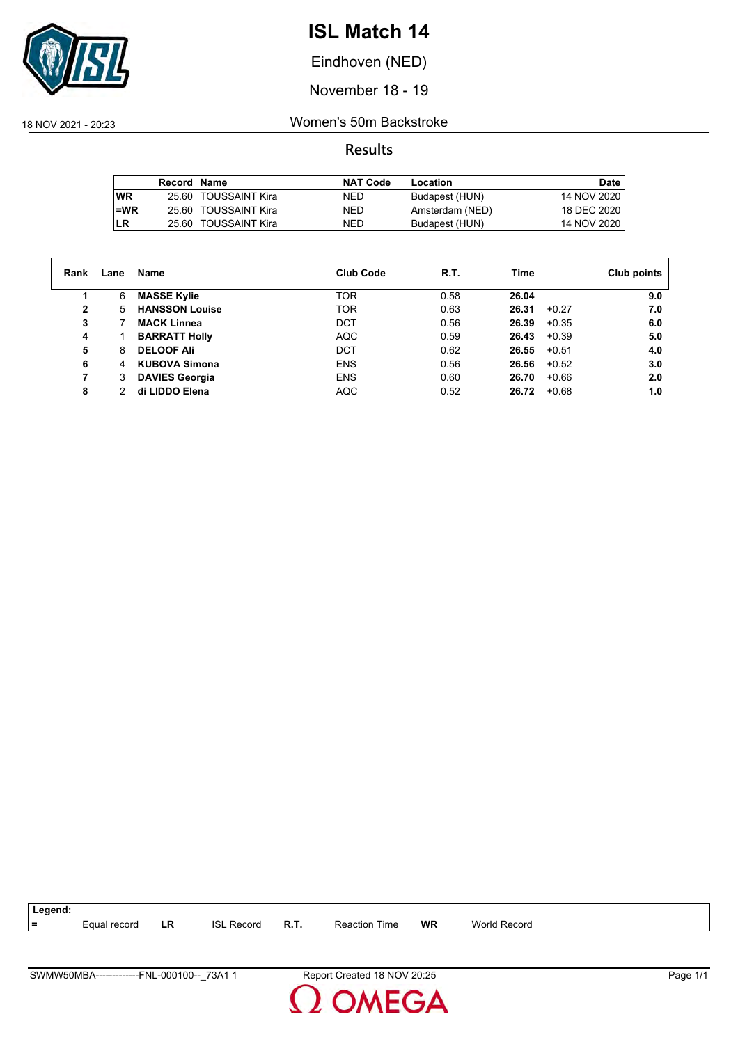# ISL Match 14

Eindhoven (NED)

November 18 - 19

18 NOV 2021 - 20:23

Women's 50m Backstroke

## Results

| | Record | Name | NAT Code | Location | Date |
|---|---|---|---|---|---|
| WR | 25.60 | TOUSSAINT Kira | NED | Budapest (HUN) | 14 NOV 2020 |
| =WR | 25.60 | TOUSSAINT Kira | NED | Amsterdam (NED) | 18 DEC 2020 |
| LR | 25.60 | TOUSSAINT Kira | NED | Budapest (HUN) | 14 NOV 2020 |

| Rank | Lane | Name | Club Code | R.T. | Time | | Club points |
|---|---|---|---|---|---|---|---|
| 1 | 6 | **MASSE Kylie** | TOR | 0.58 | **26.04** | | **9.0** |
| 2 | 5 | **HANSSON Louise** | TOR | 0.63 | **26.31** | +0.27 | **7.0** |
| 3 | 7 | **MACK Linnea** | DCT | 0.56 | **26.39** | +0.35 | **6.0** |
| 4 | 1 | **BARRATT Holly** | AQC | 0.59 | **26.43** | +0.39 | **5.0** |
| 5 | 8 | **DELOOF Ali** | DCT | 0.62 | **26.55** | +0.51 | **4.0** |
| 6 | 4 | **KUBOVA Simona** | ENS | 0.56 | **26.56** | +0.52 | **3.0** |
| 7 | 3 | **DAVIES Georgia** | ENS | 0.60 | **26.70** | +0.66 | **2.0** |
| 8 | 2 | **di LIDDO Elena** | AQC | 0.52 | **26.72** | +0.68 | **1.0** |

**Legend:**

| = | Equal record | LR | ISL Record | R.T. | Reaction Time | WR | World Record |
|---|---|---|---|---|---|---|---|

SWMW50MBA-------------FNL-000100--_73A1 1 Report Created 18 NOV 20:25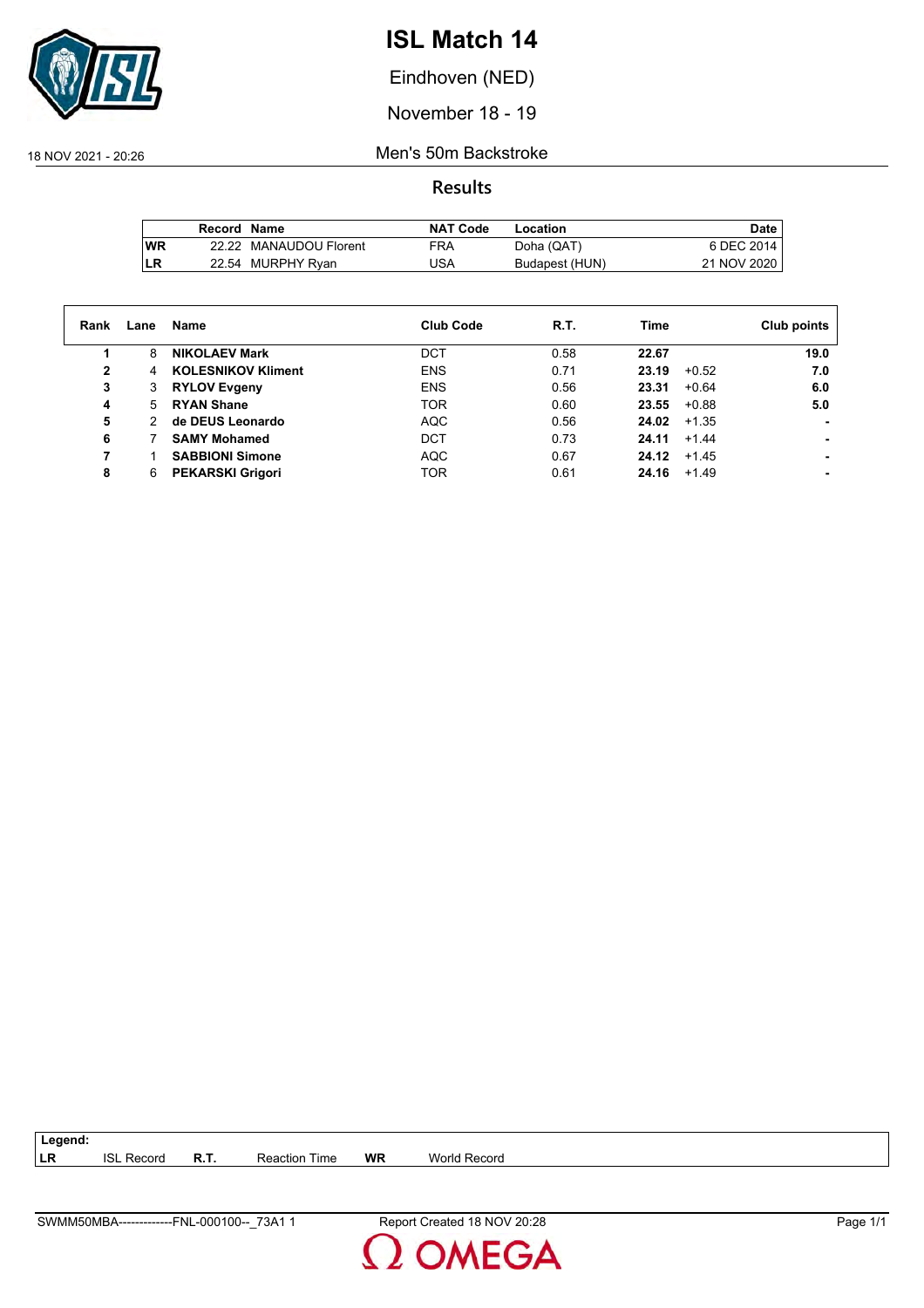# ISL Match 14

Eindhoven (NED)

November 18 - 19

18 NOV 2021 - 20:26

## Men's 50m Backstroke

### Results

| | Record | Name | NAT Code | Location | Date |
|---|---|---|---|---|---|
| WR | 22.22 | MANAUDOU Florent | FRA | Doha (QAT) | 6 DEC 2014 |
| LR | 22.54 | MURPHY Ryan | USA | Budapest (HUN) | 21 NOV 2020 |

| Rank | Lane | Name | Club Code | R.T. | Time | | Club points |
|---|---|---|---|---|---|---|---|
| 1 | 8 | **NIKOLAEV Mark** | DCT | 0.58 | **22.67** | | **19.0** |
| 2 | 4 | **KOLESNIKOV Kliment** | ENS | 0.71 | **23.19** | +0.52 | **7.0** |
| 3 | 3 | **RYLOV Evgeny** | ENS | 0.56 | **23.31** | +0.64 | **6.0** |
| 4 | 5 | **RYAN Shane** | TOR | 0.60 | **23.55** | +0.88 | **5.0** |
| 5 | 2 | **de DEUS Leonardo** | AQC | 0.56 | **24.02** | +1.35 | **-** |
| 6 | 7 | **SAMY Mohamed** | DCT | 0.73 | **24.11** | +1.44 | **-** |
| 7 | 1 | **SABBIONI Simone** | AQC | 0.67 | **24.12** | +1.45 | **-** |
| 8 | 6 | **PEKARSKI Grigori** | TOR | 0.61 | **24.16** | +1.49 | **-** |

**Legend:**

| | | | | | |
|---|---|---|---|---|---|
| **LR** | ISL Record | **R.T.** | Reaction Time | **WR** | World Record |

SWMM50MBA-------------FNL-000100--_73A1 1 Report Created 18 NOV 20:28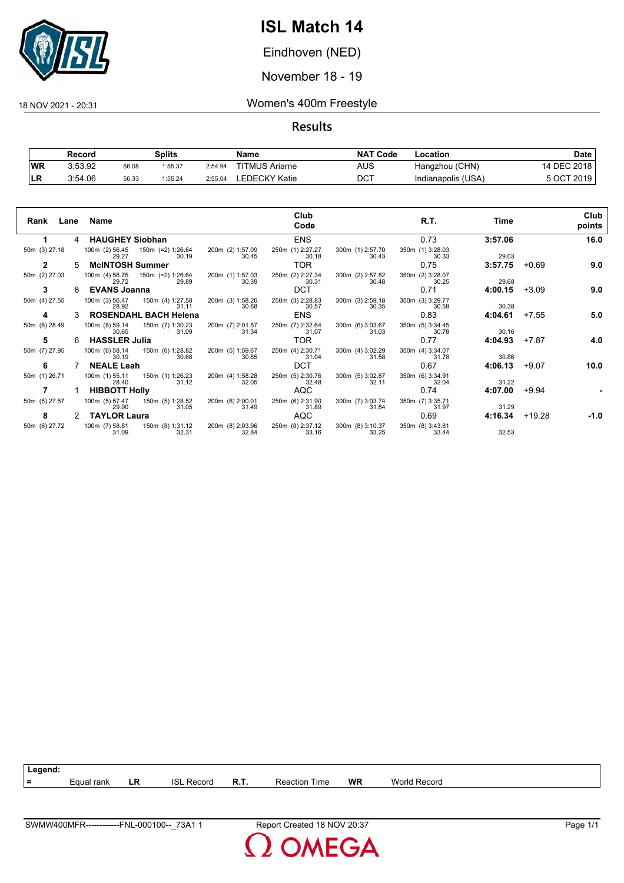# ISL Match 14

Eindhoven (NED)

November 18 - 19

18 NOV 2021 - 20:31

## Women's 400m Freestyle

### Results

| | Record | Splits | | | Name | NAT Code | Location | Date |
|---|---|---|---|---|---|---|---|---|
| WR | 3:53.92 | 56.08 | 1:55.37 | 2:54.94 | TITMUS Ariarne | AUS | Hangzhou (CHN) | 14 DEC 2018 |
| LR | 3:54.06 | 56.33 | 1:55.24 | 2:55.04 | LEDECKY Katie | DCT | Indianapolis (USA) | 5 OCT 2019 |

| Rank | Lane | Name | Club Code | R.T. | Time | | Club points |
|---|---|---|---|---|---|---|---|
| **1** | 4 | **HAUGHEY Siobhan** | ENS | 0.73 | **3:57.06** | | **16.0** |
| 50m (3) 27.18 | | 100m (2) 56.45 29.27 / 150m (=2) 1:26.64 30.19 / 200m (2) 1:57.09 30.45 / 250m (1) 2:27.27 30.18 / 300m (1) 2:57.70 30.43 / 350m (1) 3:28.03 30.33 | | | 29.03 | | |
| **2** | 5 | **McINTOSH Summer** | TOR | 0.75 | **3:57.75** | +0.69 | **9.0** |
| 50m (2) 27.03 | | 100m (4) 56.75 29.72 / 150m (=2) 1:26.64 29.89 / 200m (1) 1:57.03 30.39 / 250m (2) 2:27.34 30.31 / 300m (2) 2:57.82 30.48 / 350m (2) 3:28.07 30.25 | | | 29.68 | | |
| **3** | 8 | **EVANS Joanna** | DCT | 0.71 | **4:00.15** | +3.09 | **9.0** |
| 50m (4) 27.55 | | 100m (3) 56.47 28.92 / 150m (4) 1:27.58 31.11 / 200m (3) 1:58.26 30.68 / 250m (3) 2:28.83 30.57 / 300m (3) 2:59.18 30.35 / 350m (3) 3:29.77 30.59 | | | 30.38 | | |
| **4** | 3 | **ROSENDAHL BACH Helena** | ENS | 0.83 | **4:04.61** | +7.55 | **5.0** |
| 50m (8) 28.49 | | 100m (8) 59.14 30.65 / 150m (7) 1:30.23 31.09 / 200m (7) 2:01.57 31.34 / 250m (7) 2:32.64 31.07 / 300m (6) 3:03.67 31.03 / 350m (5) 3:34.45 30.78 | | | 30.16 | | |
| **5** | 6 | **HASSLER Julia** | TOR | 0.77 | **4:04.93** | +7.87 | **4.0** |
| 50m (7) 27.95 | | 100m (6) 58.14 30.19 / 150m (6) 1:28.82 30.68 / 200m (5) 1:59.67 30.85 / 250m (4) 2:30.71 31.04 / 300m (4) 3:02.29 31.58 / 350m (4) 3:34.07 31.78 | | | 30.86 | | |
| **6** | 7 | **NEALE Leah** | DCT | 0.67 | **4:06.13** | +9.07 | **10.0** |
| 50m (1) 26.71 | | 100m (1) 55.11 28.40 / 150m (1) 1:26.23 31.12 / 200m (4) 1:58.28 32.05 / 250m (5) 2:30.76 32.48 / 300m (5) 3:02.87 32.11 / 350m (6) 3:34.91 32.04 | | | 31.22 | | |
| **7** | 1 | **HIBBOTT Holly** | AQC | 0.74 | **4:07.00** | +9.94 | **-** |
| 50m (5) 27.57 | | 100m (5) 57.47 29.90 / 150m (5) 1:28.52 31.05 / 200m (6) 2:00.01 31.49 / 250m (6) 2:31.90 31.89 / 300m (7) 3:03.74 31.84 / 350m (7) 3:35.71 31.97 | | | 31.29 | | |
| **8** | 2 | **TAYLOR Laura** | AQC | 0.69 | **4:16.34** | +19.28 | **-1.0** |
| 50m (6) 27.72 | | 100m (7) 58.81 31.09 / 150m (8) 1:31.12 32.31 / 200m (8) 2:03.96 32.84 / 250m (8) 2:37.12 33.16 / 300m (8) 3:10.37 33.25 / 350m (8) 3:43.81 33.44 | | | 32.53 | | |

**Legend:**

| = | Equal rank | LR | ISL Record | R.T. | Reaction Time | WR | World Record |
|---|---|---|---|---|---|---|---|

SWMW400MFR------------FNL-000100--_73A1 1 Report Created 18 NOV 20:37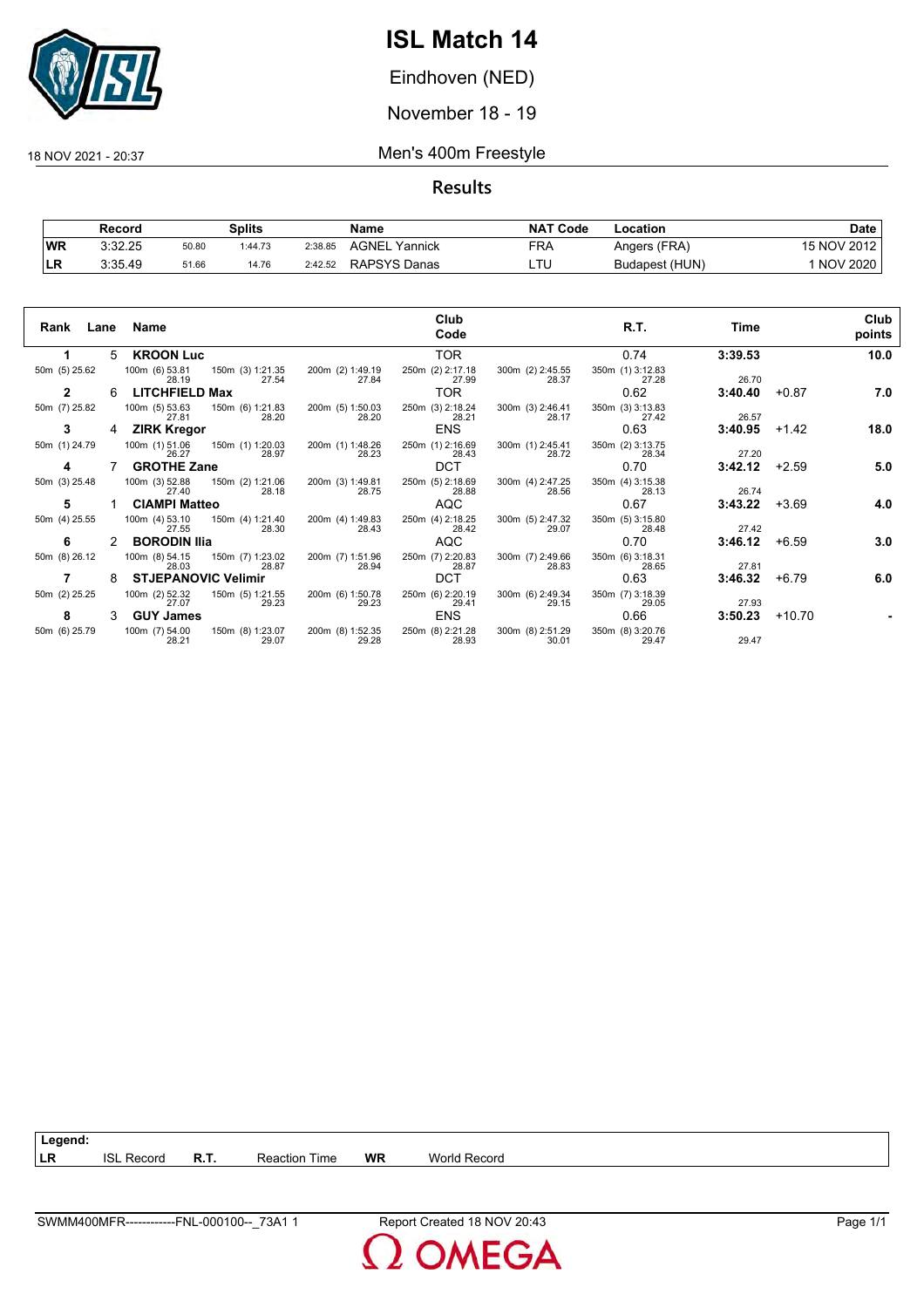# ISL Match 14

Eindhoven (NED)

November 18 - 19

18 NOV 2021 - 20:37

## Men's 400m Freestyle

### Results

| | Record | Splits | | | Name | NAT Code | Location | Date |
|---|---|---|---|---|---|---|---|---|
| WR | 3:32.25 | 50.80 | 1:44.73 | 2:38.85 | AGNEL Yannick | FRA | Angers (FRA) | 15 NOV 2012 |
| LR | 3:35.49 | 51.66 | 14.76 | 2:42.52 | RAPSYS Danas | LTU | Budapest (HUN) | 1 NOV 2020 |

| Rank | Lane | Name | Club Code | R.T. | Time | | Club points |
|---|---|---|---|---|---|---|---|
| 1 | 5 | **KROON Luc** | TOR | 0.74 | **3:39.53** | | **10.0** |
| | | 50m (5) 25.62; 100m (6) 53.81 / 28.19; 150m (3) 1:21.35 / 27.54; 200m (2) 1:49.19 / 27.84; 250m (2) 2:17.18 / 27.99; 300m (2) 2:45.55 / 28.37; 350m (1) 3:12.83 / 27.28 | | | 26.70 | | |
| 2 | 6 | **LITCHFIELD Max** | TOR | 0.62 | **3:40.40** | +0.87 | **7.0** |
| | | 50m (7) 25.82; 100m (5) 53.63 / 27.81; 150m (6) 1:21.83 / 28.20; 200m (5) 1:50.03 / 28.20; 250m (3) 2:18.24 / 28.21; 300m (3) 2:46.41 / 28.17; 350m (3) 3:13.83 / 27.42 | | | 26.57 | | |
| 3 | 4 | **ZIRK Kregor** | ENS | 0.63 | **3:40.95** | +1.42 | **18.0** |
| | | 50m (1) 24.79; 100m (1) 51.06 / 26.27; 150m (1) 1:20.03 / 28.97; 200m (1) 1:48.26 / 28.23; 250m (1) 2:16.69 / 28.43; 300m (1) 2:45.41 / 28.72; 350m (2) 3:13.75 / 28.34 | | | 27.20 | | |
| 4 | 7 | **GROTHE Zane** | DCT | 0.70 | **3:42.12** | +2.59 | **5.0** |
| | | 50m (3) 25.48; 100m (3) 52.88 / 27.40; 150m (2) 1:21.06 / 28.18; 200m (3) 1:49.81 / 28.75; 250m (5) 2:18.69 / 28.88; 300m (4) 2:47.25 / 28.56; 350m (4) 3:15.38 / 28.13 | | | 26.74 | | |
| 5 | 1 | **CIAMPI Matteo** | AQC | 0.67 | **3:43.22** | +3.69 | **4.0** |
| | | 50m (4) 25.55; 100m (4) 53.10 / 27.55; 150m (4) 1:21.40 / 28.30; 200m (4) 1:49.83 / 28.43; 250m (4) 2:18.25 / 28.42; 300m (5) 2:47.32 / 29.07; 350m (5) 3:15.80 / 28.48 | | | 27.42 | | |
| 6 | 2 | **BORODIN Ilia** | AQC | 0.70 | **3:46.12** | +6.59 | **3.0** |
| | | 50m (8) 26.12; 100m (8) 54.15 / 28.03; 150m (7) 1:23.02 / 28.87; 200m (7) 1:51.96 / 28.94; 250m (7) 2:20.83 / 28.87; 300m (7) 2:49.66 / 28.83; 350m (6) 3:18.31 / 28.65 | | | 27.81 | | |
| 7 | 8 | **STJEPANOVIC Velimir** | DCT | 0.63 | **3:46.32** | +6.79 | **6.0** |
| | | 50m (2) 25.25; 100m (2) 52.32 / 27.07; 150m (5) 1:21.55 / 29.23; 200m (6) 1:50.78 / 29.23; 250m (6) 2:20.19 / 29.41; 300m (6) 2:49.34 / 29.15; 350m (7) 3:18.39 / 29.05 | | | 27.93 | | |
| 8 | 3 | **GUY James** | ENS | 0.66 | **3:50.23** | +10.70 | **-** |
| | | 50m (6) 25.79; 100m (7) 54.00 / 28.21; 150m (8) 1:23.07 / 29.07; 200m (8) 1:52.35 / 29.28; 250m (8) 2:21.28 / 28.93; 300m (8) 2:51.29 / 30.01; 350m (8) 3:20.76 / 29.47 | | | 29.47 | | |

**Legend:**

| | | | | | |
|---|---|---|---|---|---|
| LR | ISL Record | R.T. | Reaction Time | WR | World Record |

SWMM400MFR------------FNL-000100--_73A1 1 — Report Created 18 NOV 20:43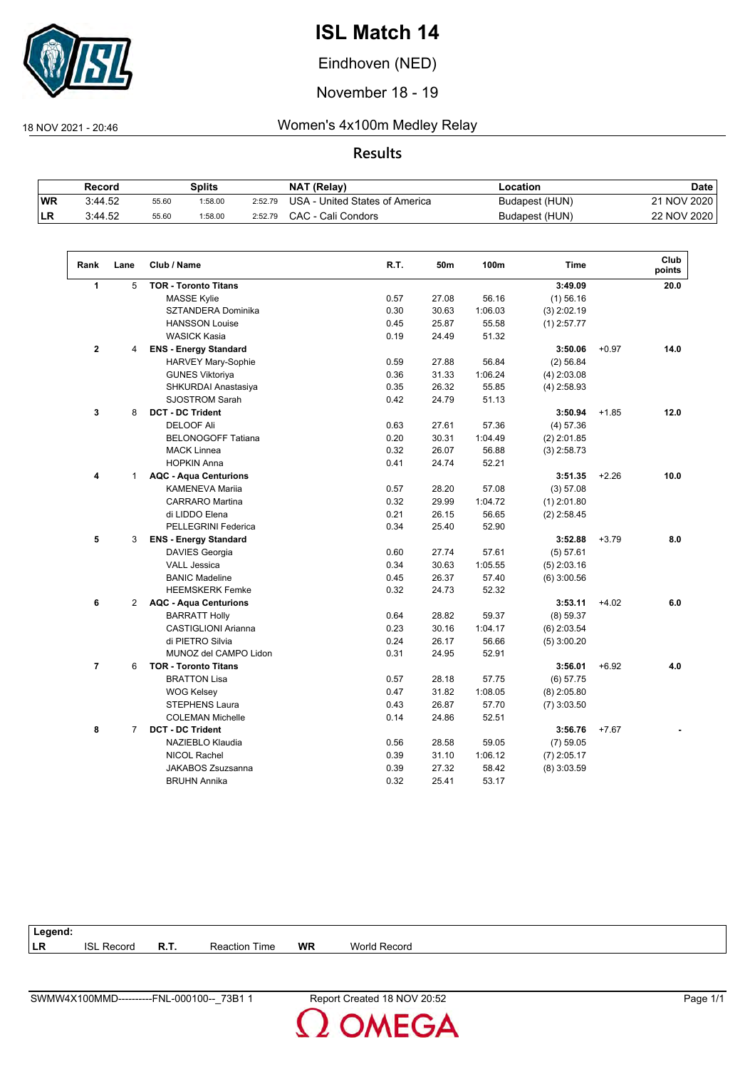# ISL Match 14

Eindhoven (NED)

November 18 - 19

18 NOV 2021 - 20:46

## Women's 4x100m Medley Relay

### Results

| | Record | Splits | | | NAT (Relay) | Location | Date |
|---|---|---|---|---|---|---|---|
| WR | 3:44.52 | 55.60 | 1:58.00 | 2:52.79 | USA - United States of America | Budapest (HUN) | 21 NOV 2020 |
| LR | 3:44.52 | 55.60 | 1:58.00 | 2:52.79 | CAC - Cali Condors | Budapest (HUN) | 22 NOV 2020 |

| Rank | Lane | Club / Name | R.T. | 50m | 100m | Time | | Club points |
|---|---|---|---|---|---|---|---|---|
| 1 | 5 | **TOR - Toronto Titans** | | | | **3:49.09** | | **20.0** |
| | | MASSE Kylie | 0.57 | 27.08 | 56.16 | (1) 56.16 | | |
| | | SZTANDERA Dominika | 0.30 | 30.63 | 1:06.03 | (3) 2:02.19 | | |
| | | HANSSON Louise | 0.45 | 25.87 | 55.58 | (1) 2:57.77 | | |
| | | WASICK Kasia | 0.19 | 24.49 | 51.32 | | | |
| 2 | 4 | **ENS - Energy Standard** | | | | **3:50.06** | +0.97 | **14.0** |
| | | HARVEY Mary-Sophie | 0.59 | 27.88 | 56.84 | (2) 56.84 | | |
| | | GUNES Viktoriya | 0.36 | 31.33 | 1:06.24 | (4) 2:03.08 | | |
| | | SHKURDAI Anastasiya | 0.35 | 26.32 | 55.85 | (4) 2:58.93 | | |
| | | SJOSTROM Sarah | 0.42 | 24.79 | 51.13 | | | |
| 3 | 8 | **DCT - DC Trident** | | | | **3:50.94** | +1.85 | **12.0** |
| | | DELOOF Ali | 0.63 | 27.61 | 57.36 | (4) 57.36 | | |
| | | BELONOGOFF Tatiana | 0.20 | 30.31 | 1:04.49 | (2) 2:01.85 | | |
| | | MACK Linnea | 0.32 | 26.07 | 56.88 | (3) 2:58.73 | | |
| | | HOPKIN Anna | 0.41 | 24.74 | 52.21 | | | |
| 4 | 1 | **AQC - Aqua Centurions** | | | | **3:51.35** | +2.26 | **10.0** |
| | | KAMENEVA Mariia | 0.57 | 28.20 | 57.08 | (3) 57.08 | | |
| | | CARRARO Martina | 0.32 | 29.99 | 1:04.72 | (1) 2:01.80 | | |
| | | di LIDDO Elena | 0.21 | 26.15 | 56.65 | (2) 2:58.45 | | |
| | | PELLEGRINI Federica | 0.34 | 25.40 | 52.90 | | | |
| 5 | 3 | **ENS - Energy Standard** | | | | **3:52.88** | +3.79 | **8.0** |
| | | DAVIES Georgia | 0.60 | 27.74 | 57.61 | (5) 57.61 | | |
| | | VALL Jessica | 0.34 | 30.63 | 1:05.55 | (5) 2:03.16 | | |
| | | BANIC Madeline | 0.45 | 26.37 | 57.40 | (6) 3:00.56 | | |
| | | HEEMSKERK Femke | 0.32 | 24.73 | 52.32 | | | |
| 6 | 2 | **AQC - Aqua Centurions** | | | | **3:53.11** | +4.02 | **6.0** |
| | | BARRATT Holly | 0.64 | 28.82 | 59.37 | (8) 59.37 | | |
| | | CASTIGLIONI Arianna | 0.23 | 30.16 | 1:04.17 | (6) 2:03.54 | | |
| | | di PIETRO Silvia | 0.24 | 26.17 | 56.66 | (5) 3:00.20 | | |
| | | MUNOZ del CAMPO Lidon | 0.31 | 24.95 | 52.91 | | | |
| 7 | 6 | **TOR - Toronto Titans** | | | | **3:56.01** | +6.92 | **4.0** |
| | | BRATTON Lisa | 0.57 | 28.18 | 57.75 | (6) 57.75 | | |
| | | WOG Kelsey | 0.47 | 31.82 | 1:08.05 | (8) 2:05.80 | | |
| | | STEPHENS Laura | 0.43 | 26.87 | 57.70 | (7) 3:03.50 | | |
| | | COLEMAN Michelle | 0.14 | 24.86 | 52.51 | | | |
| 8 | 7 | **DCT - DC Trident** | | | | **3:56.76** | +7.67 | **-** |
| | | NAZIEBLO Klaudia | 0.56 | 28.58 | 59.05 | (7) 59.05 | | |
| | | NICOL Rachel | 0.39 | 31.10 | 1:06.12 | (7) 2:05.17 | | |
| | | JAKABOS Zsuzsanna | 0.39 | 27.32 | 58.42 | (8) 3:03.59 | | |
| | | BRUHN Annika | 0.32 | 25.41 | 53.17 | | | |

**Legend:**

| | | | | | |
|---|---|---|---|---|---|
| **LR** | ISL Record | **R.T.** | Reaction Time | **WR** | World Record |

SWMW4X100MMD----------FNL-000100--_73B1 1 Report Created 18 NOV 20:52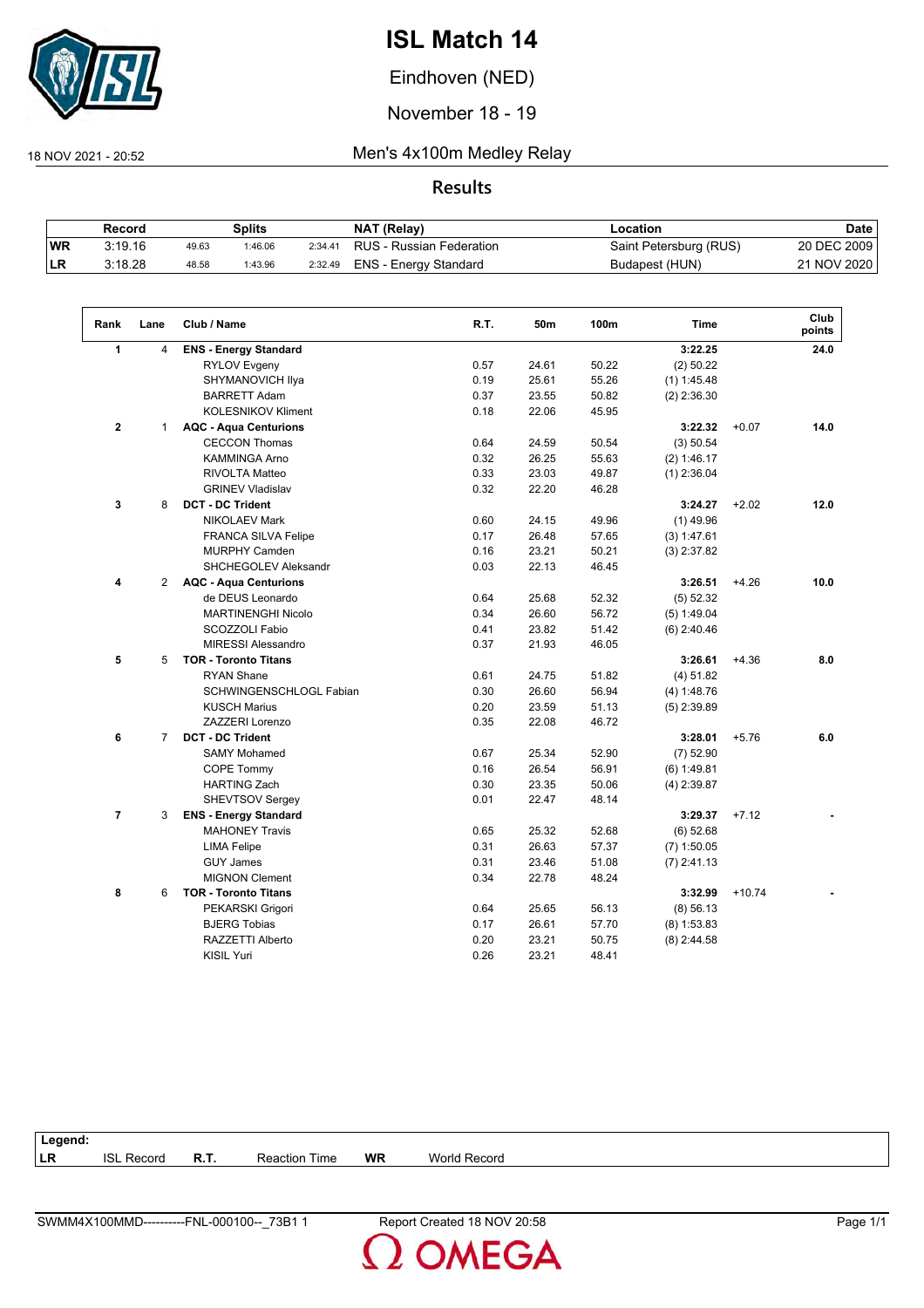# ISL Match 14

Eindhoven (NED)

November 18 - 19

18 NOV 2021 - 20:52

## Men's 4x100m Medley Relay

### Results

| Record | | Splits | | | NAT (Relay) | Location | Date |
|---|---|---|---|---|---|---|---|
| WR | 3:19.16 | 49.63 | 1:46.06 | 2:34.41 | RUS - Russian Federation | Saint Petersburg (RUS) | 20 DEC 2009 |
| LR | 3:18.28 | 48.58 | 1:43.96 | 2:32.49 | ENS - Energy Standard | Budapest (HUN) | 21 NOV 2020 |

| Rank | Lane | Club / Name | R.T. | 50m | 100m | Time | | Club points |
|---|---|---|---|---|---|---|---|---|
| **1** | 4 | **ENS - Energy Standard** | | | | **3:22.25** | | **24.0** |
| | | RYLOV Evgeny | 0.57 | 24.61 | 50.22 | (2) 50.22 | | |
| | | SHYMANOVICH Ilya | 0.19 | 25.61 | 55.26 | (1) 1:45.48 | | |
| | | BARRETT Adam | 0.37 | 23.55 | 50.82 | (2) 2:36.30 | | |
| | | KOLESNIKOV Kliment | 0.18 | 22.06 | 45.95 | | | |
| **2** | 1 | **AQC - Aqua Centurions** | | | | **3:22.32** | +0.07 | **14.0** |
| | | CECCON Thomas | 0.64 | 24.59 | 50.54 | (3) 50.54 | | |
| | | KAMMINGA Arno | 0.32 | 26.25 | 55.63 | (2) 1:46.17 | | |
| | | RIVOLTA Matteo | 0.33 | 23.03 | 49.87 | (1) 2:36.04 | | |
| | | GRINEV Vladislav | 0.32 | 22.20 | 46.28 | | | |
| **3** | 8 | **DCT - DC Trident** | | | | **3:24.27** | +2.02 | **12.0** |
| | | NIKOLAEV Mark | 0.60 | 24.15 | 49.96 | (1) 49.96 | | |
| | | FRANCA SILVA Felipe | 0.17 | 26.48 | 57.65 | (3) 1:47.61 | | |
| | | MURPHY Camden | 0.16 | 23.21 | 50.21 | (3) 2:37.82 | | |
| | | SHCHEGOLEV Aleksandr | 0.03 | 22.13 | 46.45 | | | |
| **4** | 2 | **AQC - Aqua Centurions** | | | | **3:26.51** | +4.26 | **10.0** |
| | | de DEUS Leonardo | 0.64 | 25.68 | 52.32 | (5) 52.32 | | |
| | | MARTINENGHI Nicolo | 0.34 | 26.60 | 56.72 | (5) 1:49.04 | | |
| | | SCOZZOLI Fabio | 0.41 | 23.82 | 51.42 | (6) 2:40.46 | | |
| | | MIRESSI Alessandro | 0.37 | 21.93 | 46.05 | | | |
| **5** | 5 | **TOR - Toronto Titans** | | | | **3:26.61** | +4.36 | **8.0** |
| | | RYAN Shane | 0.61 | 24.75 | 51.82 | (4) 51.82 | | |
| | | SCHWINGENSCHLOGL Fabian | 0.30 | 26.60 | 56.94 | (4) 1:48.76 | | |
| | | KUSCH Marius | 0.20 | 23.59 | 51.13 | (5) 2:39.89 | | |
| | | ZAZZERI Lorenzo | 0.35 | 22.08 | 46.72 | | | |
| **6** | 7 | **DCT - DC Trident** | | | | **3:28.01** | +5.76 | **6.0** |
| | | SAMY Mohamed | 0.67 | 25.34 | 52.90 | (7) 52.90 | | |
| | | COPE Tommy | 0.16 | 26.54 | 56.91 | (6) 1:49.81 | | |
| | | HARTING Zach | 0.30 | 23.35 | 50.06 | (4) 2:39.87 | | |
| | | SHEVTSOV Sergey | 0.01 | 22.47 | 48.14 | | | |
| **7** | 3 | **ENS - Energy Standard** | | | | **3:29.37** | +7.12 | **-** |
| | | MAHONEY Travis | 0.65 | 25.32 | 52.68 | (6) 52.68 | | |
| | | LIMA Felipe | 0.31 | 26.63 | 57.37 | (7) 1:50.05 | | |
| | | GUY James | 0.31 | 23.46 | 51.08 | (7) 2:41.13 | | |
| | | MIGNON Clement | 0.34 | 22.78 | 48.24 | | | |
| **8** | 6 | **TOR - Toronto Titans** | | | | **3:32.99** | +10.74 | **-** |
| | | PEKARSKI Grigori | 0.64 | 25.65 | 56.13 | (8) 56.13 | | |
| | | BJERG Tobias | 0.17 | 26.61 | 57.70 | (8) 1:53.83 | | |
| | | RAZZETTI Alberto | 0.20 | 23.21 | 50.75 | (8) 2:44.58 | | |
| | | KISIL Yuri | 0.26 | 23.21 | 48.41 | | | |

**Legend:**

| LR | ISL Record | R.T. | Reaction Time | WR | World Record |
|---|---|---|---|---|---|

SWMM4X100MMD----------FNL-000100--_73B1 1 Report Created 18 NOV 20:58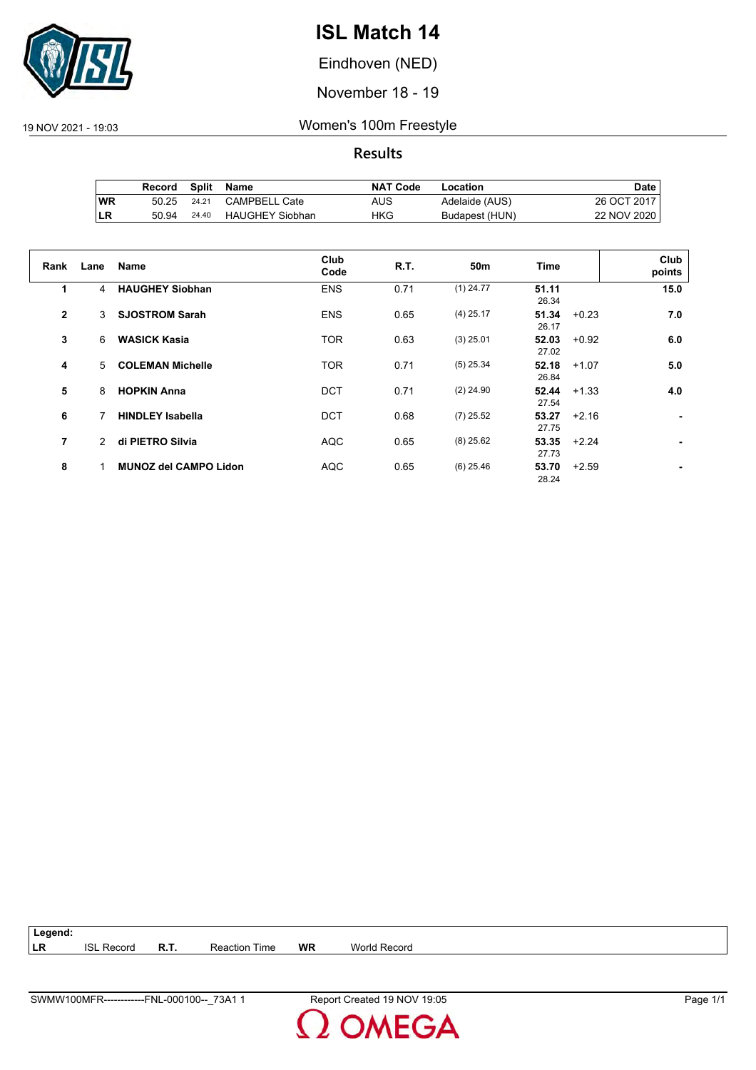# ISL Match 14

Eindhoven (NED)

November 18 - 19

19 NOV 2021 - 19:03

## Women's 100m Freestyle

### Results

| | Record | Split | Name | NAT Code | Location | Date |
|---|---|---|---|---|---|---|
| WR | 50.25 | 24.21 | CAMPBELL Cate | AUS | Adelaide (AUS) | 26 OCT 2017 |
| LR | 50.94 | 24.40 | HAUGHEY Siobhan | HKG | Budapest (HUN) | 22 NOV 2020 |

| Rank | Lane | Name | Club Code | R.T. | 50m | Time | | Club points |
|---|---|---|---|---|---|---|---|---|
| 1 | 4 | **HAUGHEY Siobhan** | ENS | 0.71 | (1) 24.77 | **51.11** 26.34 | | **15.0** |
| 2 | 3 | **SJOSTROM Sarah** | ENS | 0.65 | (4) 25.17 | **51.34** 26.17 | +0.23 | **7.0** |
| 3 | 6 | **WASICK Kasia** | TOR | 0.63 | (3) 25.01 | **52.03** 27.02 | +0.92 | **6.0** |
| 4 | 5 | **COLEMAN Michelle** | TOR | 0.71 | (5) 25.34 | **52.18** 26.84 | +1.07 | **5.0** |
| 5 | 8 | **HOPKIN Anna** | DCT | 0.71 | (2) 24.90 | **52.44** 27.54 | +1.33 | **4.0** |
| 6 | 7 | **HINDLEY Isabella** | DCT | 0.68 | (7) 25.52 | **53.27** 27.75 | +2.16 | **-** |
| 7 | 2 | **di PIETRO Silvia** | AQC | 0.65 | (8) 25.62 | **53.35** 27.73 | +2.24 | **-** |
| 8 | 1 | **MUNOZ del CAMPO Lidon** | AQC | 0.65 | (6) 25.46 | **53.70** 28.24 | +2.59 | **-** |

**Legend:**

| | | | | | |
|---|---|---|---|---|---|
| **LR** | ISL Record | **R.T.** | Reaction Time | **WR** | World Record |

SWMW100MFR------------FNL-000100--_73A1 1 Report Created 19 NOV 19:05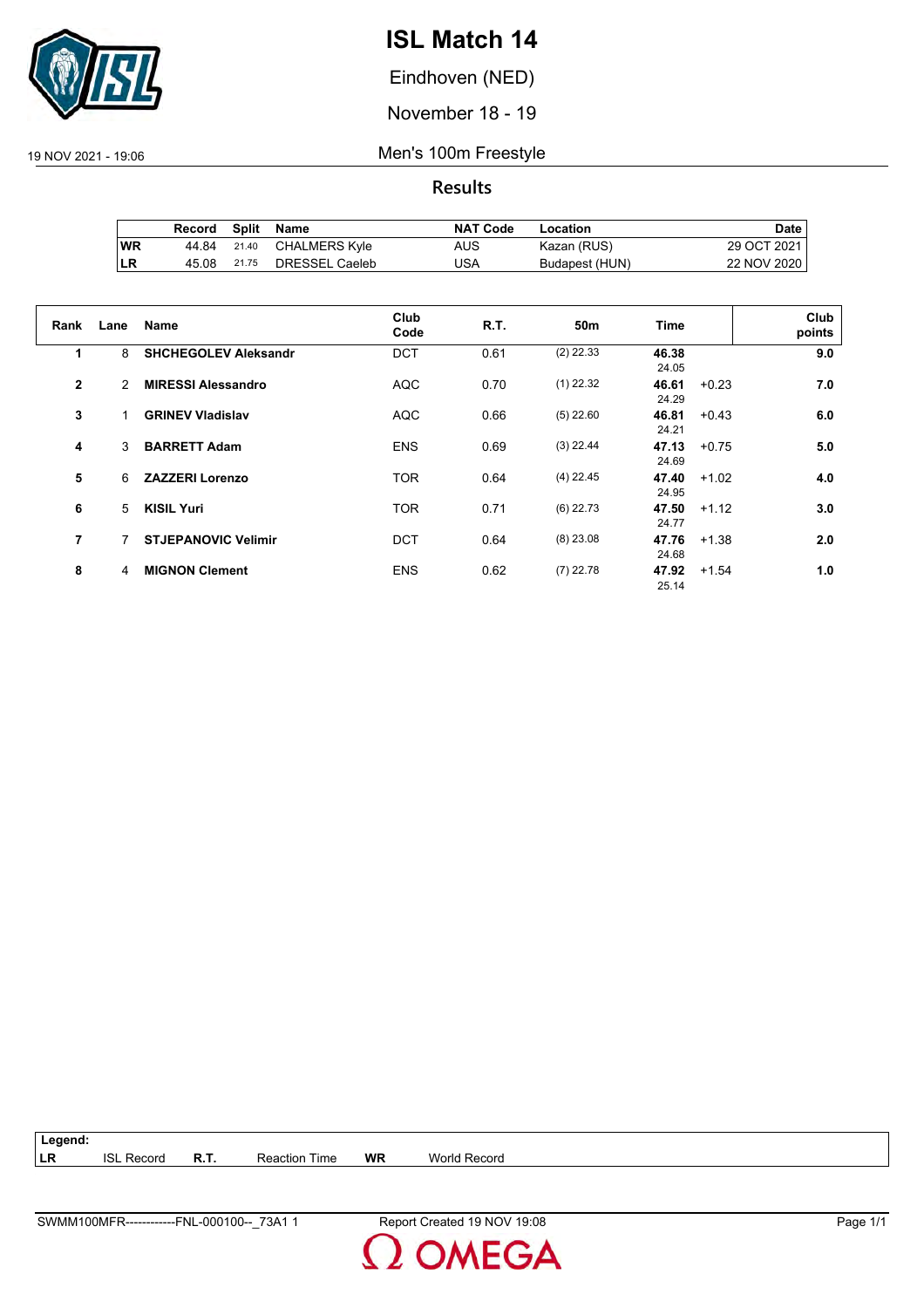# ISL Match 14

Eindhoven (NED)

November 18 - 19

19 NOV 2021 - 19:06

## Men's 100m Freestyle

### Results

| | Record | Split | Name | NAT Code | Location | Date |
|---|---|---|---|---|---|---|
| WR | 44.84 | 21.40 | CHALMERS Kyle | AUS | Kazan (RUS) | 29 OCT 2021 |
| LR | 45.08 | 21.75 | DRESSEL Caeleb | USA | Budapest (HUN) | 22 NOV 2020 |

| Rank | Lane | Name | Club Code | R.T. | 50m | Time | | Club points |
|---|---|---|---|---|---|---|---|---|
| **1** | 8 | **SHCHEGOLEV Aleksandr** | DCT | 0.61 | (2) 22.33 | **46.38** 24.05 | | **9.0** |
| **2** | 2 | **MIRESSI Alessandro** | AQC | 0.70 | (1) 22.32 | **46.61** 24.29 | +0.23 | **7.0** |
| **3** | 1 | **GRINEV Vladislav** | AQC | 0.66 | (5) 22.60 | **46.81** 24.21 | +0.43 | **6.0** |
| **4** | 3 | **BARRETT Adam** | ENS | 0.69 | (3) 22.44 | **47.13** 24.69 | +0.75 | **5.0** |
| **5** | 6 | **ZAZZERI Lorenzo** | TOR | 0.64 | (4) 22.45 | **47.40** 24.95 | +1.02 | **4.0** |
| **6** | 5 | **KISIL Yuri** | TOR | 0.71 | (6) 22.73 | **47.50** 24.77 | +1.12 | **3.0** |
| **7** | 7 | **STJEPANOVIC Velimir** | DCT | 0.64 | (8) 23.08 | **47.76** 24.68 | +1.38 | **2.0** |
| **8** | 4 | **MIGNON Clement** | ENS | 0.62 | (7) 22.78 | **47.92** 25.14 | +1.54 | **1.0** |

**Legend:**

| | | | | | |
|---|---|---|---|---|---|
| **LR** | ISL Record | **R.T.** | Reaction Time | **WR** | World Record |

SWMM100MFR------------FNL-000100--_73A1 1 Report Created 19 NOV 19:08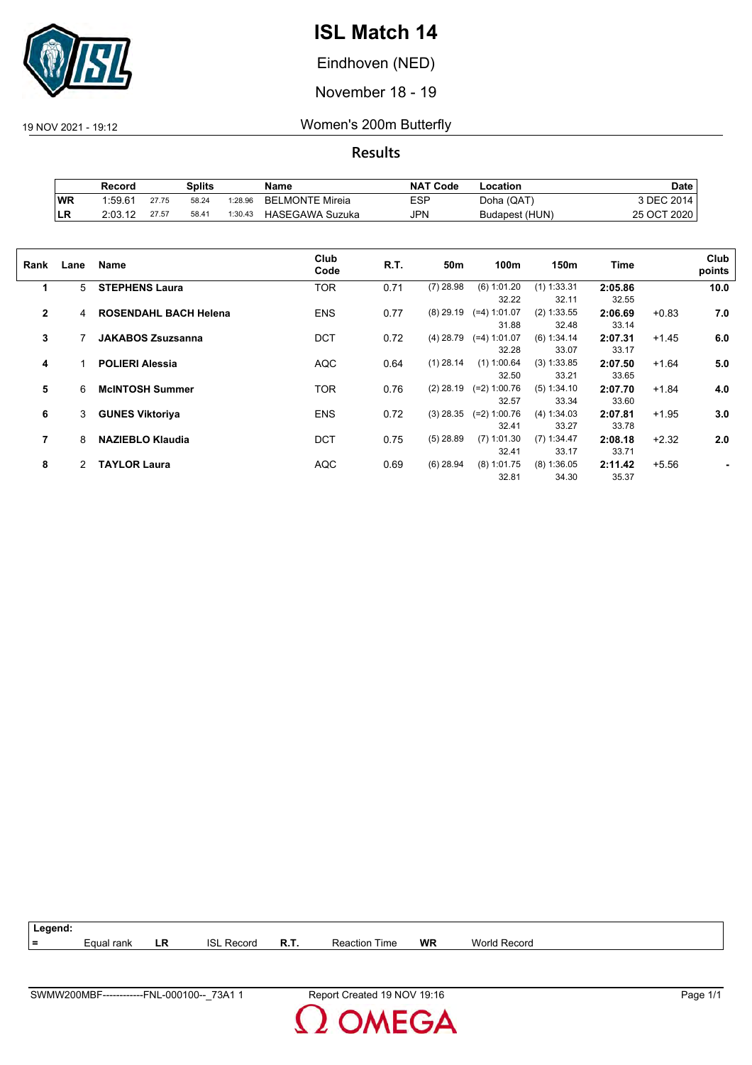# ISL Match 14

Eindhoven (NED)

November 18 - 19

19 NOV 2021 - 19:12

## Women's 200m Butterfly

### Results

| | Record | Splits | | | Name | NAT Code | Location | Date |
|---|---|---|---|---|---|---|---|---|
| WR | 1:59.61 | 27.75 | 58.24 | 1:28.96 | BELMONTE Mireia | ESP | Doha (QAT) | 3 DEC 2014 |
| LR | 2:03.12 | 27.57 | 58.41 | 1:30.43 | HASEGAWA Suzuka | JPN | Budapest (HUN) | 25 OCT 2020 |

| Rank | Lane | Name | Club Code | R.T. | 50m | 100m | 150m | Time | | Club points |
|---|---|---|---|---|---|---|---|---|---|---|
| 1 | 5 | **STEPHENS Laura** | TOR | 0.71 | (7) 28.98 | (6) 1:01.20 | (1) 1:33.31 | **2:05.86** | | **10.0** |
| | | | | | | 32.22 | 32.11 | 32.55 | | |
| 2 | 4 | **ROSENDAHL BACH Helena** | ENS | 0.77 | (8) 29.19 | (=4) 1:01.07 | (2) 1:33.55 | **2:06.69** | +0.83 | **7.0** |
| | | | | | | 31.88 | 32.48 | 33.14 | | |
| 3 | 7 | **JAKABOS Zsuzsanna** | DCT | 0.72 | (4) 28.79 | (=4) 1:01.07 | (6) 1:34.14 | **2:07.31** | +1.45 | **6.0** |
| | | | | | | 32.28 | 33.07 | 33.17 | | |
| 4 | 1 | **POLIERI Alessia** | AQC | 0.64 | (1) 28.14 | (1) 1:00.64 | (3) 1:33.85 | **2:07.50** | +1.64 | **5.0** |
| | | | | | | 32.50 | 33.21 | 33.65 | | |
| 5 | 6 | **McINTOSH Summer** | TOR | 0.76 | (2) 28.19 | (=2) 1:00.76 | (5) 1:34.10 | **2:07.70** | +1.84 | **4.0** |
| | | | | | | 32.57 | 33.34 | 33.60 | | |
| 6 | 3 | **GUNES Viktoriya** | ENS | 0.72 | (3) 28.35 | (=2) 1:00.76 | (4) 1:34.03 | **2:07.81** | +1.95 | **3.0** |
| | | | | | | 32.41 | 33.27 | 33.78 | | |
| 7 | 8 | **NAZIEBLO Klaudia** | DCT | 0.75 | (5) 28.89 | (7) 1:01.30 | (7) 1:34.47 | **2:08.18** | +2.32 | **2.0** |
| | | | | | | 32.41 | 33.17 | 33.71 | | |
| 8 | 2 | **TAYLOR Laura** | AQC | 0.69 | (6) 28.94 | (8) 1:01.75 | (8) 1:36.05 | **2:11.42** | +5.56 | **-** |
| | | | | | | 32.81 | 34.30 | 35.37 | | |

**Legend:**

| | | | | | | | |
|---|---|---|---|---|---|---|---|
| = | Equal rank | LR | ISL Record | R.T. | Reaction Time | WR | World Record |

SWMW200MBF------------FNL-000100--_73A1 1 Report Created 19 NOV 19:16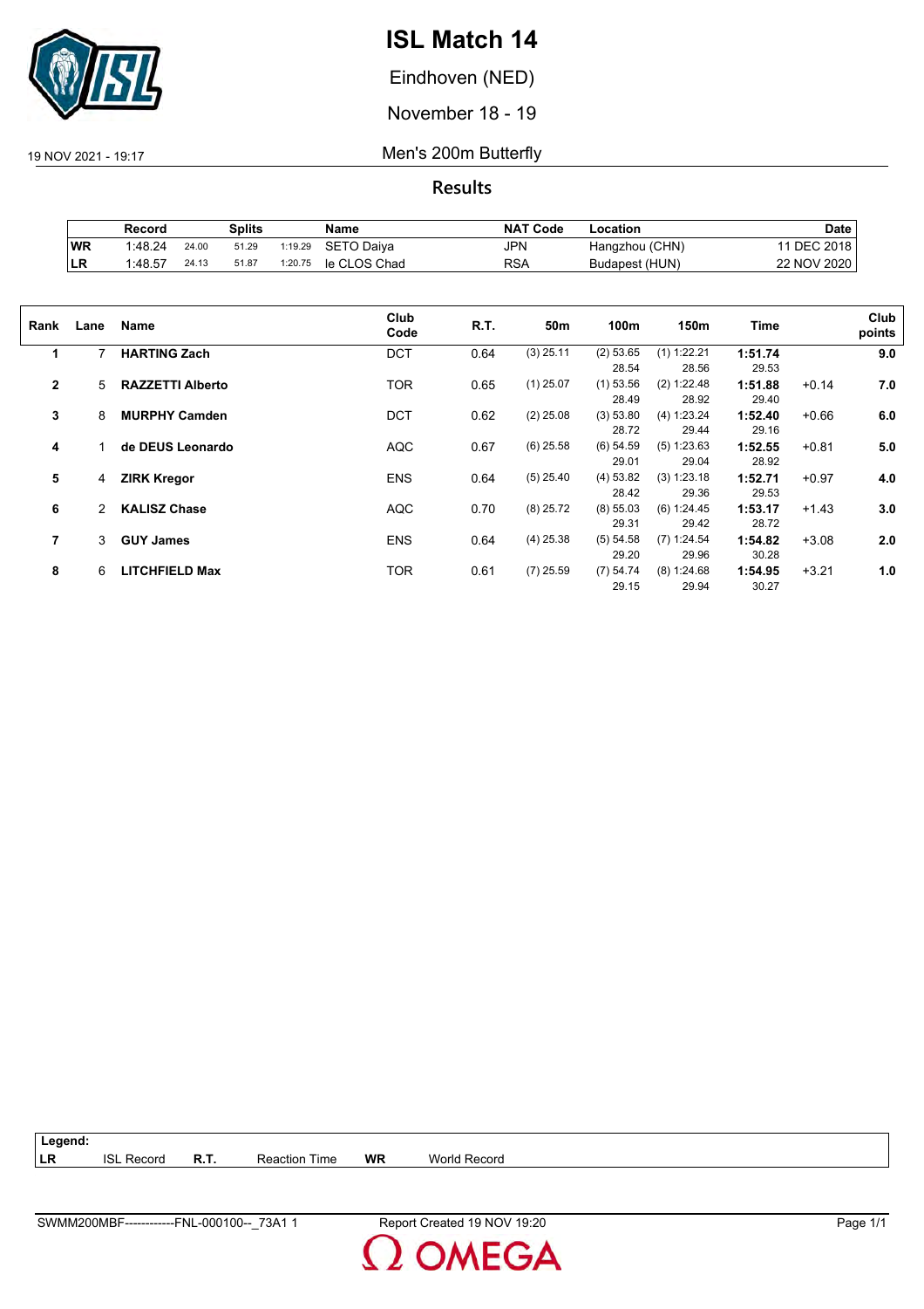# ISL Match 14

Eindhoven (NED)

November 18 - 19

19 NOV 2021 - 19:17

## Men's 200m Butterfly

### Results

| | Record | Splits | | | Name | NAT Code | Location | Date |
|---|---|---|---|---|---|---|---|---|
| WR | 1:48.24 | 24.00 | 51.29 | 1:19.29 | SETO Daiya | JPN | Hangzhou (CHN) | 11 DEC 2018 |
| LR | 1:48.57 | 24.13 | 51.87 | 1:20.75 | le CLOS Chad | RSA | Budapest (HUN) | 22 NOV 2020 |

| Rank | Lane | Name | Club Code | R.T. | 50m | 100m | 150m | Time | | Club points |
|---|---|---|---|---|---|---|---|---|---|---|
| 1 | 7 | **HARTING Zach** | DCT | 0.64 | (3) 25.11 | (2) 53.65<br>28.54 | (1) 1:22.21<br>28.56 | **1:51.74**<br>29.53 | | **9.0** |
| 2 | 5 | **RAZZETTI Alberto** | TOR | 0.65 | (1) 25.07 | (1) 53.56<br>28.49 | (2) 1:22.48<br>28.92 | **1:51.88**<br>29.40 | +0.14 | **7.0** |
| 3 | 8 | **MURPHY Camden** | DCT | 0.62 | (2) 25.08 | (3) 53.80<br>28.72 | (4) 1:23.24<br>29.44 | **1:52.40**<br>29.16 | +0.66 | **6.0** |
| 4 | 1 | **de DEUS Leonardo** | AQC | 0.67 | (6) 25.58 | (6) 54.59<br>29.01 | (5) 1:23.63<br>29.04 | **1:52.55**<br>28.92 | +0.81 | **5.0** |
| 5 | 4 | **ZIRK Kregor** | ENS | 0.64 | (5) 25.40 | (4) 53.82<br>28.42 | (3) 1:23.18<br>29.36 | **1:52.71**<br>29.53 | +0.97 | **4.0** |
| 6 | 2 | **KALISZ Chase** | AQC | 0.70 | (8) 25.72 | (8) 55.03<br>29.31 | (6) 1:24.45<br>29.42 | **1:53.17**<br>28.72 | +1.43 | **3.0** |
| 7 | 3 | **GUY James** | ENS | 0.64 | (4) 25.38 | (5) 54.58<br>29.20 | (7) 1:24.54<br>29.96 | **1:54.82**<br>30.28 | +3.08 | **2.0** |
| 8 | 6 | **LITCHFIELD Max** | TOR | 0.61 | (7) 25.59 | (7) 54.74<br>29.15 | (8) 1:24.68<br>29.94 | **1:54.95**<br>30.27 | +3.21 | **1.0** |

**Legend:**

| | | | | | |
|---|---|---|---|---|---|
| **LR** | ISL Record | **R.T.** | Reaction Time | **WR** | World Record |

SWMM200MBF------------FNL-000100--_73A1 1 — Report Created 19 NOV 19:20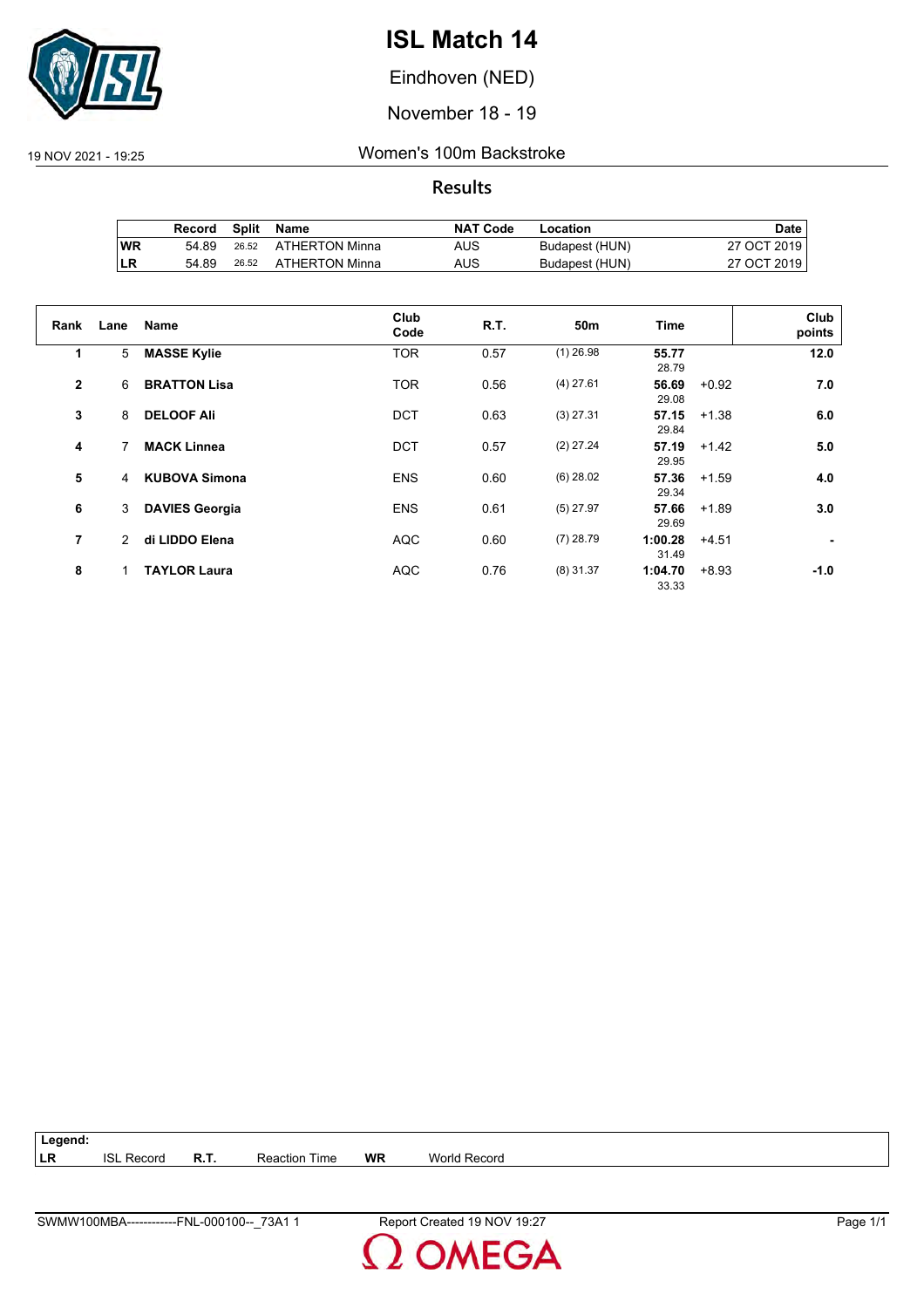# ISL Match 14

Eindhoven (NED)

November 18 - 19

19 NOV 2021 - 19:25

Women's 100m Backstroke

## Results

| | Record | Split | Name | NAT Code | Location | Date |
|---|---|---|---|---|---|---|
| WR | 54.89 | 26.52 | ATHERTON Minna | AUS | Budapest (HUN) | 27 OCT 2019 |
| LR | 54.89 | 26.52 | ATHERTON Minna | AUS | Budapest (HUN) | 27 OCT 2019 |

| Rank | Lane | Name | Club Code | R.T. | 50m | Time | | Club points |
|---|---|---|---|---|---|---|---|---|
| 1 | 5 | **MASSE Kylie** | TOR | 0.57 | (1) 26.98 | **55.77** 28.79 | | **12.0** |
| 2 | 6 | **BRATTON Lisa** | TOR | 0.56 | (4) 27.61 | **56.69** 29.08 | +0.92 | **7.0** |
| 3 | 8 | **DELOOF Ali** | DCT | 0.63 | (3) 27.31 | **57.15** 29.84 | +1.38 | **6.0** |
| 4 | 7 | **MACK Linnea** | DCT | 0.57 | (2) 27.24 | **57.19** 29.95 | +1.42 | **5.0** |
| 5 | 4 | **KUBOVA Simona** | ENS | 0.60 | (6) 28.02 | **57.36** 29.34 | +1.59 | **4.0** |
| 6 | 3 | **DAVIES Georgia** | ENS | 0.61 | (5) 27.97 | **57.66** 29.69 | +1.89 | **3.0** |
| 7 | 2 | **di LIDDO Elena** | AQC | 0.60 | (7) 28.79 | **1:00.28** 31.49 | +4.51 | **-** |
| 8 | 1 | **TAYLOR Laura** | AQC | 0.76 | (8) 31.37 | **1:04.70** 33.33 | +8.93 | **-1.0** |

**Legend:**

| | | | | | |
|---|---|---|---|---|---|
| **LR** | ISL Record | **R.T.** | Reaction Time | **WR** | World Record |

SWMW100MBA------------FNL-000100--_73A1 1 Report Created 19 NOV 19:27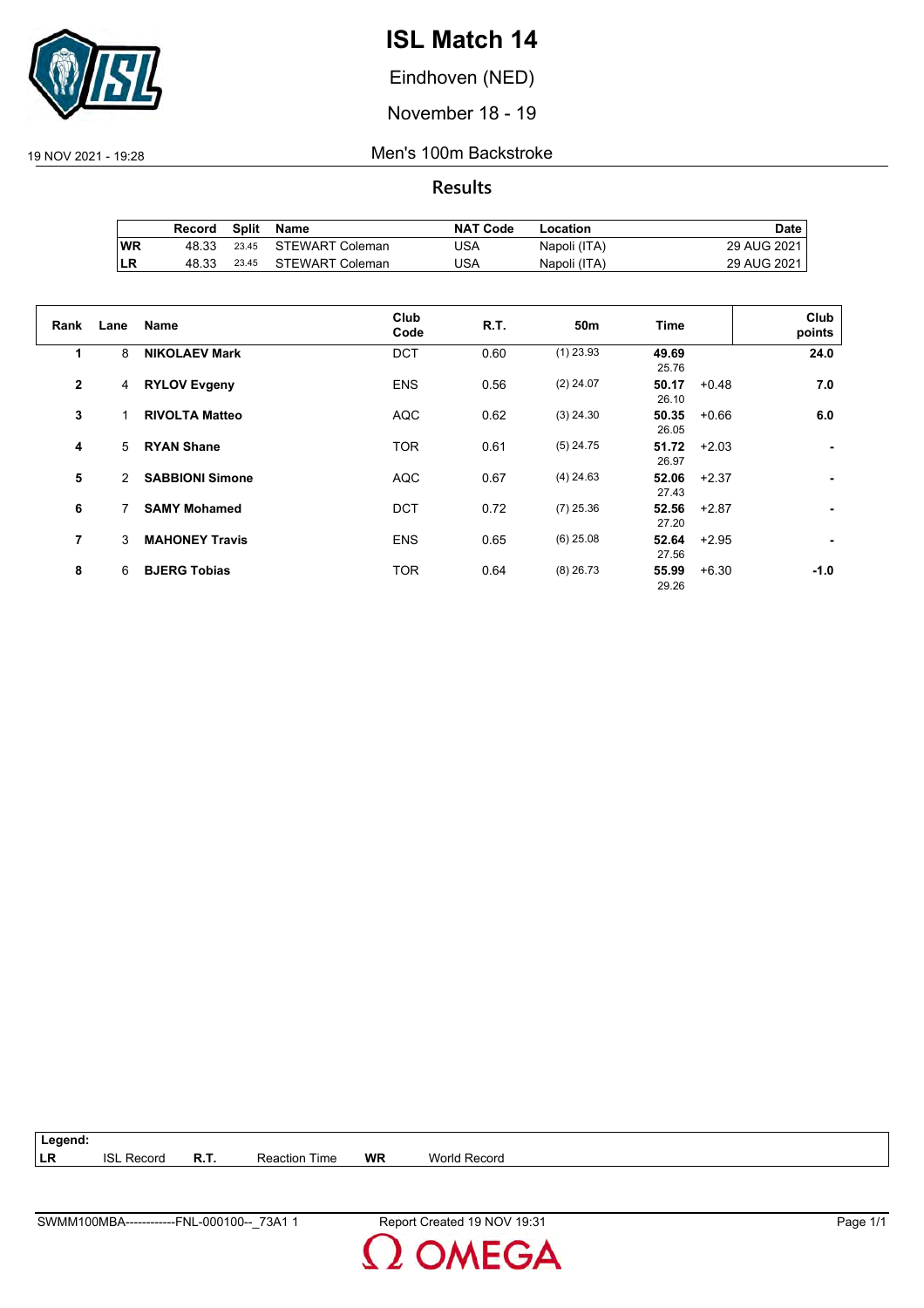# ISL Match 14

Eindhoven (NED)

November 18 - 19

19 NOV 2021 - 19:28

## Men's 100m Backstroke

### Results

| | Record | Split | Name | NAT Code | Location | Date |
|---|---|---|---|---|---|---|
| WR | 48.33 | 23.45 | STEWART Coleman | USA | Napoli (ITA) | 29 AUG 2021 |
| LR | 48.33 | 23.45 | STEWART Coleman | USA | Napoli (ITA) | 29 AUG 2021 |

| Rank | Lane | Name | Club Code | R.T. | 50m | Time | | Club points |
|---|---|---|---|---|---|---|---|---|
| 1 | 8 | **NIKOLAEV Mark** | DCT | 0.60 | (1) 23.93 | **49.69** 25.76 | | **24.0** |
| 2 | 4 | **RYLOV Evgeny** | ENS | 0.56 | (2) 24.07 | **50.17** 26.10 | +0.48 | **7.0** |
| 3 | 1 | **RIVOLTA Matteo** | AQC | 0.62 | (3) 24.30 | **50.35** 26.05 | +0.66 | **6.0** |
| 4 | 5 | **RYAN Shane** | TOR | 0.61 | (5) 24.75 | **51.72** 26.97 | +2.03 | **-** |
| 5 | 2 | **SABBIONI Simone** | AQC | 0.67 | (4) 24.63 | **52.06** 27.43 | +2.37 | **-** |
| 6 | 7 | **SAMY Mohamed** | DCT | 0.72 | (7) 25.36 | **52.56** 27.20 | +2.87 | **-** |
| 7 | 3 | **MAHONEY Travis** | ENS | 0.65 | (6) 25.08 | **52.64** 27.56 | +2.95 | **-** |
| 8 | 6 | **BJERG Tobias** | TOR | 0.64 | (8) 26.73 | **55.99** 29.26 | +6.30 | **-1.0** |

| Legend: | | | | | |
|---|---|---|---|---|---|
| LR | ISL Record | R.T. | Reaction Time | WR | World Record |

SWMM100MBA------------FNL-000100--_73A1 1

Report Created 19 NOV 19:31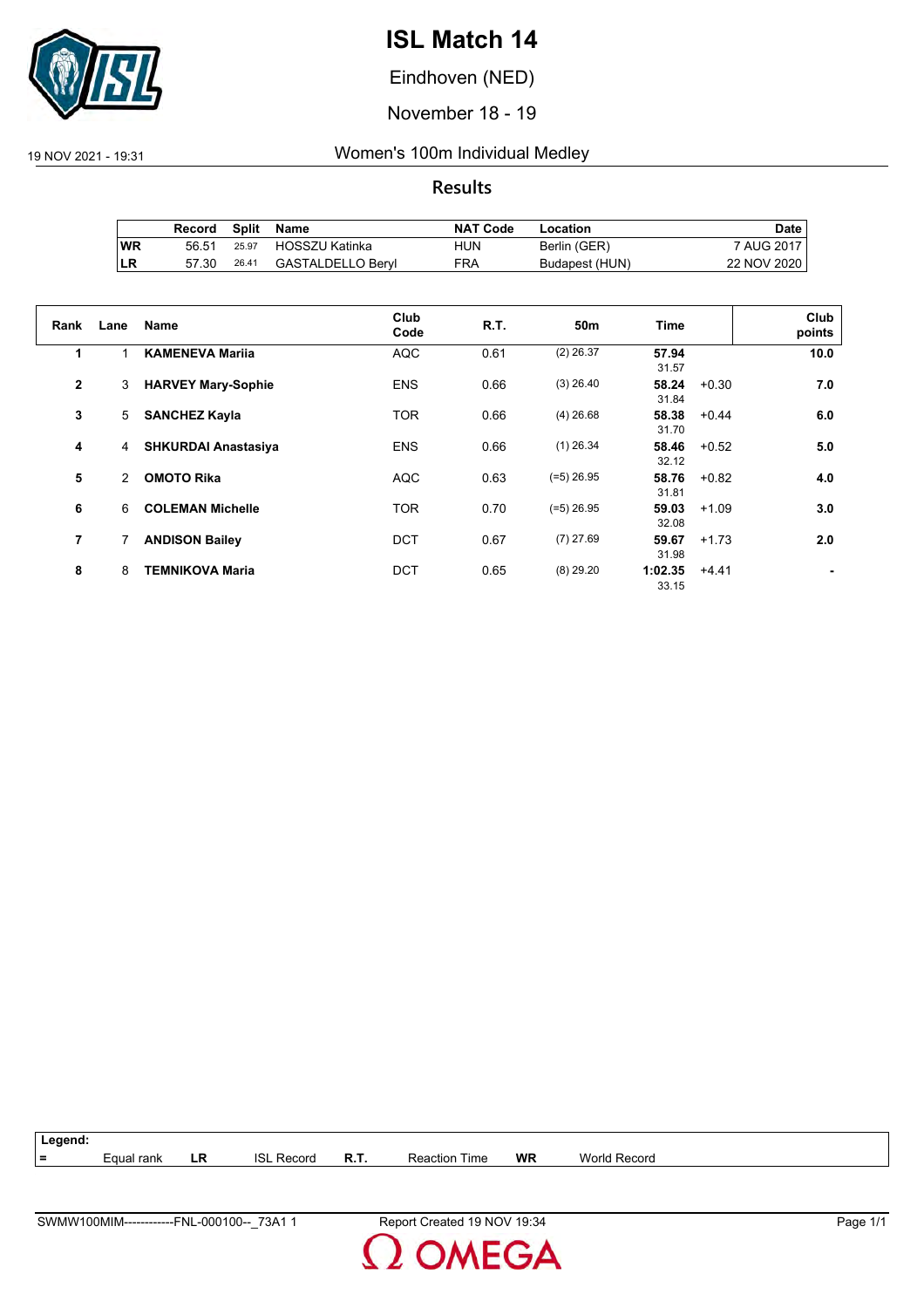# ISL Match 14

Eindhoven (NED)

November 18 - 19

19 NOV 2021 - 19:31

## Women's 100m Individual Medley

### Results

| | Record | Split | Name | NAT Code | Location | Date |
|---|---|---|---|---|---|---|
| WR | 56.51 | 25.97 | HOSSZU Katinka | HUN | Berlin (GER) | 7 AUG 2017 |
| LR | 57.30 | 26.41 | GASTALDELLO Beryl | FRA | Budapest (HUN) | 22 NOV 2020 |

| Rank | Lane | Name | Club Code | R.T. | 50m | Time | | Club points |
|---|---|---|---|---|---|---|---|---|
| 1 | 1 | **KAMENEVA Mariia** | AQC | 0.61 | (2) 26.37 | **57.94** 31.57 | | **10.0** |
| 2 | 3 | **HARVEY Mary-Sophie** | ENS | 0.66 | (3) 26.40 | **58.24** 31.84 | +0.30 | **7.0** |
| 3 | 5 | **SANCHEZ Kayla** | TOR | 0.66 | (4) 26.68 | **58.38** 31.70 | +0.44 | **6.0** |
| 4 | 4 | **SHKURDAI Anastasiya** | ENS | 0.66 | (1) 26.34 | **58.46** 32.12 | +0.52 | **5.0** |
| 5 | 2 | **OMOTO Rika** | AQC | 0.63 | (=5) 26.95 | **58.76** 31.81 | +0.82 | **4.0** |
| 6 | 6 | **COLEMAN Michelle** | TOR | 0.70 | (=5) 26.95 | **59.03** 32.08 | +1.09 | **3.0** |
| 7 | 7 | **ANDISON Bailey** | DCT | 0.67 | (7) 27.69 | **59.67** 31.98 | +1.73 | **2.0** |
| 8 | 8 | **TEMNIKOVA Maria** | DCT | 0.65 | (8) 29.20 | **1:02.35** 33.15 | +4.41 | **-** |

**Legend:**

| | | | | | | | |
|---|---|---|---|---|---|---|---|
| = | Equal rank | LR | ISL Record | R.T. | Reaction Time | WR | World Record |

SWMW100MIM------------FNL-000100--_73A1 1 — Report Created 19 NOV 19:34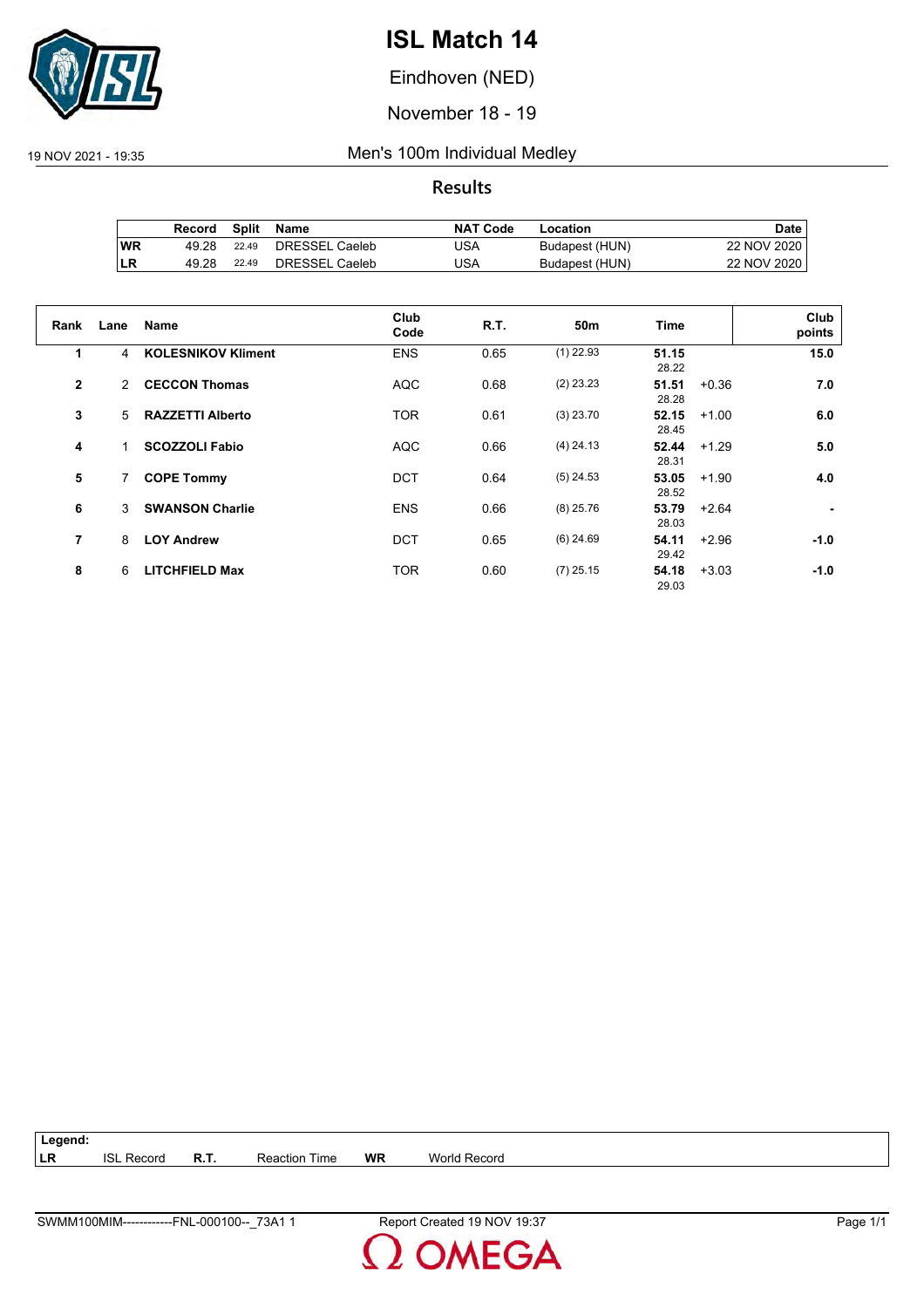# ISL Match 14

Eindhoven (NED)

November 18 - 19

19 NOV 2021 - 19:35

## Men's 100m Individual Medley

### Results

| | Record | Split | Name | NAT Code | Location | Date |
|---|---|---|---|---|---|---|
| WR | 49.28 | 22.49 | DRESSEL Caeleb | USA | Budapest (HUN) | 22 NOV 2020 |
| LR | 49.28 | 22.49 | DRESSEL Caeleb | USA | Budapest (HUN) | 22 NOV 2020 |

| Rank | Lane | Name | Club Code | R.T. | 50m | Time | | Club points |
|---|---|---|---|---|---|---|---|---|
| 1 | 4 | **KOLESNIKOV Kliment** | ENS | 0.65 | (1) 22.93 | **51.15** 28.22 | | **15.0** |
| 2 | 2 | **CECCON Thomas** | AQC | 0.68 | (2) 23.23 | **51.51** 28.28 | +0.36 | **7.0** |
| 3 | 5 | **RAZZETTI Alberto** | TOR | 0.61 | (3) 23.70 | **52.15** 28.45 | +1.00 | **6.0** |
| 4 | 1 | **SCOZZOLI Fabio** | AQC | 0.66 | (4) 24.13 | **52.44** 28.31 | +1.29 | **5.0** |
| 5 | 7 | **COPE Tommy** | DCT | 0.64 | (5) 24.53 | **53.05** 28.52 | +1.90 | **4.0** |
| 6 | 3 | **SWANSON Charlie** | ENS | 0.66 | (8) 25.76 | **53.79** 28.03 | +2.64 | **-** |
| 7 | 8 | **LOY Andrew** | DCT | 0.65 | (6) 24.69 | **54.11** 29.42 | +2.96 | **-1.0** |
| 8 | 6 | **LITCHFIELD Max** | TOR | 0.60 | (7) 25.15 | **54.18** 29.03 | +3.03 | **-1.0** |

**Legend:**

| | | | | | |
|---|---|---|---|---|---|
| **LR** | ISL Record | **R.T.** | Reaction Time | **WR** | World Record |

SWMM100MIM------------FNL-000100--_73A1 1 Report Created 19 NOV 19:37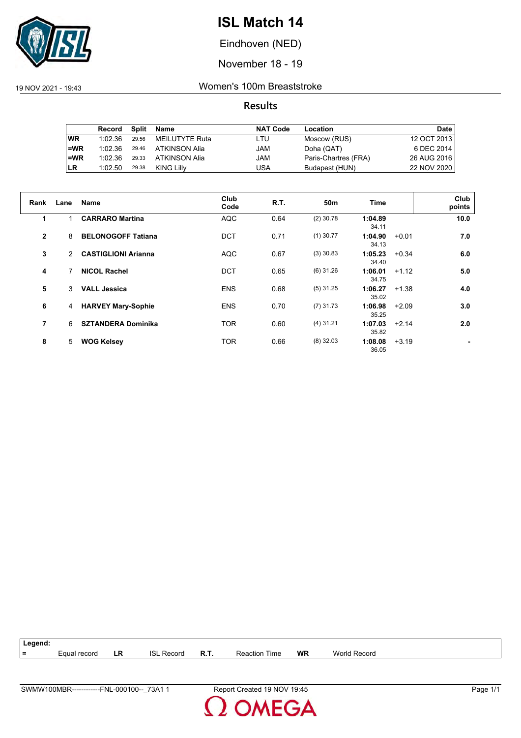# ISL Match 14

Eindhoven (NED)

November 18 - 19

19 NOV 2021 - 19:43

## Women's 100m Breaststroke

### Results

| | Record | Split | Name | NAT Code | Location | Date |
|---|---|---|---|---|---|---|
| WR | 1:02.36 | 29.56 | MEILUTYTE Ruta | LTU | Moscow (RUS) | 12 OCT 2013 |
| =WR | 1:02.36 | 29.46 | ATKINSON Alia | JAM | Doha (QAT) | 6 DEC 2014 |
| =WR | 1:02.36 | 29.33 | ATKINSON Alia | JAM | Paris-Chartres (FRA) | 26 AUG 2016 |
| LR | 1:02.50 | 29.38 | KING Lilly | USA | Budapest (HUN) | 22 NOV 2020 |

| Rank | Lane | Name | Club Code | R.T. | 50m | Time | | Club points |
|---|---|---|---|---|---|---|---|---|
| 1 | 1 | **CARRARO Martina** | AQC | 0.64 | (2) 30.78 | **1:04.89** 34.11 | | **10.0** |
| 2 | 8 | **BELONOGOFF Tatiana** | DCT | 0.71 | (1) 30.77 | **1:04.90** 34.13 | +0.01 | **7.0** |
| 3 | 2 | **CASTIGLIONI Arianna** | AQC | 0.67 | (3) 30.83 | **1:05.23** 34.40 | +0.34 | **6.0** |
| 4 | 7 | **NICOL Rachel** | DCT | 0.65 | (6) 31.26 | **1:06.01** 34.75 | +1.12 | **5.0** |
| 5 | 3 | **VALL Jessica** | ENS | 0.68 | (5) 31.25 | **1:06.27** 35.02 | +1.38 | **4.0** |
| 6 | 4 | **HARVEY Mary-Sophie** | ENS | 0.70 | (7) 31.73 | **1:06.98** 35.25 | +2.09 | **3.0** |
| 7 | 6 | **SZTANDERA Dominika** | TOR | 0.60 | (4) 31.21 | **1:07.03** 35.82 | +2.14 | **2.0** |
| 8 | 5 | **WOG Kelsey** | TOR | 0.66 | (8) 32.03 | **1:08.08** 36.05 | +3.19 | **-** |

**Legend:**

| = | Equal record | LR | ISL Record | R.T. | Reaction Time | WR | World Record |
|---|---|---|---|---|---|---|---|

SWMW100MBR------------FNL-000100--_73A1 1 Report Created 19 NOV 19:45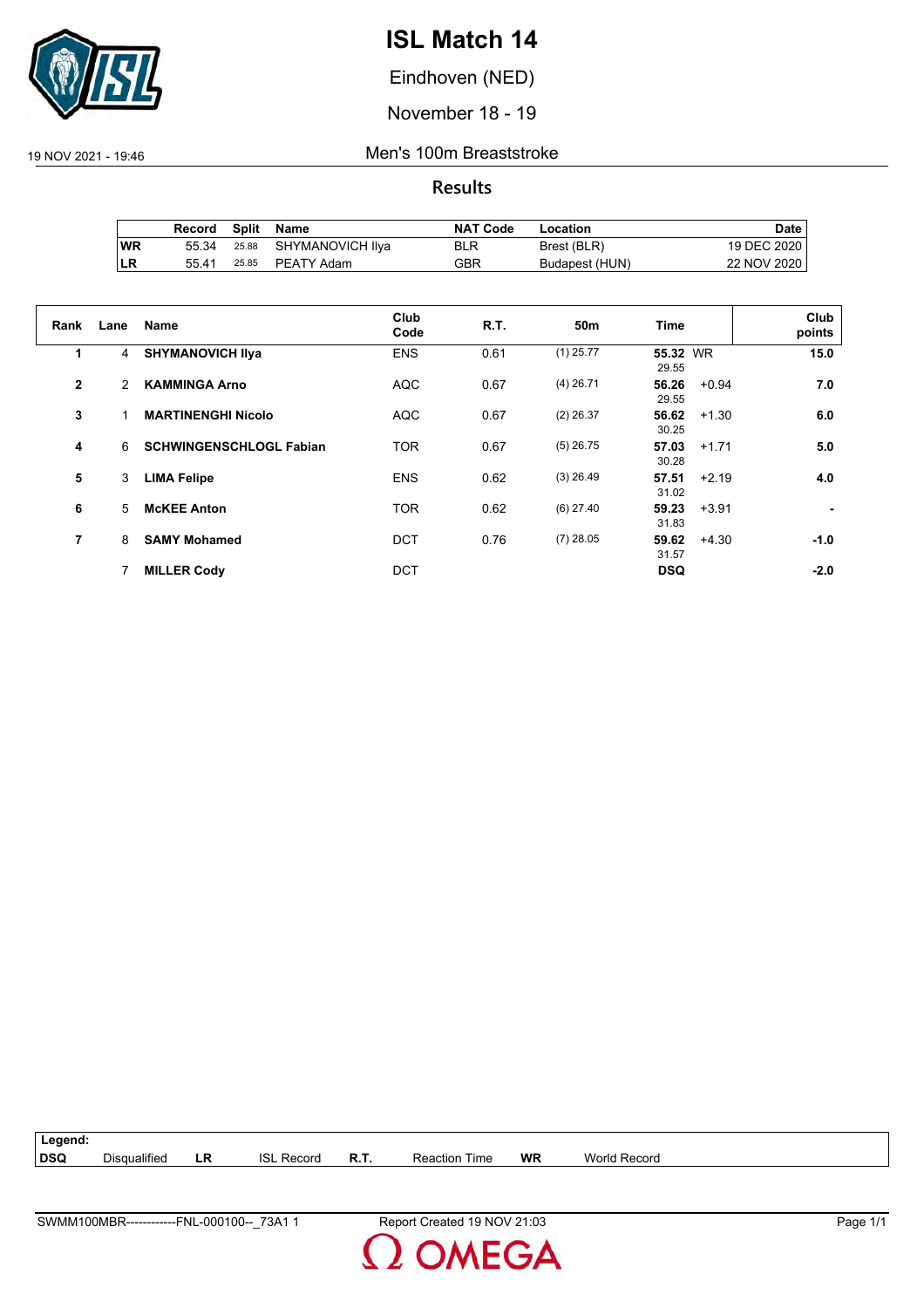# ISL Match 14

Eindhoven (NED)

November 18 - 19

19 NOV 2021 - 19:46

Men's 100m Breaststroke

## Results

| | Record | Split | Name | NAT Code | Location | Date |
|---|---|---|---|---|---|---|
| WR | 55.34 | 25.88 | SHYMANOVICH Ilya | BLR | Brest (BLR) | 19 DEC 2020 |
| LR | 55.41 | 25.85 | PEATY Adam | GBR | Budapest (HUN) | 22 NOV 2020 |

| Rank | Lane | Name | Club Code | R.T. | 50m | Time | | Club points |
|---|---|---|---|---|---|---|---|---|
| 1 | 4 | **SHYMANOVICH Ilya** | ENS | 0.61 | (1) 25.77 | **55.32** WR<br>29.55 | | **15.0** |
| 2 | 2 | **KAMMINGA Arno** | AQC | 0.67 | (4) 26.71 | **56.26**<br>29.55 | +0.94 | **7.0** |
| 3 | 1 | **MARTINENGHI Nicolo** | AQC | 0.67 | (2) 26.37 | **56.62**<br>30.25 | +1.30 | **6.0** |
| 4 | 6 | **SCHWINGENSCHLOGL Fabian** | TOR | 0.67 | (5) 26.75 | **57.03**<br>30.28 | +1.71 | **5.0** |
| 5 | 3 | **LIMA Felipe** | ENS | 0.62 | (3) 26.49 | **57.51**<br>31.02 | +2.19 | **4.0** |
| 6 | 5 | **McKEE Anton** | TOR | 0.62 | (6) 27.40 | **59.23**<br>31.83 | +3.91 | **-** |
| 7 | 8 | **SAMY Mohamed** | DCT | 0.76 | (7) 28.05 | **59.62**<br>31.57 | +4.30 | **-1.0** |
| | 7 | **MILLER Cody** | DCT | | | **DSQ** | | **-2.0** |

| Legend: | | | | | | | |
|---|---|---|---|---|---|---|---|
| **DSQ** | Disqualified | **LR** | ISL Record | **R.T.** | Reaction Time | **WR** | World Record |

SWMM100MBR------------FNL-000100--_73A1 1 Report Created 19 NOV 21:03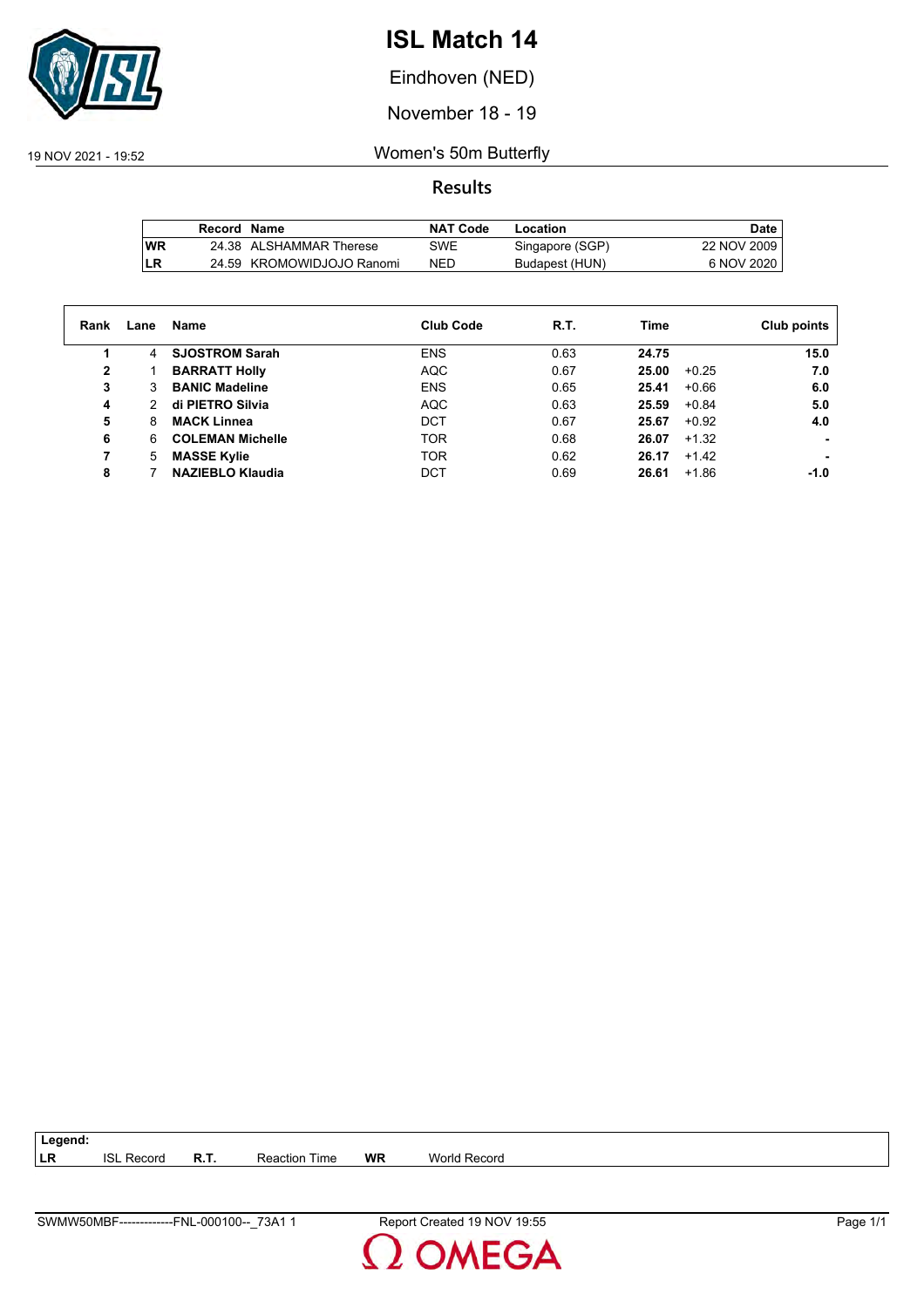# ISL Match 14

Eindhoven (NED)

November 18 - 19

19 NOV 2021 - 19:52

Women's 50m Butterfly

## Results

| | Record | Name | NAT Code | Location | Date |
|---|---|---|---|---|---|
| WR | 24.38 | ALSHAMMAR Therese | SWE | Singapore (SGP) | 22 NOV 2009 |
| LR | 24.59 | KROMOWIDJOJO Ranomi | NED | Budapest (HUN) | 6 NOV 2020 |

| Rank | Lane | Name | Club Code | R.T. | Time | | Club points |
|---|---|---|---|---|---|---|---|
| 1 | 4 | **SJOSTROM Sarah** | ENS | 0.63 | **24.75** | | **15.0** |
| 2 | 1 | **BARRATT Holly** | AQC | 0.67 | **25.00** | +0.25 | **7.0** |
| 3 | 3 | **BANIC Madeline** | ENS | 0.65 | **25.41** | +0.66 | **6.0** |
| 4 | 2 | **di PIETRO Silvia** | AQC | 0.63 | **25.59** | +0.84 | **5.0** |
| 5 | 8 | **MACK Linnea** | DCT | 0.67 | **25.67** | +0.92 | **4.0** |
| 6 | 6 | **COLEMAN Michelle** | TOR | 0.68 | **26.07** | +1.32 | **-** |
| 7 | 5 | **MASSE Kylie** | TOR | 0.62 | **26.17** | +1.42 | **-** |
| 8 | 7 | **NAZIEBLO Klaudia** | DCT | 0.69 | **26.61** | +1.86 | **-1.0** |

**Legend:**

| | | | | | |
|---|---|---|---|---|---|
| LR | ISL Record | R.T. | Reaction Time | WR | World Record |

SWMW50MBF-------------FNL-000100--_73A1 1 Report Created 19 NOV 19:55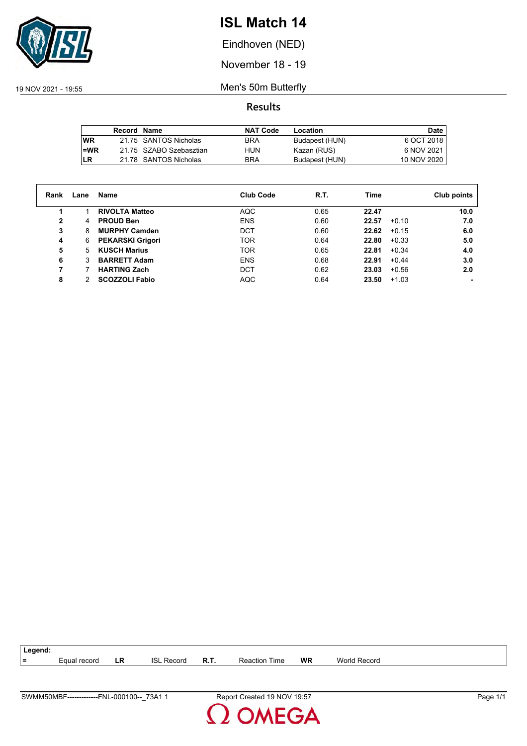# ISL Match 14

Eindhoven (NED)

November 18 - 19

19 NOV 2021 - 19:55

Men's 50m Butterfly

## Results

| | Record | Name | NAT Code | Location | Date |
|---|---|---|---|---|---|
| WR | 21.75 | SANTOS Nicholas | BRA | Budapest (HUN) | 6 OCT 2018 |
| =WR | 21.75 | SZABO Szebasztian | HUN | Kazan (RUS) | 6 NOV 2021 |
| LR | 21.78 | SANTOS Nicholas | BRA | Budapest (HUN) | 10 NOV 2020 |

| Rank | Lane | Name | Club Code | R.T. | Time | | Club points |
|---|---|---|---|---|---|---|---|
| **1** | 1 | **RIVOLTA Matteo** | AQC | 0.65 | **22.47** | | **10.0** |
| **2** | 4 | **PROUD Ben** | ENS | 0.60 | **22.57** | +0.10 | **7.0** |
| **3** | 8 | **MURPHY Camden** | DCT | 0.60 | **22.62** | +0.15 | **6.0** |
| **4** | 6 | **PEKARSKI Grigori** | TOR | 0.64 | **22.80** | +0.33 | **5.0** |
| **5** | 5 | **KUSCH Marius** | TOR | 0.65 | **22.81** | +0.34 | **4.0** |
| **6** | 3 | **BARRETT Adam** | ENS | 0.68 | **22.91** | +0.44 | **3.0** |
| **7** | 7 | **HARTING Zach** | DCT | 0.62 | **23.03** | +0.56 | **2.0** |
| **8** | 2 | **SCOZZOLI Fabio** | AQC | 0.64 | **23.50** | +1.03 | **-** |

**Legend:**

| | | | | | | | |
|---|---|---|---|---|---|---|---|
| = | Equal record | LR | ISL Record | R.T. | Reaction Time | WR | World Record |

SWMM50MBF-------------FNL-000100--_73A1 1 — Report Created 19 NOV 19:57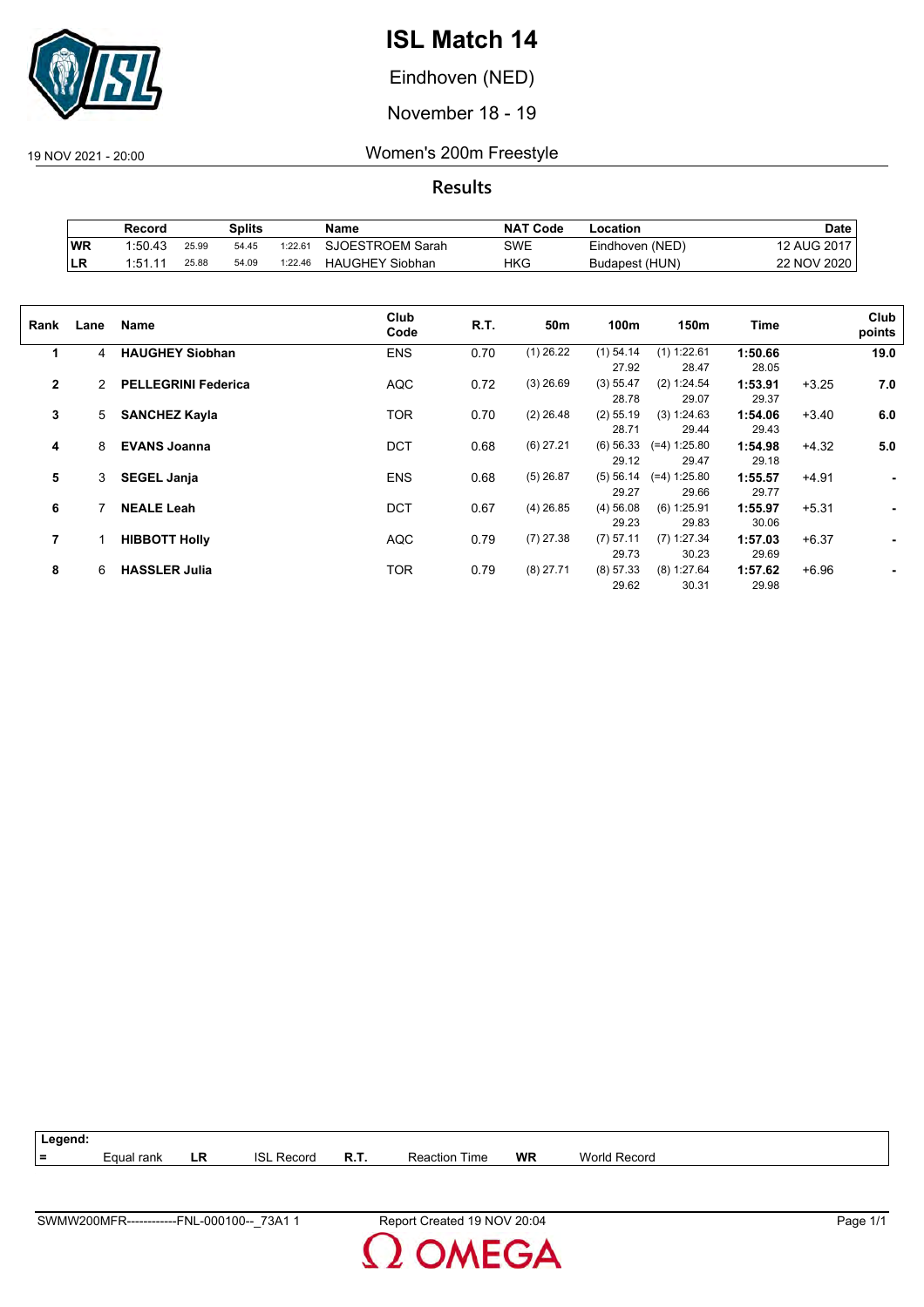# ISL Match 14

Eindhoven (NED)

November 18 - 19

19 NOV 2021 - 20:00

## Women's 200m Freestyle

### Results

| | Record | Splits | | | Name | NAT Code | Location | Date |
|---|---|---|---|---|---|---|---|---|
| WR | 1:50.43 | 25.99 | 54.45 | 1:22.61 | SJOESTROEM Sarah | SWE | Eindhoven (NED) | 12 AUG 2017 |
| LR | 1:51.11 | 25.88 | 54.09 | 1:22.46 | HAUGHEY Siobhan | HKG | Budapest (HUN) | 22 NOV 2020 |

| Rank | Lane | Name | Club Code | R.T. | 50m | 100m | 150m | Time | | Club points |
|---|---|---|---|---|---|---|---|---|---|---|
| 1 | 4 | **HAUGHEY Siobhan** | ENS | 0.70 | (1) 26.22 | (1) 54.14<br>27.92 | (1) 1:22.61<br>28.47 | **1:50.66**<br>28.05 | | **19.0** |
| 2 | 2 | **PELLEGRINI Federica** | AQC | 0.72 | (3) 26.69 | (3) 55.47<br>28.78 | (2) 1:24.54<br>29.07 | **1:53.91**<br>29.37 | +3.25 | **7.0** |
| 3 | 5 | **SANCHEZ Kayla** | TOR | 0.70 | (2) 26.48 | (2) 55.19<br>28.71 | (3) 1:24.63<br>29.44 | **1:54.06**<br>29.43 | +3.40 | **6.0** |
| 4 | 8 | **EVANS Joanna** | DCT | 0.68 | (6) 27.21 | (6) 56.33<br>29.12 | (=4) 1:25.80<br>29.47 | **1:54.98**<br>29.18 | +4.32 | **5.0** |
| 5 | 3 | **SEGEL Janja** | ENS | 0.68 | (5) 26.87 | (5) 56.14<br>29.27 | (=4) 1:25.80<br>29.66 | **1:55.57**<br>29.77 | +4.91 | **-** |
| 6 | 7 | **NEALE Leah** | DCT | 0.67 | (4) 26.85 | (4) 56.08<br>29.23 | (6) 1:25.91<br>29.83 | **1:55.97**<br>30.06 | +5.31 | **-** |
| 7 | 1 | **HIBBOTT Holly** | AQC | 0.79 | (7) 27.38 | (7) 57.11<br>29.73 | (7) 1:27.34<br>30.23 | **1:57.03**<br>29.69 | +6.37 | **-** |
| 8 | 6 | **HASSLER Julia** | TOR | 0.79 | (8) 27.71 | (8) 57.33<br>29.62 | (8) 1:27.64<br>30.31 | **1:57.62**<br>29.98 | +6.96 | **-** |

**Legend:**

| = | Equal rank | LR | ISL Record | R.T. | Reaction Time | WR | World Record |
|---|---|---|---|---|---|---|---|

SWMW200MFR------------FNL-000100--_73A1 1 | Report Created 19 NOV 20:04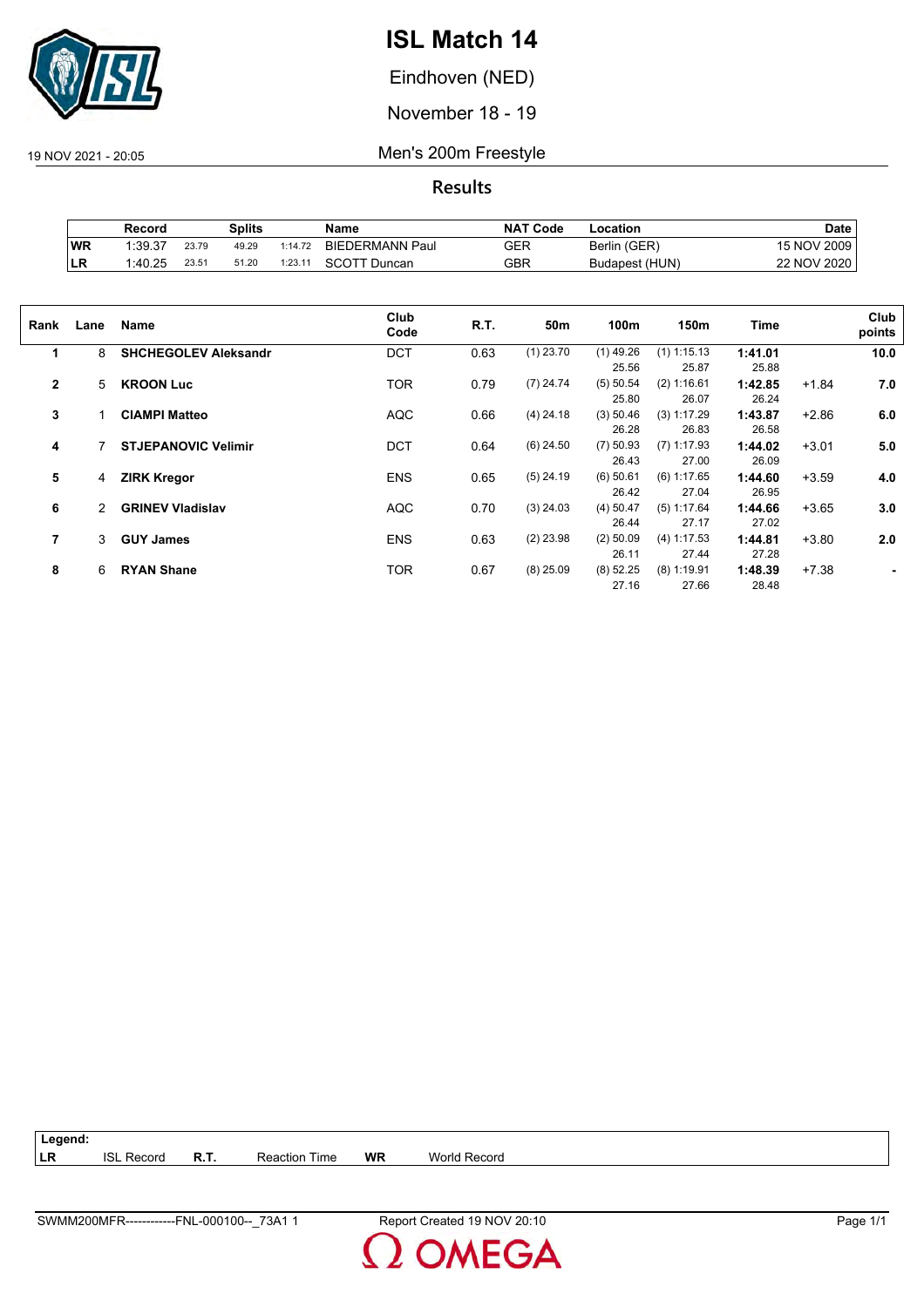# ISL Match 14

Eindhoven (NED)

November 18 - 19

19 NOV 2021 - 20:05

## Men's 200m Freestyle

### Results

| | Record | Splits | | | Name | NAT Code | Location | Date |
|---|---|---|---|---|---|---|---|---|
| **WR** | 1:39.37 | 23.79 | 49.29 | 1:14.72 | BIEDERMANN Paul | GER | Berlin (GER) | 15 NOV 2009 |
| **LR** | 1:40.25 | 23.51 | 51.20 | 1:23.11 | SCOTT Duncan | GBR | Budapest (HUN) | 22 NOV 2020 |

| Rank | Lane | Name | Club Code | R.T. | 50m | 100m | 150m | Time | | Club points |
|---|---|---|---|---|---|---|---|---|---|---|
| **1** | 8 | **SHCHEGOLEV Aleksandr** | DCT | 0.63 | (1) 23.70 | (1) 49.26 | (1) 1:15.13 | **1:41.01** | | **10.0** |
| | | | | | | 25.56 | 25.87 | 25.88 | | |
| **2** | 5 | **KROON Luc** | TOR | 0.79 | (7) 24.74 | (5) 50.54 | (2) 1:16.61 | **1:42.85** | +1.84 | **7.0** |
| | | | | | | 25.80 | 26.07 | 26.24 | | |
| **3** | 1 | **CIAMPI Matteo** | AQC | 0.66 | (4) 24.18 | (3) 50.46 | (3) 1:17.29 | **1:43.87** | +2.86 | **6.0** |
| | | | | | | 26.28 | 26.83 | 26.58 | | |
| **4** | 7 | **STJEPANOVIC Velimir** | DCT | 0.64 | (6) 24.50 | (7) 50.93 | (7) 1:17.93 | **1:44.02** | +3.01 | **5.0** |
| | | | | | | 26.43 | 27.00 | 26.09 | | |
| **5** | 4 | **ZIRK Kregor** | ENS | 0.65 | (5) 24.19 | (6) 50.61 | (6) 1:17.65 | **1:44.60** | +3.59 | **4.0** |
| | | | | | | 26.42 | 27.04 | 26.95 | | |
| **6** | 2 | **GRINEV Vladislav** | AQC | 0.70 | (3) 24.03 | (4) 50.47 | (5) 1:17.64 | **1:44.66** | +3.65 | **3.0** |
| | | | | | | 26.44 | 27.17 | 27.02 | | |
| **7** | 3 | **GUY James** | ENS | 0.63 | (2) 23.98 | (2) 50.09 | (4) 1:17.53 | **1:44.81** | +3.80 | **2.0** |
| | | | | | | 26.11 | 27.44 | 27.28 | | |
| **8** | 6 | **RYAN Shane** | TOR | 0.67 | (8) 25.09 | (8) 52.25 | (8) 1:19.91 | **1:48.39** | +7.38 | **-** |
| | | | | | | 27.16 | 27.66 | 28.48 | | |

| Legend: | | | | | |
|---|---|---|---|---|---|
| **LR** | ISL Record | **R.T.** | Reaction Time | **WR** | World Record |

SWMM200MFR------------FNL-000100--_73A1 1 Report Created 19 NOV 20:10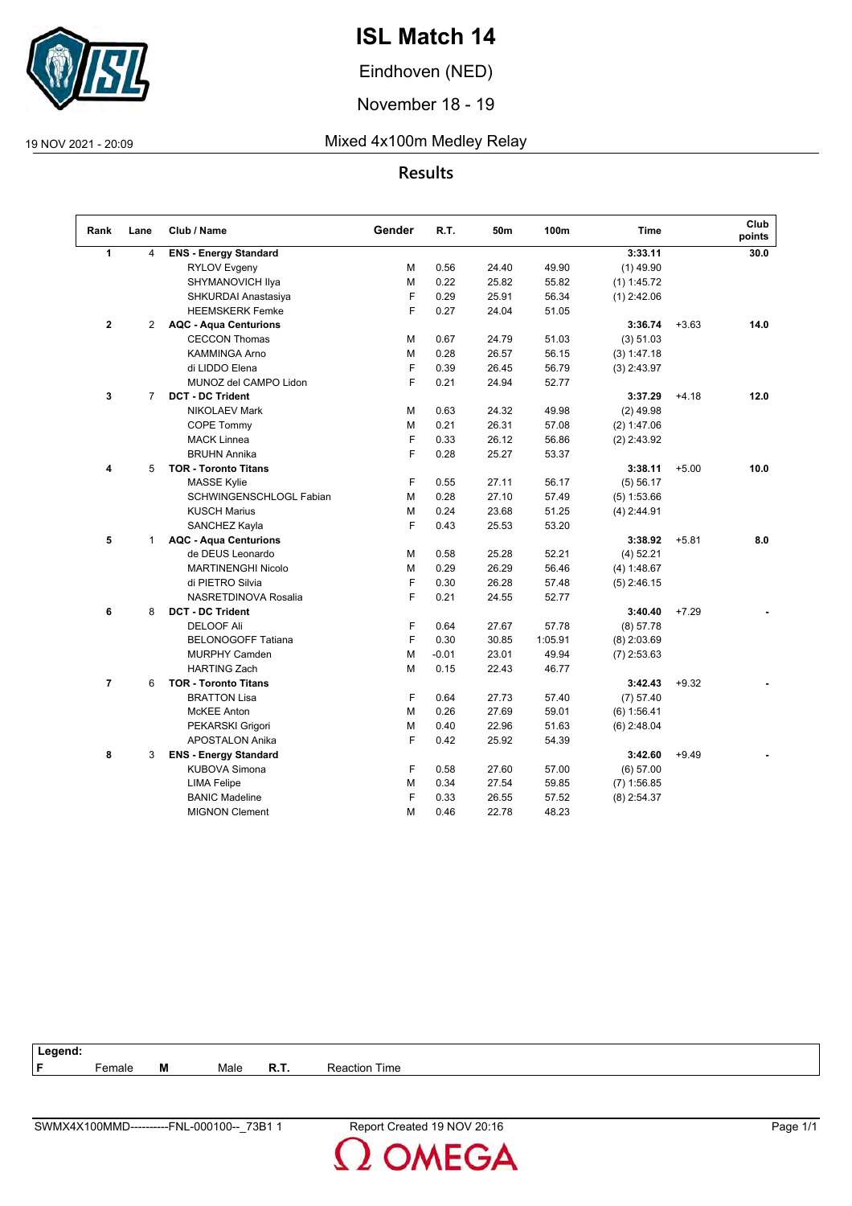# ISL Match 14

Eindhoven (NED)

November 18 - 19

19 NOV 2021 - 20:09

## Mixed 4x100m Medley Relay

### Results

| Rank | Lane | Club / Name | Gender | R.T. | 50m | 100m | Time | | Club points |
|---|---|---|---|---|---|---|---|---|---|
| **1** | 4 | **ENS - Energy Standard** | | | | | **3:33.11** | | **30.0** |
| | | RYLOV Evgeny | M | 0.56 | 24.40 | 49.90 | (1) 49.90 | | |
| | | SHYMANOVICH Ilya | M | 0.22 | 25.82 | 55.82 | (1) 1:45.72 | | |
| | | SHKURDAI Anastasiya | F | 0.29 | 25.91 | 56.34 | (1) 2:42.06 | | |
| | | HEEMSKERK Femke | F | 0.27 | 24.04 | 51.05 | | | |
| **2** | 2 | **AQC - Aqua Centurions** | | | | | **3:36.74** | +3.63 | **14.0** |
| | | CECCON Thomas | M | 0.67 | 24.79 | 51.03 | (3) 51.03 | | |
| | | KAMMINGA Arno | M | 0.28 | 26.57 | 56.15 | (3) 1:47.18 | | |
| | | di LIDDO Elena | F | 0.39 | 26.45 | 56.79 | (3) 2:43.97 | | |
| | | MUNOZ del CAMPO Lidon | F | 0.21 | 24.94 | 52.77 | | | |
| **3** | 7 | **DCT - DC Trident** | | | | | **3:37.29** | +4.18 | **12.0** |
| | | NIKOLAEV Mark | M | 0.63 | 24.32 | 49.98 | (2) 49.98 | | |
| | | COPE Tommy | M | 0.21 | 26.31 | 57.08 | (2) 1:47.06 | | |
| | | MACK Linnea | F | 0.33 | 26.12 | 56.86 | (2) 2:43.92 | | |
| | | BRUHN Annika | F | 0.28 | 25.27 | 53.37 | | | |
| **4** | 5 | **TOR - Toronto Titans** | | | | | **3:38.11** | +5.00 | **10.0** |
| | | MASSE Kylie | F | 0.55 | 27.11 | 56.17 | (5) 56.17 | | |
| | | SCHWINGENSCHLOGL Fabian | M | 0.28 | 27.10 | 57.49 | (5) 1:53.66 | | |
| | | KUSCH Marius | M | 0.24 | 23.68 | 51.25 | (4) 2:44.91 | | |
| | | SANCHEZ Kayla | F | 0.43 | 25.53 | 53.20 | | | |
| **5** | 1 | **AQC - Aqua Centurions** | | | | | **3:38.92** | +5.81 | **8.0** |
| | | de DEUS Leonardo | M | 0.58 | 25.28 | 52.21 | (4) 52.21 | | |
| | | MARTINENGHI Nicolo | M | 0.29 | 26.29 | 56.46 | (4) 1:48.67 | | |
| | | di PIETRO Silvia | F | 0.30 | 26.28 | 57.48 | (5) 2:46.15 | | |
| | | NASRETDINOVA Rosalia | F | 0.21 | 24.55 | 52.77 | | | |
| **6** | 8 | **DCT - DC Trident** | | | | | **3:40.40** | +7.29 | **-** |
| | | DELOOF Ali | F | 0.64 | 27.67 | 57.78 | (8) 57.78 | | |
| | | BELONOGOFF Tatiana | F | 0.30 | 30.85 | 1:05.91 | (8) 2:03.69 | | |
| | | MURPHY Camden | M | -0.01 | 23.01 | 49.94 | (7) 2:53.63 | | |
| | | HARTING Zach | M | 0.15 | 22.43 | 46.77 | | | |
| **7** | 6 | **TOR - Toronto Titans** | | | | | **3:42.43** | +9.32 | **-** |
| | | BRATTON Lisa | F | 0.64 | 27.73 | 57.40 | (7) 57.40 | | |
| | | McKEE Anton | M | 0.26 | 27.69 | 59.01 | (6) 1:56.41 | | |
| | | PEKARSKI Grigori | M | 0.40 | 22.96 | 51.63 | (6) 2:48.04 | | |
| | | APOSTALON Anika | F | 0.42 | 25.92 | 54.39 | | | |
| **8** | 3 | **ENS - Energy Standard** | | | | | **3:42.60** | +9.49 | **-** |
| | | KUBOVA Simona | F | 0.58 | 27.60 | 57.00 | (6) 57.00 | | |
| | | LIMA Felipe | M | 0.34 | 27.54 | 59.85 | (7) 1:56.85 | | |
| | | BANIC Madeline | F | 0.33 | 26.55 | 57.52 | (8) 2:54.37 | | |
| | | MIGNON Clement | M | 0.46 | 22.78 | 48.23 | | | |

**Legend:**
**F** Female **M** Male **R.T.** Reaction Time

SWMX4X100MMD----------FNL-000100--_73B1 1 Report Created 19 NOV 20:16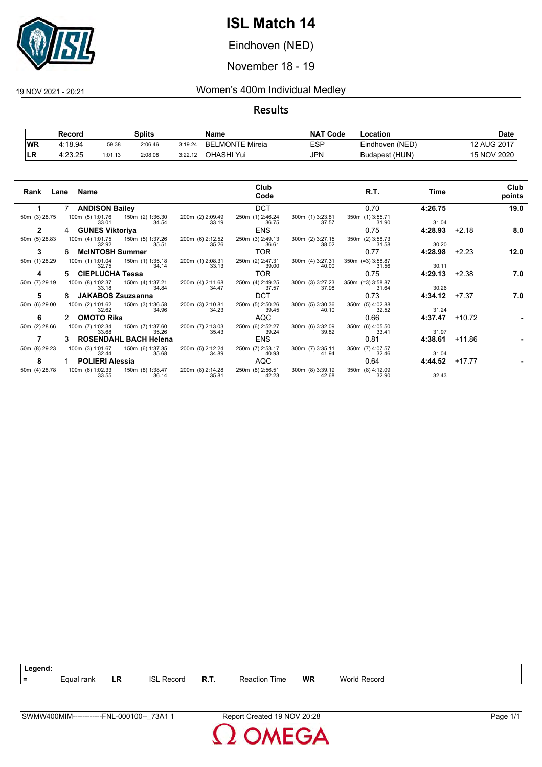# ISL Match 14

Eindhoven (NED)

November 18 - 19

19 NOV 2021 - 20:21

## Women's 400m Individual Medley

### Results

| | Record | | Splits | | Name | NAT Code | Location | Date |
|---|---|---|---|---|---|---|---|---|
| WR | 4:18.94 | 59.38 | 2:06.46 | 3:19.24 | BELMONTE Mireia | ESP | Eindhoven (NED) | 12 AUG 2017 |
| LR | 4:23.25 | 1:01.13 | 2:08.08 | 3:22.12 | OHASHI Yui | JPN | Budapest (HUN) | 15 NOV 2020 |

| Rank | Lane | Name | Club Code | R.T. | Time | | Club points |
|---|---|---|---|---|---|---|---|
| 1 | 7 | **ANDISON Bailey** | DCT | 0.70 | **4:26.75** | | **19.0** |
| 50m (3) 28.75 | 100m (5) 1:01.76 / 33.01 | 150m (2) 1:36.30 / 34.54 | 200m (2) 2:09.49 / 33.19 | 250m (1) 2:46.24 / 36.75 | 300m (1) 3:23.81 / 37.57 | 350m (1) 3:55.71 / 31.90 | 31.04 |
| 2 | 4 | **GUNES Viktoriya** | ENS | 0.75 | **4:28.93** | +2.18 | **8.0** |
| 50m (5) 28.83 | 100m (4) 1:01.75 / 32.92 | 150m (5) 1:37.26 / 35.51 | 200m (6) 2:12.52 / 35.26 | 250m (3) 2:49.13 / 36.61 | 300m (2) 3:27.15 / 38.02 | 350m (2) 3:58.73 / 31.58 | 30.20 |
| 3 | 6 | **McINTOSH Summer** | TOR | 0.77 | **4:28.98** | +2.23 | **12.0** |
| 50m (1) 28.29 | 100m (1) 1:01.04 / 32.75 | 150m (1) 1:35.18 / 34.14 | 200m (1) 2:08.31 / 33.13 | 250m (2) 2:47.31 / 39.00 | 300m (4) 3:27.31 / 40.00 | 350m (=3) 3:58.87 / 31.56 | 30.11 |
| 4 | 5 | **CIEPLUCHA Tessa** | TOR | 0.75 | **4:29.13** | +2.38 | **7.0** |
| 50m (7) 29.19 | 100m (8) 1:02.37 / 33.18 | 150m (4) 1:37.21 / 34.84 | 200m (4) 2:11.68 / 34.47 | 250m (4) 2:49.25 / 37.57 | 300m (3) 3:27.23 / 37.98 | 350m (=3) 3:58.87 / 31.64 | 30.26 |
| 5 | 8 | **JAKABOS Zsuzsanna** | DCT | 0.73 | **4:34.12** | +7.37 | **7.0** |
| 50m (6) 29.00 | 100m (2) 1:01.62 / 32.62 | 150m (3) 1:36.58 / 34.96 | 200m (3) 2:10.81 / 34.23 | 250m (5) 2:50.26 / 39.45 | 300m (5) 3:30.36 / 40.10 | 350m (5) 4:02.88 / 32.52 | 31.24 |
| 6 | 2 | **OMOTO Rika** | AQC | 0.66 | **4:37.47** | +10.72 | **-** |
| 50m (2) 28.66 | 100m (7) 1:02.34 / 33.68 | 150m (7) 1:37.60 / 35.26 | 200m (7) 2:13.03 / 35.43 | 250m (6) 2:52.27 / 39.24 | 300m (6) 3:32.09 / 39.82 | 350m (6) 4:05.50 / 33.41 | 31.97 |
| 7 | 3 | **ROSENDAHL BACH Helena** | ENS | 0.81 | **4:38.61** | +11.86 | **-** |
| 50m (8) 29.23 | 100m (3) 1:01.67 / 32.44 | 150m (6) 1:37.35 / 35.68 | 200m (5) 2:12.24 / 34.89 | 250m (7) 2:53.17 / 40.93 | 300m (7) 3:35.11 / 41.94 | 350m (7) 4:07.57 / 32.46 | 31.04 |
| 8 | 1 | **POLIERI Alessia** | AQC | 0.64 | **4:44.52** | +17.77 | **-** |
| 50m (4) 28.78 | 100m (6) 1:02.33 / 33.55 | 150m (8) 1:38.47 / 36.14 | 200m (8) 2:14.28 / 35.81 | 250m (8) 2:56.51 / 42.23 | 300m (8) 3:39.19 / 42.68 | 350m (8) 4:12.09 / 32.90 | 32.43 |

**Legend:**

| = | Equal rank | LR | ISL Record | R.T. | Reaction Time | WR | World Record |
|---|---|---|---|---|---|---|---|

SWMW400MIM------------FNL-000100--_73A1 1 — Report Created 19 NOV 20:28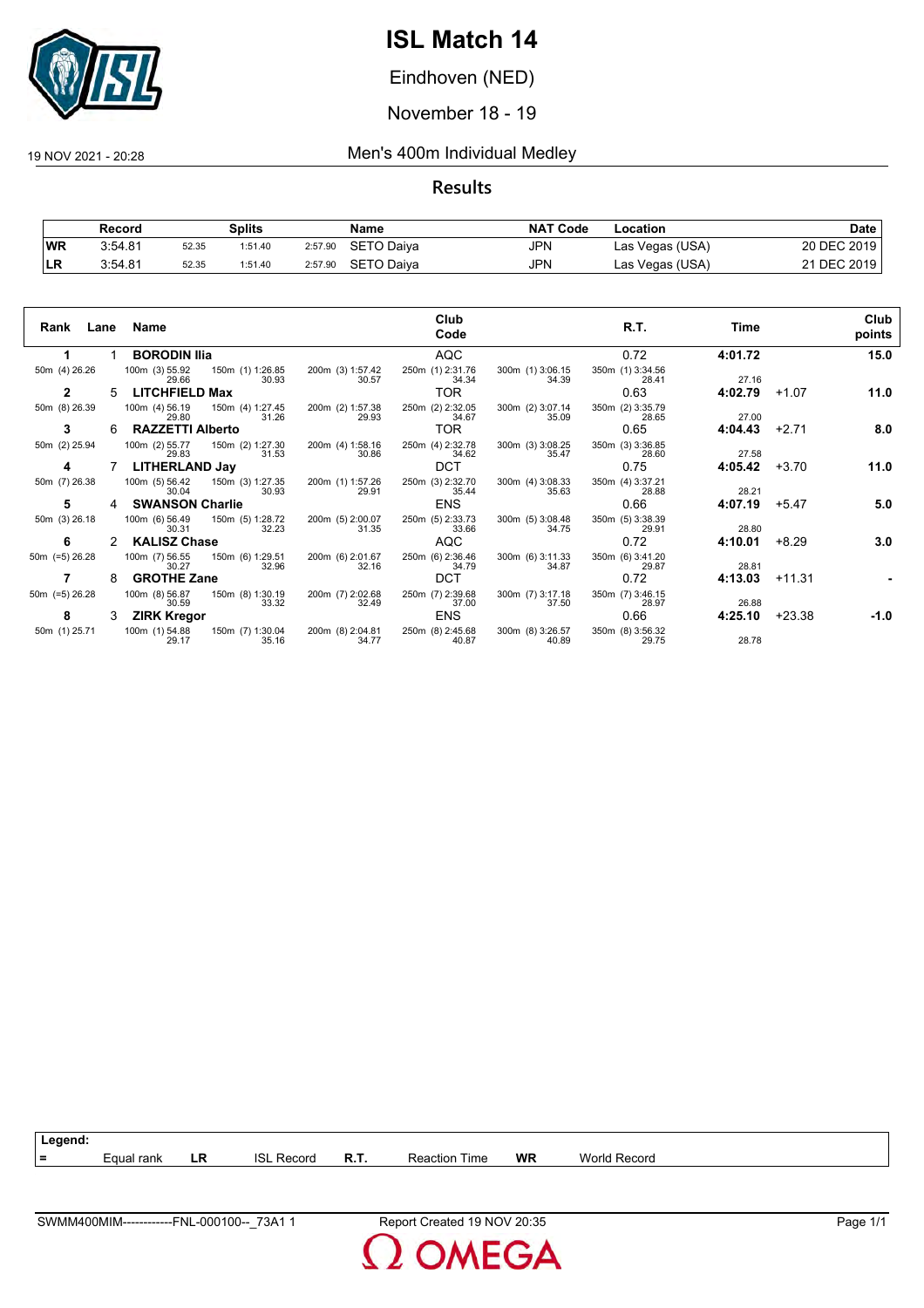# ISL Match 14

Eindhoven (NED)

November 18 - 19

19 NOV 2021 - 20:28

## Men's 400m Individual Medley

### Results

| | Record | Splits | | | Name | NAT Code | Location | Date |
|---|---|---|---|---|---|---|---|---|
| WR | 3:54.81 | 52.35 | 1:51.40 | 2:57.90 | SETO Daiya | JPN | Las Vegas (USA) | 20 DEC 2019 |
| LR | 3:54.81 | 52.35 | 1:51.40 | 2:57.90 | SETO Daiya | JPN | Las Vegas (USA) | 21 DEC 2019 |

| Rank | Lane | Name | Club Code | R.T. | Time | | Club points |
|---|---|---|---|---|---|---|---|
| 1 | 1 | BORODIN Ilia | AQC | 0.72 | 4:01.72 | | 15.0 |
| | | 50m (4) 26.26 / 100m (3) 55.92 29.66 / 150m (1) 1:26.85 30.93 / 200m (3) 1:57.42 30.57 / 250m (1) 2:31.76 34.34 / 300m (1) 3:06.15 34.39 / 350m (1) 3:34.56 28.41 / 27.16 | | | | | |
| 2 | 5 | LITCHFIELD Max | TOR | 0.63 | 4:02.79 | +1.07 | 11.0 |
| | | 50m (8) 26.39 / 100m (4) 56.19 29.80 / 150m (4) 1:27.45 31.26 / 200m (2) 1:57.38 29.93 / 250m (2) 2:32.05 34.67 / 300m (2) 3:07.14 35.09 / 350m (2) 3:35.79 28.65 / 27.00 | | | | | |
| 3 | 6 | RAZZETTI Alberto | TOR | 0.65 | 4:04.43 | +2.71 | 8.0 |
| | | 50m (2) 25.94 / 100m (2) 55.77 29.83 / 150m (2) 1:27.30 31.53 / 200m (4) 1:58.16 30.86 / 250m (4) 2:32.78 34.62 / 300m (3) 3:08.25 35.47 / 350m (3) 3:36.85 28.60 / 27.58 | | | | | |
| 4 | 7 | LITHERLAND Jay | DCT | 0.75 | 4:05.42 | +3.70 | 11.0 |
| | | 50m (7) 26.38 / 100m (5) 56.42 30.04 / 150m (3) 1:27.35 30.93 / 200m (1) 1:57.26 29.91 / 250m (3) 2:32.70 35.44 / 300m (4) 3:08.33 35.63 / 350m (4) 3:37.21 28.88 / 28.21 | | | | | |
| 5 | 4 | SWANSON Charlie | ENS | 0.66 | 4:07.19 | +5.47 | 5.0 |
| | | 50m (3) 26.18 / 100m (6) 56.49 30.31 / 150m (5) 1:28.72 32.23 / 200m (5) 2:00.07 31.35 / 250m (5) 2:33.73 33.66 / 300m (5) 3:08.48 34.75 / 350m (5) 3:38.39 29.91 / 28.80 | | | | | |
| 6 | 2 | KALISZ Chase | AQC | 0.72 | 4:10.01 | +8.29 | 3.0 |
| | | 50m (=5) 26.28 / 100m (7) 56.55 30.27 / 150m (6) 1:29.51 32.96 / 200m (6) 2:01.67 32.16 / 250m (6) 2:36.46 34.79 / 300m (6) 3:11.33 34.87 / 350m (6) 3:41.20 29.87 / 28.81 | | | | | |
| 7 | 8 | GROTHE Zane | DCT | 0.72 | 4:13.03 | +11.31 | - |
| | | 50m (=5) 26.28 / 100m (8) 56.87 30.59 / 150m (8) 1:30.19 33.32 / 200m (7) 2:02.68 32.49 / 250m (7) 2:39.68 37.00 / 300m (7) 3:17.18 37.50 / 350m (7) 3:46.15 28.97 / 26.88 | | | | | |
| 8 | 3 | ZIRK Kregor | ENS | 0.66 | 4:25.10 | +23.38 | -1.0 |
| | | 50m (1) 25.71 / 100m (1) 54.88 29.17 / 150m (7) 1:30.04 35.16 / 200m (8) 2:04.81 34.77 / 250m (8) 2:45.68 40.87 / 300m (8) 3:26.57 40.89 / 350m (8) 3:56.32 29.75 / 28.78 | | | | | |

**Legend:**

| = | Equal rank | LR | ISL Record | R.T. | Reaction Time | WR | World Record |
|---|---|---|---|---|---|---|---|

SWMM400MIM------------FNL-000100--_73A1 1 — Report Created 19 NOV 20:35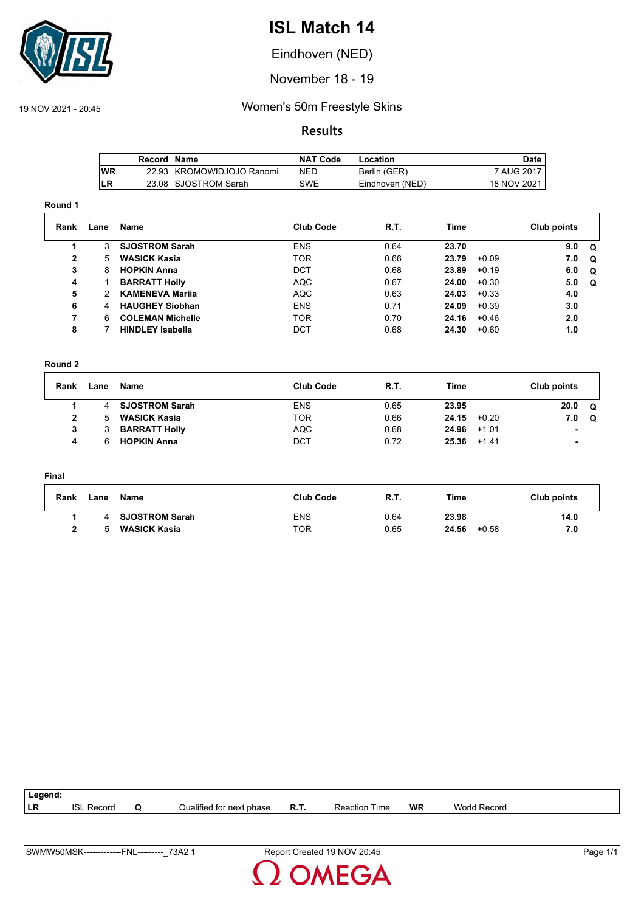# ISL Match 14

Eindhoven (NED)

November 18 - 19

19 NOV 2021 - 20:45

## Women's 50m Freestyle Skins

### Results

| | Record | Name | NAT Code | Location | Date |
|---|---|---|---|---|---|
| WR | 22.93 | KROMOWIDJOJO Ranomi | NED | Berlin (GER) | 7 AUG 2017 |
| LR | 23.08 | SJOSTROM Sarah | SWE | Eindhoven (NED) | 18 NOV 2021 |

**Round 1**

| Rank | Lane | Name | Club Code | R.T. | Time | | Club points | |
|---|---|---|---|---|---|---|---|---|
| 1 | 3 | **SJOSTROM Sarah** | ENS | 0.64 | **23.70** | | **9.0** | **Q** |
| 2 | 5 | **WASICK Kasia** | TOR | 0.66 | **23.79** | +0.09 | **7.0** | **Q** |
| 3 | 8 | **HOPKIN Anna** | DCT | 0.68 | **23.89** | +0.19 | **6.0** | **Q** |
| 4 | 1 | **BARRATT Holly** | AQC | 0.67 | **24.00** | +0.30 | **5.0** | **Q** |
| 5 | 2 | **KAMENEVA Mariia** | AQC | 0.63 | **24.03** | +0.33 | **4.0** | |
| 6 | 4 | **HAUGHEY Siobhan** | ENS | 0.71 | **24.09** | +0.39 | **3.0** | |
| 7 | 6 | **COLEMAN Michelle** | TOR | 0.70 | **24.16** | +0.46 | **2.0** | |
| 8 | 7 | **HINDLEY Isabella** | DCT | 0.68 | **24.30** | +0.60 | **1.0** | |

**Round 2**

| Rank | Lane | Name | Club Code | R.T. | Time | | Club points | |
|---|---|---|---|---|---|---|---|---|
| 1 | 4 | **SJOSTROM Sarah** | ENS | 0.65 | **23.95** | | **20.0** | **Q** |
| 2 | 5 | **WASICK Kasia** | TOR | 0.66 | **24.15** | +0.20 | **7.0** | **Q** |
| 3 | 3 | **BARRATT Holly** | AQC | 0.68 | **24.96** | +1.01 | **-** | |
| 4 | 6 | **HOPKIN Anna** | DCT | 0.72 | **25.36** | +1.41 | **-** | |

**Final**

| Rank | Lane | Name | Club Code | R.T. | Time | | Club points |
|---|---|---|---|---|---|---|---|
| 1 | 4 | **SJOSTROM Sarah** | ENS | 0.64 | **23.98** | | **14.0** |
| 2 | 5 | **WASICK Kasia** | TOR | 0.65 | **24.56** | +0.58 | **7.0** |

**Legend:**

| | | | | | | | |
|---|---|---|---|---|---|---|---|
| **LR** | ISL Record | **Q** | Qualified for next phase | **R.T.** | Reaction Time | **WR** | World Record |

SWMW50MSK-------------FNL---------_73A2 1 Report Created 19 NOV 20:45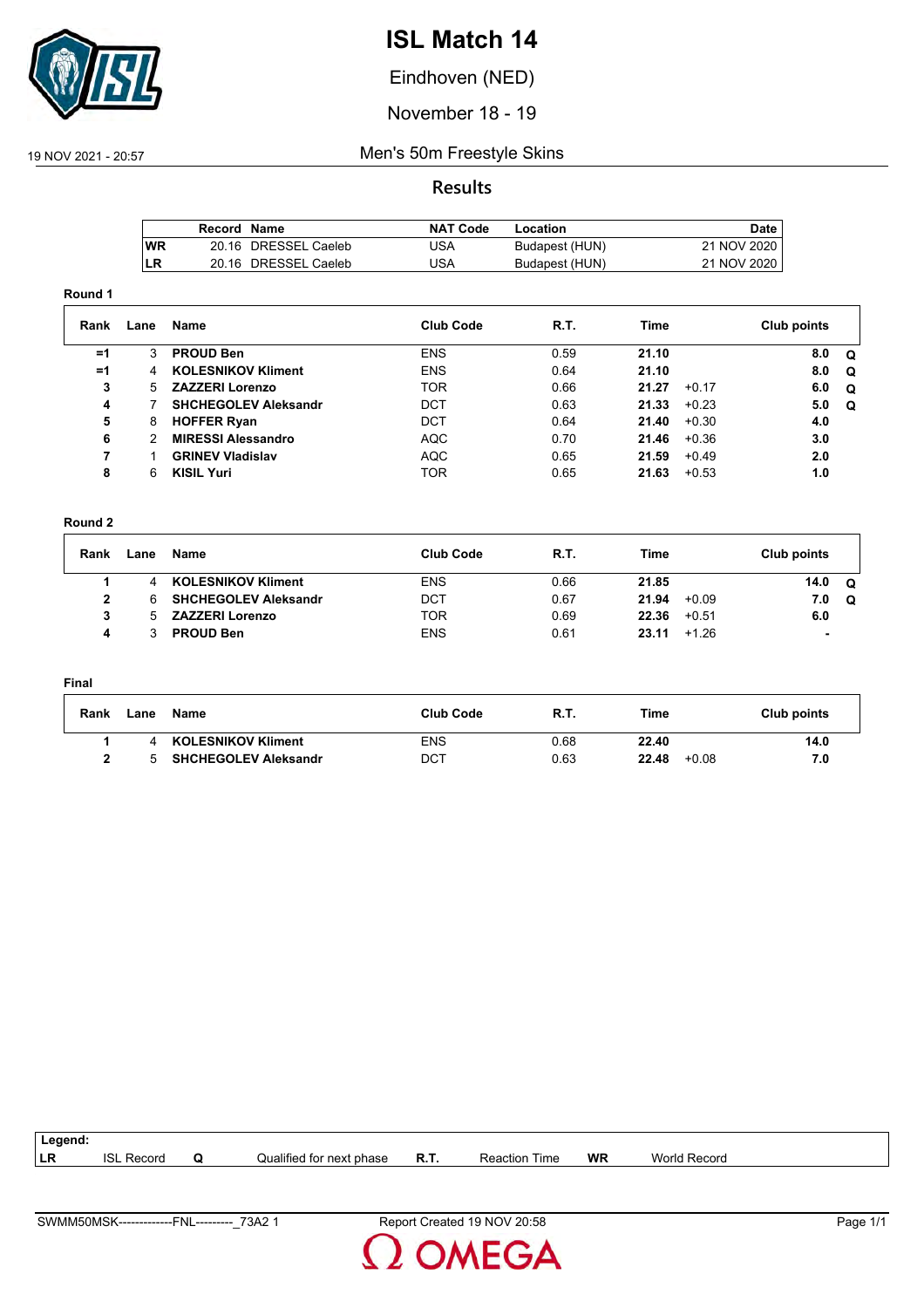# ISL Match 14

Eindhoven (NED)

November 18 - 19

19 NOV 2021 - 20:57

## Men's 50m Freestyle Skins

### Results

| | Record | Name | NAT Code | Location | Date |
|---|---|---|---|---|---|
| WR | 20.16 | DRESSEL Caeleb | USA | Budapest (HUN) | 21 NOV 2020 |
| LR | 20.16 | DRESSEL Caeleb | USA | Budapest (HUN) | 21 NOV 2020 |

**Round 1**

| Rank | Lane | Name | Club Code | R.T. | Time | | Club points | |
|---|---|---|---|---|---|---|---|---|
| =1 | 3 | **PROUD Ben** | ENS | 0.59 | **21.10** | | **8.0** | **Q** |
| =1 | 4 | **KOLESNIKOV Kliment** | ENS | 0.64 | **21.10** | | **8.0** | **Q** |
| 3 | 5 | **ZAZZERI Lorenzo** | TOR | 0.66 | **21.27** | +0.17 | **6.0** | **Q** |
| 4 | 7 | **SHCHEGOLEV Aleksandr** | DCT | 0.63 | **21.33** | +0.23 | **5.0** | **Q** |
| 5 | 8 | **HOFFER Ryan** | DCT | 0.64 | **21.40** | +0.30 | **4.0** | |
| 6 | 2 | **MIRESSI Alessandro** | AQC | 0.70 | **21.46** | +0.36 | **3.0** | |
| 7 | 1 | **GRINEV Vladislav** | AQC | 0.65 | **21.59** | +0.49 | **2.0** | |
| 8 | 6 | **KISIL Yuri** | TOR | 0.65 | **21.63** | +0.53 | **1.0** | |

**Round 2**

| Rank | Lane | Name | Club Code | R.T. | Time | | Club points | |
|---|---|---|---|---|---|---|---|---|
| 1 | 4 | **KOLESNIKOV Kliment** | ENS | 0.66 | **21.85** | | **14.0** | **Q** |
| 2 | 6 | **SHCHEGOLEV Aleksandr** | DCT | 0.67 | **21.94** | +0.09 | **7.0** | **Q** |
| 3 | 5 | **ZAZZERI Lorenzo** | TOR | 0.69 | **22.36** | +0.51 | **6.0** | |
| 4 | 3 | **PROUD Ben** | ENS | 0.61 | **23.11** | +1.26 | **-** | |

**Final**

| Rank | Lane | Name | Club Code | R.T. | Time | | Club points |
|---|---|---|---|---|---|---|---|
| 1 | 4 | **KOLESNIKOV Kliment** | ENS | 0.68 | **22.40** | | **14.0** |
| 2 | 5 | **SHCHEGOLEV Aleksandr** | DCT | 0.63 | **22.48** | +0.08 | **7.0** |

**Legend:**

| | | | | | | | |
|---|---|---|---|---|---|---|---|
| LR | ISL Record | Q | Qualified for next phase | R.T. | Reaction Time | WR | World Record |

SWMM50MSK-------------FNL---------_73A2 1 — Report Created 19 NOV 20:58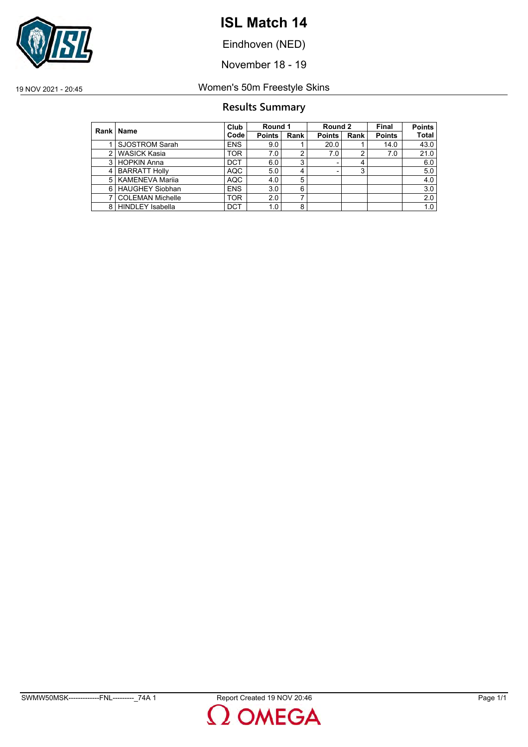# ISL Match 14

Eindhoven (NED)

November 18 - 19

19 NOV 2021 - 20:45 Women's 50m Freestyle Skins

## Results Summary

| Rank | Name | Club Code | Round 1 | | Round 2 | | Final | Points |
|---|---|---|---|---|---|---|---|---|
| | | | Points | Rank | Points | Rank | Points | Total |
| 1 | SJOSTROM Sarah | ENS | 9.0 | 1 | 20.0 | 1 | 14.0 | 43.0 |
| 2 | WASICK Kasia | TOR | 7.0 | 2 | 7.0 | 2 | 7.0 | 21.0 |
| 3 | HOPKIN Anna | DCT | 6.0 | 3 | - | 4 | | 6.0 |
| 4 | BARRATT Holly | AQC | 5.0 | 4 | - | 3 | | 5.0 |
| 5 | KAMENEVA Mariia | AQC | 4.0 | 5 | | | | 4.0 |
| 6 | HAUGHEY Siobhan | ENS | 3.0 | 6 | | | | 3.0 |
| 7 | COLEMAN Michelle | TOR | 2.0 | 7 | | | | 2.0 |
| 8 | HINDLEY Isabella | DCT | 1.0 | 8 | | | | 1.0 |

SWMW50MSK-------------FNL---------_74A 1 Report Created 19 NOV 20:46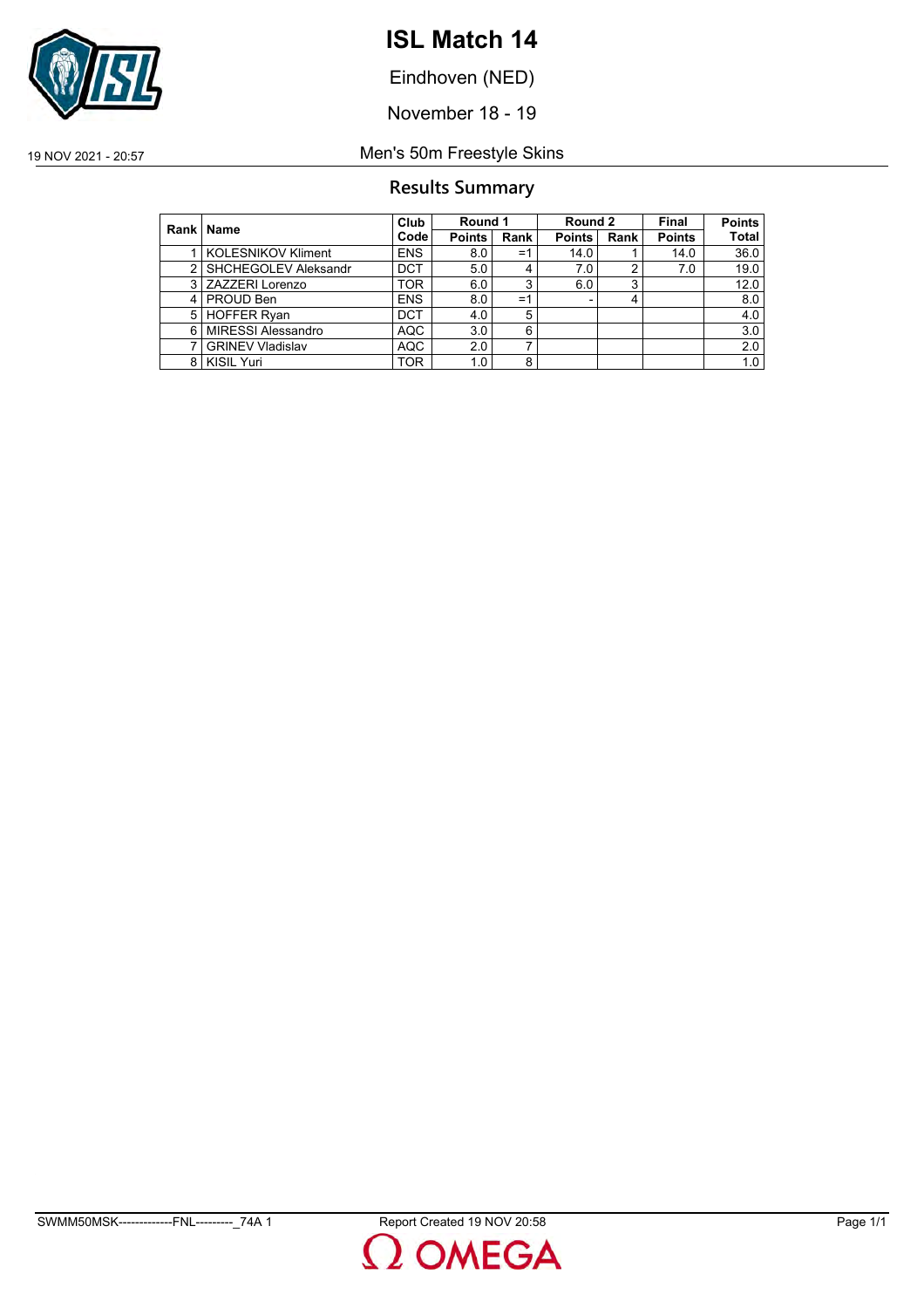# ISL Match 14

Eindhoven (NED)

November 18 - 19

19 NOV 2021 - 20:57

Men's 50m Freestyle Skins

## Results Summary

| Rank | Name | Club Code | Round 1 | | Round 2 | | Final | Points |
|---|---|---|---|---|---|---|---|---|
| | | | Points | Rank | Points | Rank | Points | Total |
| 1 | KOLESNIKOV Kliment | ENS | 8.0 | =1 | 14.0 | 1 | 14.0 | 36.0 |
| 2 | SHCHEGOLEV Aleksandr | DCT | 5.0 | 4 | 7.0 | 2 | 7.0 | 19.0 |
| 3 | ZAZZERI Lorenzo | TOR | 6.0 | 3 | 6.0 | 3 | | 12.0 |
| 4 | PROUD Ben | ENS | 8.0 | =1 | - | 4 | | 8.0 |
| 5 | HOFFER Ryan | DCT | 4.0 | 5 | | | | 4.0 |
| 6 | MIRESSI Alessandro | AQC | 3.0 | 6 | | | | 3.0 |
| 7 | GRINEV Vladislav | AQC | 2.0 | 7 | | | | 2.0 |
| 8 | KISIL Yuri | TOR | 1.0 | 8 | | | | 1.0 |

SWMM50MSK-------------FNL---------_74A 1 Report Created 19 NOV 20:58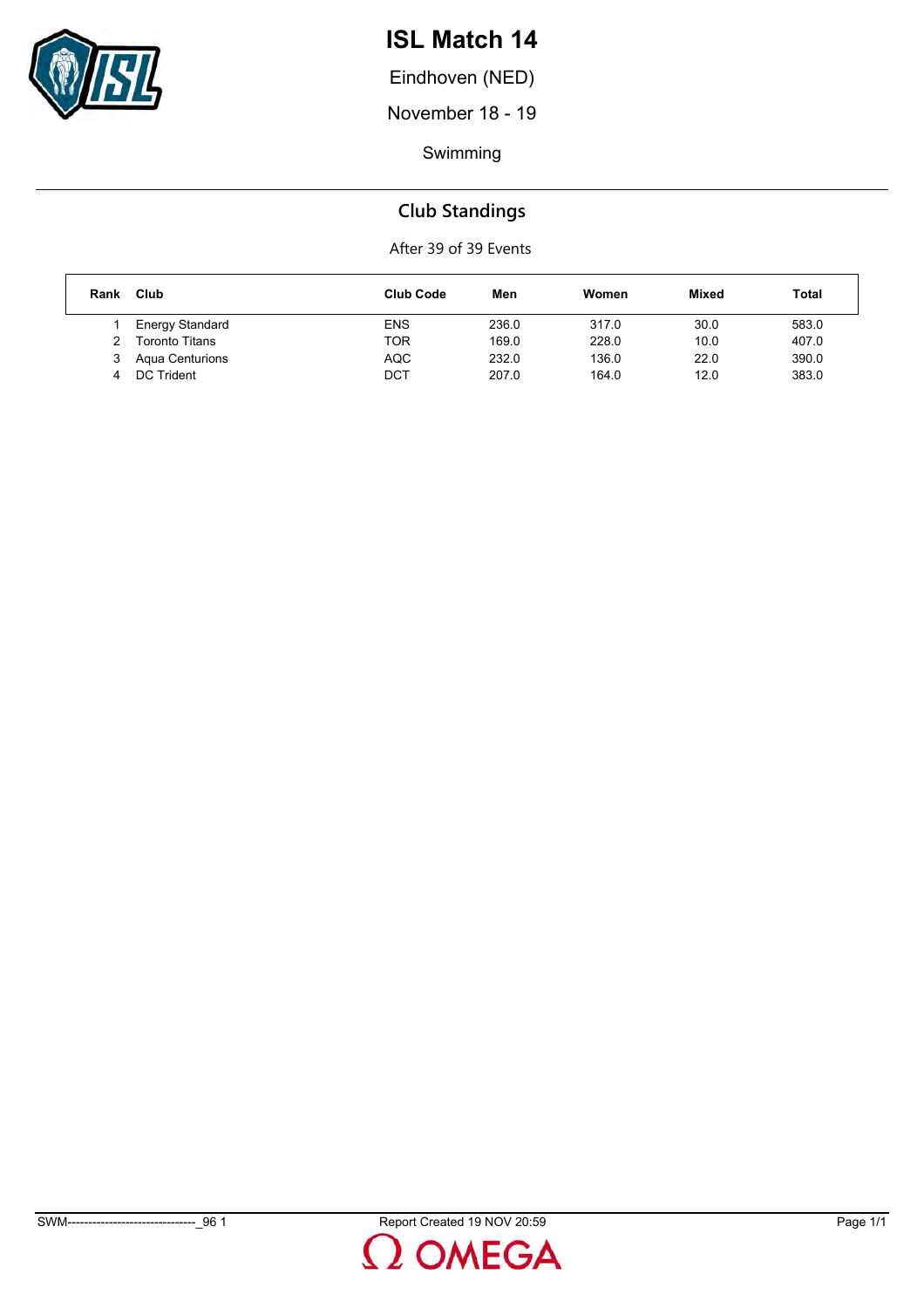# ISL Match 14

Eindhoven (NED)

November 18 - 19

Swimming

## Club Standings

After 39 of 39 Events

| Rank | Club | Club Code | Men | Women | Mixed | Total |
|---|---|---|---|---|---|---|
| 1 | Energy Standard | ENS | 236.0 | 317.0 | 30.0 | 583.0 |
| 2 | Toronto Titans | TOR | 169.0 | 228.0 | 10.0 | 407.0 |
| 3 | Aqua Centurions | AQC | 232.0 | 136.0 | 22.0 | 390.0 |
| 4 | DC Trident | DCT | 207.0 | 164.0 | 12.0 | 383.0 |

SWM-------------------------------_96 1 Report Created 19 NOV 20:59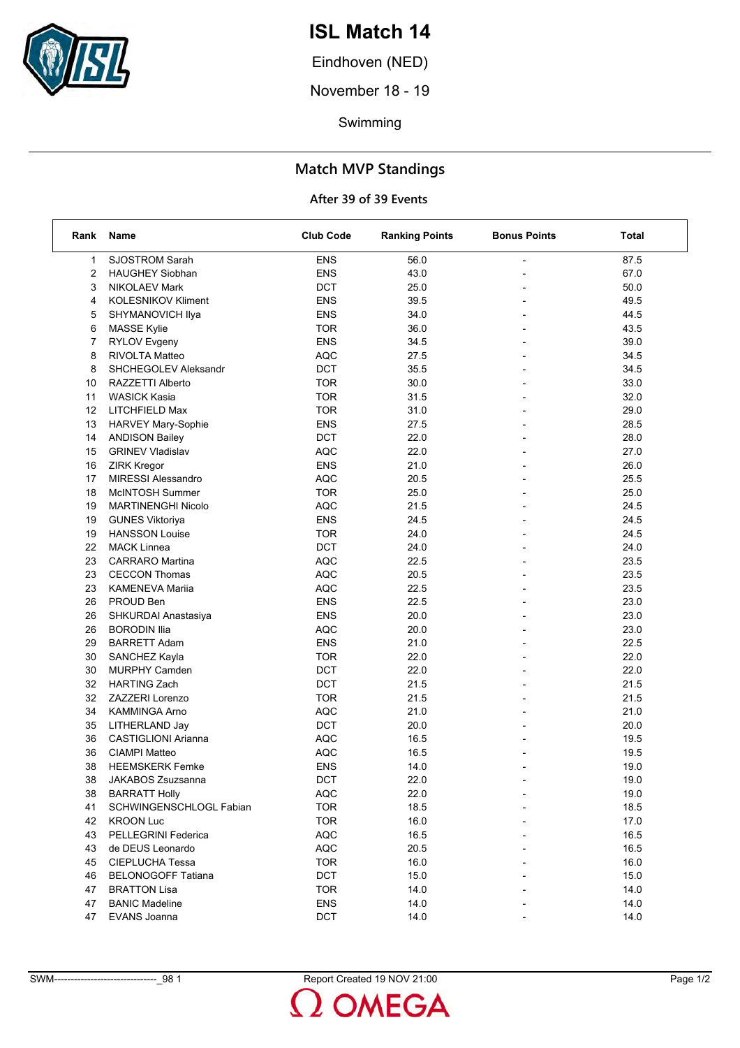# ISL Match 14

Eindhoven (NED)

November 18 - 19

Swimming

## Match MVP Standings

### After 39 of 39 Events

| Rank | Name | Club Code | Ranking Points | Bonus Points | Total |
|---|---|---|---|---|---|
| 1 | SJOSTROM Sarah | ENS | 56.0 | - | 87.5 |
| 2 | HAUGHEY Siobhan | ENS | 43.0 | - | 67.0 |
| 3 | NIKOLAEV Mark | DCT | 25.0 | - | 50.0 |
| 4 | KOLESNIKOV Kliment | ENS | 39.5 | - | 49.5 |
| 5 | SHYMANOVICH Ilya | ENS | 34.0 | - | 44.5 |
| 6 | MASSE Kylie | TOR | 36.0 | - | 43.5 |
| 7 | RYLOV Evgeny | ENS | 34.5 | - | 39.0 |
| 8 | RIVOLTA Matteo | AQC | 27.5 | - | 34.5 |
| 8 | SHCHEGOLEV Aleksandr | DCT | 35.5 | - | 34.5 |
| 10 | RAZZETTI Alberto | TOR | 30.0 | - | 33.0 |
| 11 | WASICK Kasia | TOR | 31.5 | - | 32.0 |
| 12 | LITCHFIELD Max | TOR | 31.0 | - | 29.0 |
| 13 | HARVEY Mary-Sophie | ENS | 27.5 | - | 28.5 |
| 14 | ANDISON Bailey | DCT | 22.0 | - | 28.0 |
| 15 | GRINEV Vladislav | AQC | 22.0 | - | 27.0 |
| 16 | ZIRK Kregor | ENS | 21.0 | - | 26.0 |
| 17 | MIRESSI Alessandro | AQC | 20.5 | - | 25.5 |
| 18 | McINTOSH Summer | TOR | 25.0 | - | 25.0 |
| 19 | MARTINENGHI Nicolo | AQC | 21.5 | - | 24.5 |
| 19 | GUNES Viktoriya | ENS | 24.5 | - | 24.5 |
| 19 | HANSSON Louise | TOR | 24.0 | - | 24.5 |
| 22 | MACK Linnea | DCT | 24.0 | - | 24.0 |
| 23 | CARRARO Martina | AQC | 22.5 | - | 23.5 |
| 23 | CECCON Thomas | AQC | 20.5 | - | 23.5 |
| 23 | KAMENEVA Mariia | AQC | 22.5 | - | 23.5 |
| 26 | PROUD Ben | ENS | 22.5 | - | 23.0 |
| 26 | SHKURDAI Anastasiya | ENS | 20.0 | - | 23.0 |
| 26 | BORODIN Ilia | AQC | 20.0 | - | 23.0 |
| 29 | BARRETT Adam | ENS | 21.0 | - | 22.5 |
| 30 | SANCHEZ Kayla | TOR | 22.0 | - | 22.0 |
| 30 | MURPHY Camden | DCT | 22.0 | - | 22.0 |
| 32 | HARTING Zach | DCT | 21.5 | - | 21.5 |
| 32 | ZAZZERI Lorenzo | TOR | 21.5 | - | 21.5 |
| 34 | KAMMINGA Arno | AQC | 21.0 | - | 21.0 |
| 35 | LITHERLAND Jay | DCT | 20.0 | - | 20.0 |
| 36 | CASTIGLIONI Arianna | AQC | 16.5 | - | 19.5 |
| 36 | CIAMPI Matteo | AQC | 16.5 | - | 19.5 |
| 38 | HEEMSKERK Femke | ENS | 14.0 | - | 19.0 |
| 38 | JAKABOS Zsuzsanna | DCT | 22.0 | - | 19.0 |
| 38 | BARRATT Holly | AQC | 22.0 | - | 19.0 |
| 41 | SCHWINGENSCHLOGL Fabian | TOR | 18.5 | - | 18.5 |
| 42 | KROON Luc | TOR | 16.0 | - | 17.0 |
| 43 | PELLEGRINI Federica | AQC | 16.5 | - | 16.5 |
| 43 | de DEUS Leonardo | AQC | 20.5 | - | 16.5 |
| 45 | CIEPLUCHA Tessa | TOR | 16.0 | - | 16.0 |
| 46 | BELONOGOFF Tatiana | DCT | 15.0 | - | 15.0 |
| 47 | BRATTON Lisa | TOR | 14.0 | - | 14.0 |
| 47 | BANIC Madeline | ENS | 14.0 | - | 14.0 |
| 47 | EVANS Joanna | DCT | 14.0 | - | 14.0 |

SWM-------------------------------_98 1 Report Created 19 NOV 21:00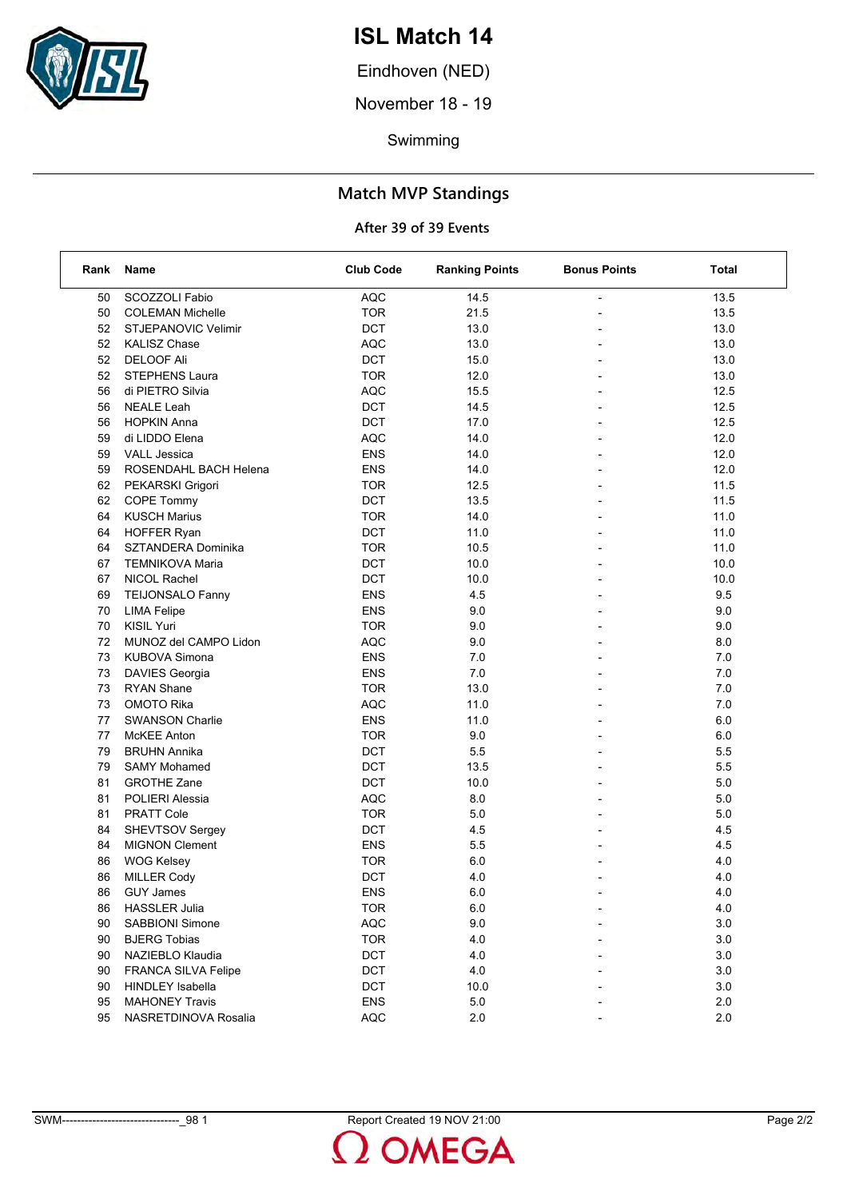# ISL Match 14

Eindhoven (NED)

November 18 - 19

Swimming

## Match MVP Standings

### After 39 of 39 Events

| Rank | Name | Club Code | Ranking Points | Bonus Points | Total |
|---|---|---|---|---|---|
| 50 | SCOZZOLI Fabio | AQC | 14.5 | - | 13.5 |
| 50 | COLEMAN Michelle | TOR | 21.5 | - | 13.5 |
| 52 | STJEPANOVIC Velimir | DCT | 13.0 | - | 13.0 |
| 52 | KALISZ Chase | AQC | 13.0 | - | 13.0 |
| 52 | DELOOF Ali | DCT | 15.0 | - | 13.0 |
| 52 | STEPHENS Laura | TOR | 12.0 | - | 13.0 |
| 56 | di PIETRO Silvia | AQC | 15.5 | - | 12.5 |
| 56 | NEALE Leah | DCT | 14.5 | - | 12.5 |
| 56 | HOPKIN Anna | DCT | 17.0 | - | 12.5 |
| 59 | di LIDDO Elena | AQC | 14.0 | - | 12.0 |
| 59 | VALL Jessica | ENS | 14.0 | - | 12.0 |
| 59 | ROSENDAHL BACH Helena | ENS | 14.0 | - | 12.0 |
| 62 | PEKARSKI Grigori | TOR | 12.5 | - | 11.5 |
| 62 | COPE Tommy | DCT | 13.5 | - | 11.5 |
| 64 | KUSCH Marius | TOR | 14.0 | - | 11.0 |
| 64 | HOFFER Ryan | DCT | 11.0 | - | 11.0 |
| 64 | SZTANDERA Dominika | TOR | 10.5 | - | 11.0 |
| 67 | TEMNIKOVA Maria | DCT | 10.0 | - | 10.0 |
| 67 | NICOL Rachel | DCT | 10.0 | - | 10.0 |
| 69 | TEIJONSALO Fanny | ENS | 4.5 | - | 9.5 |
| 70 | LIMA Felipe | ENS | 9.0 | - | 9.0 |
| 70 | KISIL Yuri | TOR | 9.0 | - | 9.0 |
| 72 | MUNOZ del CAMPO Lidon | AQC | 9.0 | - | 8.0 |
| 73 | KUBOVA Simona | ENS | 7.0 | - | 7.0 |
| 73 | DAVIES Georgia | ENS | 7.0 | - | 7.0 |
| 73 | RYAN Shane | TOR | 13.0 | - | 7.0 |
| 73 | OMOTO Rika | AQC | 11.0 | - | 7.0 |
| 77 | SWANSON Charlie | ENS | 11.0 | - | 6.0 |
| 77 | McKEE Anton | TOR | 9.0 | - | 6.0 |
| 79 | BRUHN Annika | DCT | 5.5 | - | 5.5 |
| 79 | SAMY Mohamed | DCT | 13.5 | - | 5.5 |
| 81 | GROTHE Zane | DCT | 10.0 | - | 5.0 |
| 81 | POLIERI Alessia | AQC | 8.0 | - | 5.0 |
| 81 | PRATT Cole | TOR | 5.0 | - | 5.0 |
| 84 | SHEVTSOV Sergey | DCT | 4.5 | - | 4.5 |
| 84 | MIGNON Clement | ENS | 5.5 | - | 4.5 |
| 86 | WOG Kelsey | TOR | 6.0 | - | 4.0 |
| 86 | MILLER Cody | DCT | 4.0 | - | 4.0 |
| 86 | GUY James | ENS | 6.0 | - | 4.0 |
| 86 | HASSLER Julia | TOR | 6.0 | - | 4.0 |
| 90 | SABBIONI Simone | AQC | 9.0 | - | 3.0 |
| 90 | BJERG Tobias | TOR | 4.0 | - | 3.0 |
| 90 | NAZIEBLO Klaudia | DCT | 4.0 | - | 3.0 |
| 90 | FRANCA SILVA Felipe | DCT | 4.0 | - | 3.0 |
| 90 | HINDLEY Isabella | DCT | 10.0 | - | 3.0 |
| 95 | MAHONEY Travis | ENS | 5.0 | - | 2.0 |
| 95 | NASRETDINOVA Rosalia | AQC | 2.0 | - | 2.0 |

SWM-------------------------------_98 1 Report Created 19 NOV 21:00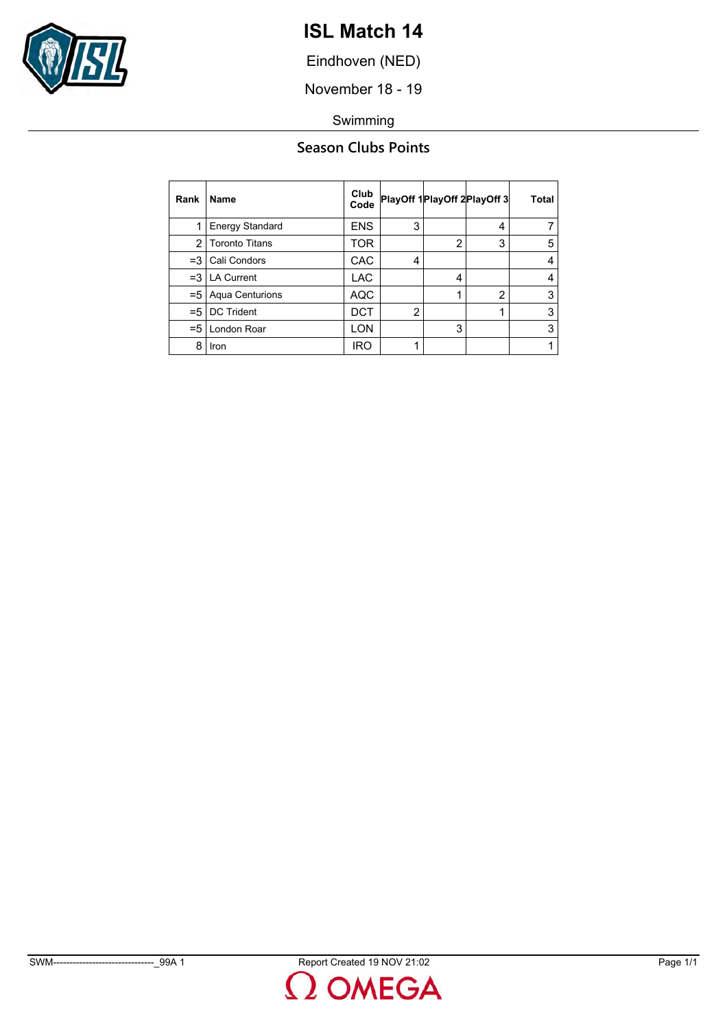# ISL Match 14

Eindhoven (NED)

November 18 - 19

Swimming

## Season Clubs Points

| Rank | Name | Club Code | PlayOff 1 | PlayOff 2 | PlayOff 3 | Total |
|---|---|---|---|---|---|---|
| 1 | Energy Standard | ENS | 3 | | 4 | 7 |
| 2 | Toronto Titans | TOR | | 2 | 3 | 5 |
| =3 | Cali Condors | CAC | 4 | | | 4 |
| =3 | LA Current | LAC | | 4 | | 4 |
| =5 | Aqua Centurions | AQC | | 1 | 2 | 3 |
| =5 | DC Trident | DCT | 2 | | 1 | 3 |
| =5 | London Roar | LON | | 3 | | 3 |
| 8 | Iron | IRO | 1 | | | 1 |

SWM-------------------------------_99A 1 Report Created 19 NOV 21:02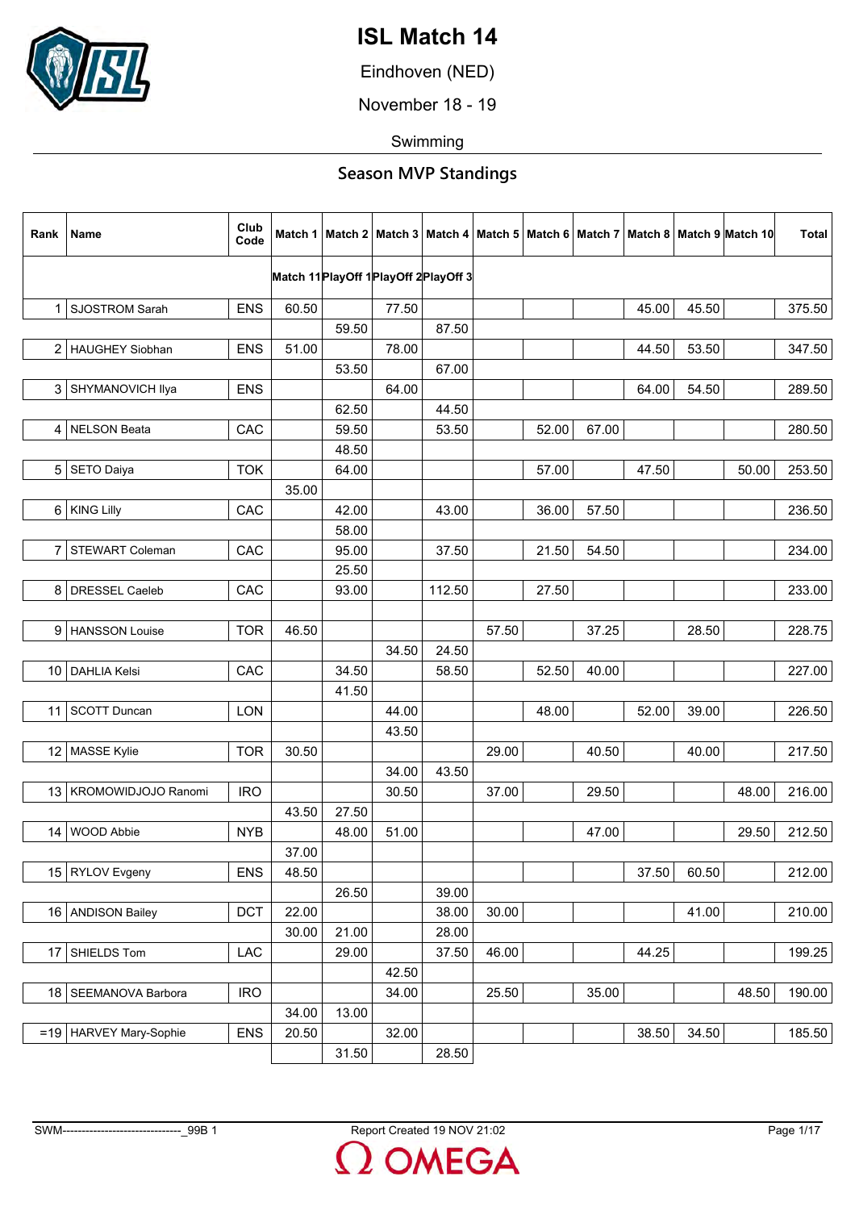# ISL Match 14

Eindhoven (NED)

November 18 - 19

Swimming

## Season MVP Standings

| Rank | Name | Club Code | Match 1 / Match 11 | Match 2 / PlayOff 1 | Match 3 / PlayOff 2 | Match 4 / PlayOff 3 | Match 5 | Match 6 | Match 7 | Match 8 | Match 9 | Match 10 | Total |
|---|---|---|---|---|---|---|---|---|---|---|---|---|---|
| 1 | SJOSTROM Sarah | ENS | 60.50 | | 77.50 | | | | | 45.00 | 45.50 | | 375.50 |
| | | | | 59.50 | | 87.50 | | | | | | | |
| 2 | HAUGHEY Siobhan | ENS | 51.00 | | 78.00 | | | | | 44.50 | 53.50 | | 347.50 |
| | | | | 53.50 | | 67.00 | | | | | | | |
| 3 | SHYMANOVICH Ilya | ENS | | | 64.00 | | | | | 64.00 | 54.50 | | 289.50 |
| | | | | 62.50 | | 44.50 | | | | | | | |
| 4 | NELSON Beata | CAC | | 59.50 | | 53.50 | | 52.00 | 67.00 | | | | 280.50 |
| | | | | 48.50 | | | | | | | | | |
| 5 | SETO Daiya | TOK | | 64.00 | | | | 57.00 | | 47.50 | | 50.00 | 253.50 |
| | | | 35.00 | | | | | | | | | | |
| 6 | KING Lilly | CAC | | 42.00 | | 43.00 | | 36.00 | 57.50 | | | | 236.50 |
| | | | | 58.00 | | | | | | | | | |
| 7 | STEWART Coleman | CAC | | 95.00 | | 37.50 | | 21.50 | 54.50 | | | | 234.00 |
| | | | | 25.50 | | | | | | | | | |
| 8 | DRESSEL Caeleb | CAC | | 93.00 | | 112.50 | | 27.50 | | | | | 233.00 |
| | | | | | | | | | | | | | |
| 9 | HANSSON Louise | TOR | 46.50 | | | | 57.50 | | 37.25 | | 28.50 | | 228.75 |
| | | | | | 34.50 | 24.50 | | | | | | | |
| 10 | DAHLIA Kelsi | CAC | | 34.50 | | 58.50 | | 52.50 | 40.00 | | | | 227.00 |
| | | | | 41.50 | | | | | | | | | |
| 11 | SCOTT Duncan | LON | | | 44.00 | | | 48.00 | | 52.00 | 39.00 | | 226.50 |
| | | | | | 43.50 | | | | | | | | |
| 12 | MASSE Kylie | TOR | 30.50 | | | | 29.00 | | 40.50 | | 40.00 | | 217.50 |
| | | | | | 34.00 | 43.50 | | | | | | | |
| 13 | KROMOWIDJOJO Ranomi | IRO | | | 30.50 | | 37.00 | | 29.50 | | | 48.00 | 216.00 |
| | | | 43.50 | 27.50 | | | | | | | | | |
| 14 | WOOD Abbie | NYB | | 48.00 | 51.00 | | | | 47.00 | | | 29.50 | 212.50 |
| | | | 37.00 | | | | | | | | | | |
| 15 | RYLOV Evgeny | ENS | 48.50 | | | | | | | 37.50 | 60.50 | | 212.00 |
| | | | | 26.50 | | 39.00 | | | | | | | |
| 16 | ANDISON Bailey | DCT | 22.00 | | | 38.00 | 30.00 | | | | 41.00 | | 210.00 |
| | | | 30.00 | 21.00 | | 28.00 | | | | | | | |
| 17 | SHIELDS Tom | LAC | | 29.00 | | 37.50 | 46.00 | | | 44.25 | | | 199.25 |
| | | | | | 42.50 | | | | | | | | |
| 18 | SEEMANOVA Barbora | IRO | | | 34.00 | | 25.50 | | 35.00 | | | 48.50 | 190.00 |
| | | | 34.00 | 13.00 | | | | | | | | | |
| =19 | HARVEY Mary-Sophie | ENS | 20.50 | | 32.00 | | | | | 38.50 | 34.50 | | 185.50 |
| | | | | 31.50 | | 28.50 | | | | | | | |

SWM-------------------------------_99B 1 Report Created 19 NOV 21:02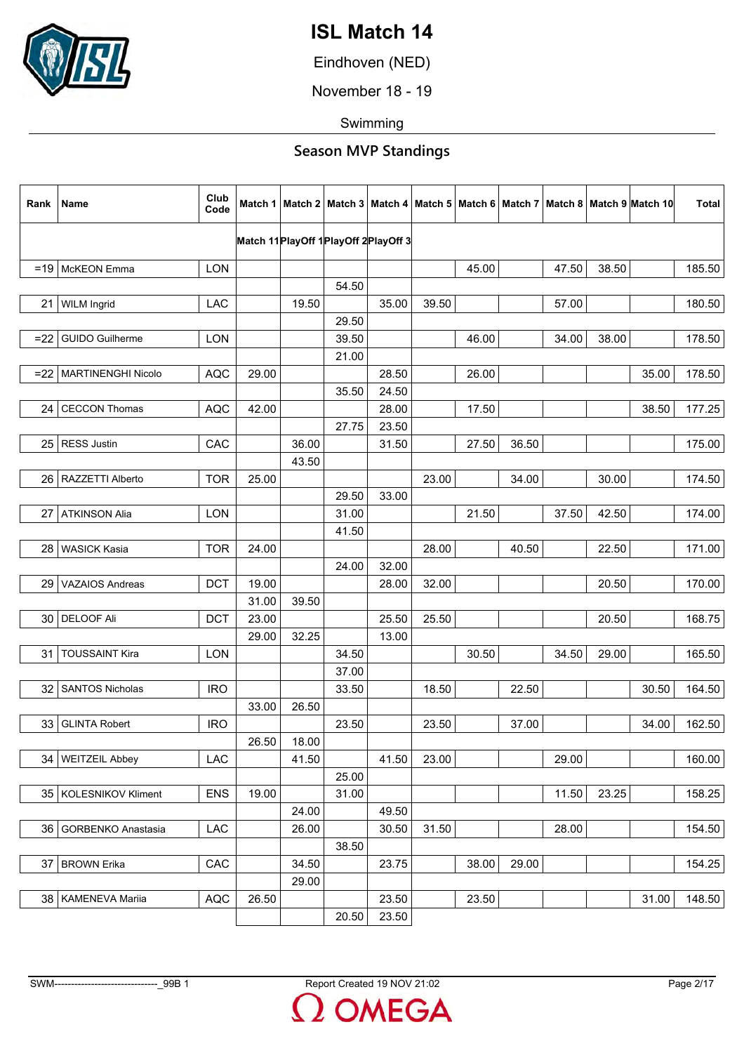# ISL Match 14

Eindhoven (NED)

November 18 - 19

Swimming

## Season MVP Standings

| Rank | Name | Club Code | Match 1 | Match 2 | Match 3 | Match 4 | Match 5 | Match 6 | Match 7 | Match 8 | Match 9 | Match 10 | Total |
|---|---|---|---|---|---|---|---|---|---|---|---|---|---|
| | | | Match 11 | PlayOff 1 | PlayOff 2 | PlayOff 3 | | | | | | | |
| =19 | McKEON Emma | LON | | | | | | 45.00 | | 47.50 | 38.50 | | 185.50 |
| | | | | | 54.50 | | | | | | | | |
| 21 | WILM Ingrid | LAC | | 19.50 | | 35.00 | 39.50 | | | 57.00 | | | 180.50 |
| | | | | | 29.50 | | | | | | | | |
| =22 | GUIDO Guilherme | LON | | | 39.50 | | | 46.00 | | 34.00 | 38.00 | | 178.50 |
| | | | | | 21.00 | | | | | | | | |
| =22 | MARTINENGHI Nicolo | AQC | 29.00 | | | 28.50 | | 26.00 | | | | 35.00 | 178.50 |
| | | | | | 35.50 | 24.50 | | | | | | | |
| 24 | CECCON Thomas | AQC | 42.00 | | | 28.00 | | 17.50 | | | | 38.50 | 177.25 |
| | | | | | 27.75 | 23.50 | | | | | | | |
| 25 | RESS Justin | CAC | | 36.00 | | 31.50 | | 27.50 | 36.50 | | | | 175.00 |
| | | | | 43.50 | | | | | | | | | |
| 26 | RAZZETTI Alberto | TOR | 25.00 | | | | 23.00 | | 34.00 | | 30.00 | | 174.50 |
| | | | | | 29.50 | 33.00 | | | | | | | |
| 27 | ATKINSON Alia | LON | | | 31.00 | | | 21.50 | | 37.50 | 42.50 | | 174.00 |
| | | | | | 41.50 | | | | | | | | |
| 28 | WASICK Kasia | TOR | 24.00 | | | | 28.00 | | 40.50 | | 22.50 | | 171.00 |
| | | | | | 24.00 | 32.00 | | | | | | | |
| 29 | VAZAIOS Andreas | DCT | 19.00 | | | 28.00 | 32.00 | | | | 20.50 | | 170.00 |
| | | | 31.00 | 39.50 | | | | | | | | | |
| 30 | DELOOF Ali | DCT | 23.00 | | | 25.50 | 25.50 | | | | 20.50 | | 168.75 |
| | | | 29.00 | 32.25 | | 13.00 | | | | | | | |
| 31 | TOUSSAINT Kira | LON | | | 34.50 | | | 30.50 | | 34.50 | 29.00 | | 165.50 |
| | | | | | 37.00 | | | | | | | | |
| 32 | SANTOS Nicholas | IRO | | | 33.50 | | 18.50 | | 22.50 | | | 30.50 | 164.50 |
| | | | 33.00 | 26.50 | | | | | | | | | |
| 33 | GLINTA Robert | IRO | | | 23.50 | | 23.50 | | 37.00 | | | 34.00 | 162.50 |
| | | | 26.50 | 18.00 | | | | | | | | | |
| 34 | WEITZEIL Abbey | LAC | | 41.50 | | 41.50 | 23.00 | | | 29.00 | | | 160.00 |
| | | | | | 25.00 | | | | | | | | |
| 35 | KOLESNIKOV Kliment | ENS | 19.00 | | 31.00 | | | | | 11.50 | 23.25 | | 158.25 |
| | | | | 24.00 | | 49.50 | | | | | | | |
| 36 | GORBENKO Anastasia | LAC | | 26.00 | | 30.50 | 31.50 | | | 28.00 | | | 154.50 |
| | | | | | 38.50 | | | | | | | | |
| 37 | BROWN Erika | CAC | | 34.50 | | 23.75 | | 38.00 | 29.00 | | | | 154.25 |
| | | | | 29.00 | | | | | | | | | |
| 38 | KAMENEVA Mariia | AQC | 26.50 | | | 23.50 | | 23.50 | | | | 31.00 | 148.50 |
| | | | | | 20.50 | 23.50 | | | | | | | |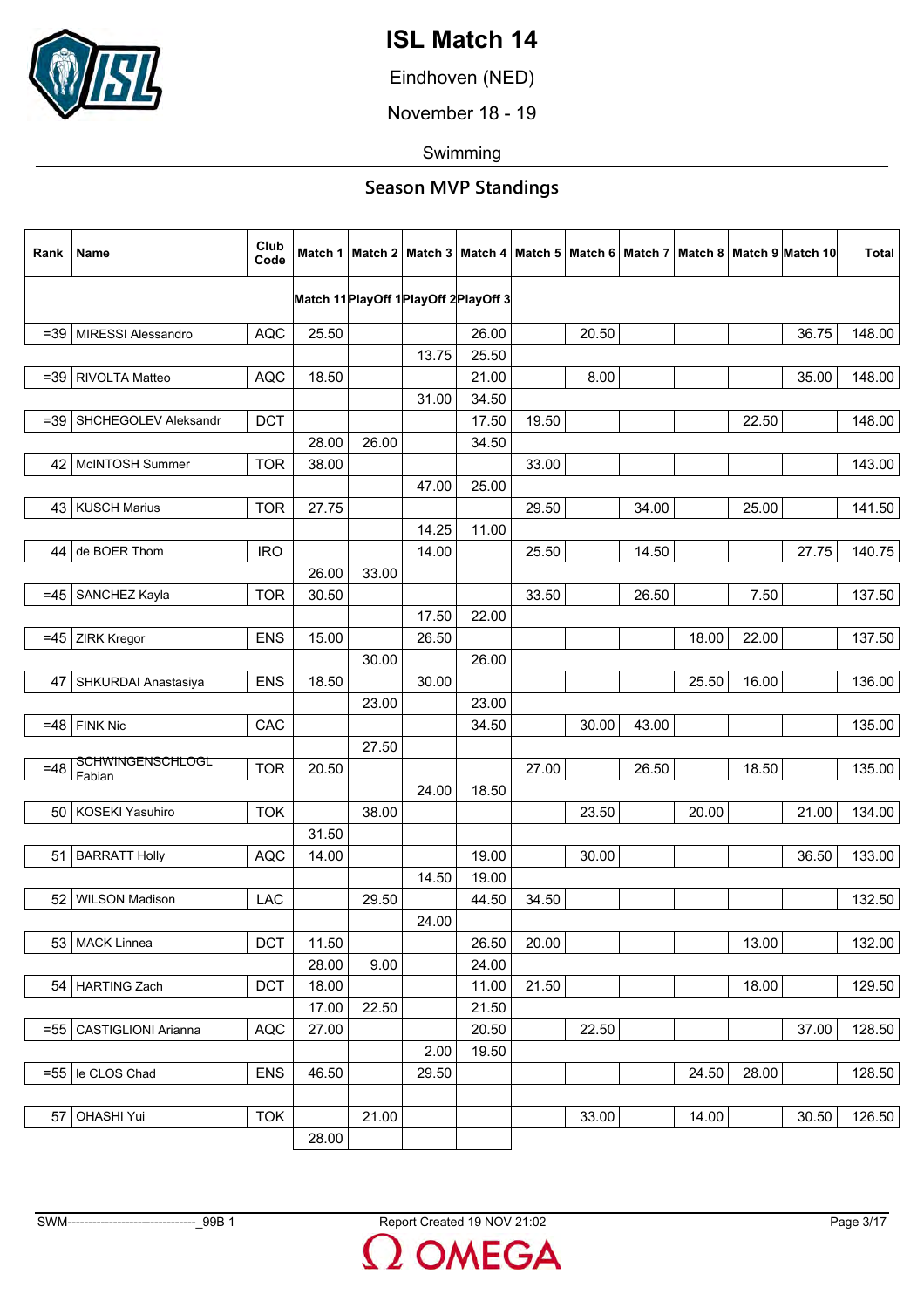# ISL Match 14

Eindhoven (NED)

November 18 - 19

Swimming

## Season MVP Standings

| Rank | Name | Club Code | Match 1 | Match 2 | Match 3 | Match 4 | Match 5 | Match 6 | Match 7 | Match 8 | Match 9 | Match 10 | Total |
|---|---|---|---|---|---|---|---|---|---|---|---|---|---|
| | | | Match 11 | PlayOff 1 | PlayOff 2 | PlayOff 3 | | | | | | | |
| =39 | MIRESSI Alessandro | AQC | 25.50 | | | 26.00 | | 20.50 | | | | 36.75 | 148.00 |
| | | | | | 13.75 | 25.50 | | | | | | | |
| =39 | RIVOLTA Matteo | AQC | 18.50 | | | 21.00 | | 8.00 | | | | 35.00 | 148.00 |
| | | | | | 31.00 | 34.50 | | | | | | | |
| =39 | SHCHEGOLEV Aleksandr | DCT | | | | 17.50 | 19.50 | | | | 22.50 | | 148.00 |
| | | | 28.00 | 26.00 | | 34.50 | | | | | | | |
| 42 | McINTOSH Summer | TOR | 38.00 | | | | 33.00 | | | | | | 143.00 |
| | | | | | 47.00 | 25.00 | | | | | | | |
| 43 | KUSCH Marius | TOR | 27.75 | | | | 29.50 | | 34.00 | | 25.00 | | 141.50 |
| | | | | | 14.25 | 11.00 | | | | | | | |
| 44 | de BOER Thom | IRO | | | 14.00 | | 25.50 | | 14.50 | | | 27.75 | 140.75 |
| | | | 26.00 | 33.00 | | | | | | | | | |
| =45 | SANCHEZ Kayla | TOR | 30.50 | | | | 33.50 | | 26.50 | | 7.50 | | 137.50 |
| | | | | | 17.50 | 22.00 | | | | | | | |
| =45 | ZIRK Kregor | ENS | 15.00 | | 26.50 | | | | | 18.00 | 22.00 | | 137.50 |
| | | | | 30.00 | | 26.00 | | | | | | | |
| 47 | SHKURDAI Anastasiya | ENS | 18.50 | | 30.00 | | | | | 25.50 | 16.00 | | 136.00 |
| | | | | 23.00 | | 23.00 | | | | | | | |
| =48 | FINK Nic | CAC | | | | 34.50 | | 30.00 | 43.00 | | | | 135.00 |
| | | | | 27.50 | | | | | | | | | |
| =48 | SCHWINGENSCHLOGL Fabian | TOR | 20.50 | | | | 27.00 | | 26.50 | | 18.50 | | 135.00 |
| | | | | | 24.00 | 18.50 | | | | | | | |
| 50 | KOSEKI Yasuhiro | TOK | | 38.00 | | | | 23.50 | | 20.00 | | 21.00 | 134.00 |
| | | | 31.50 | | | | | | | | | | |
| 51 | BARRATT Holly | AQC | 14.00 | | | 19.00 | | 30.00 | | | | 36.50 | 133.00 |
| | | | | | 14.50 | 19.00 | | | | | | | |
| 52 | WILSON Madison | LAC | | 29.50 | | 44.50 | 34.50 | | | | | | 132.50 |
| | | | | | 24.00 | | | | | | | | |
| 53 | MACK Linnea | DCT | 11.50 | | | 26.50 | 20.00 | | | | 13.00 | | 132.00 |
| | | | 28.00 | 9.00 | | 24.00 | | | | | | | |
| 54 | HARTING Zach | DCT | 18.00 | | | 11.00 | 21.50 | | | | 18.00 | | 129.50 |
| | | | 17.00 | 22.50 | | 21.50 | | | | | | | |
| =55 | CASTIGLIONI Arianna | AQC | 27.00 | | | 20.50 | | 22.50 | | | | 37.00 | 128.50 |
| | | | | | 2.00 | 19.50 | | | | | | | |
| =55 | le CLOS Chad | ENS | 46.50 | | 29.50 | | | | | 24.50 | 28.00 | | 128.50 |
| | | | | | | | | | | | | | |
| 57 | OHASHI Yui | TOK | | 21.00 | | | | 33.00 | | 14.00 | | 30.50 | 126.50 |
| | | | 28.00 | | | | | | | | | | |

SWM-------------------------------_99B 1 | Report Created 19 NOV 21:02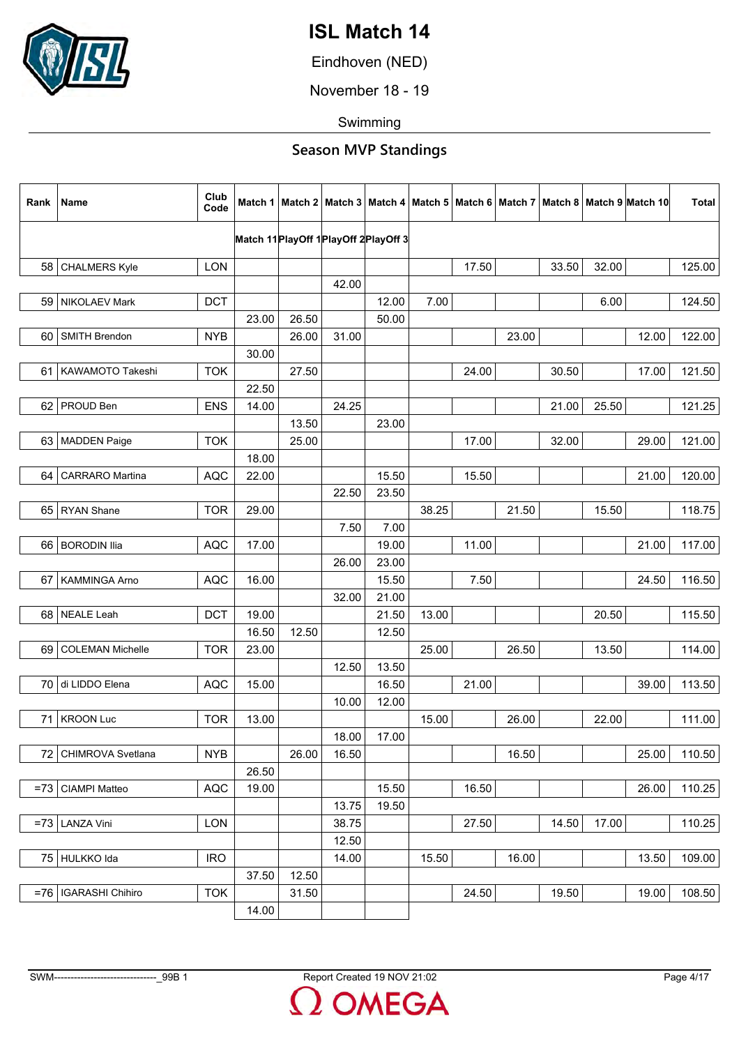# ISL Match 14

Eindhoven (NED)

November 18 - 19

Swimming

## Season MVP Standings

| Rank | Name | Club Code | Match 1 | Match 2 | Match 3 | Match 4 | Match 5 | Match 6 | Match 7 | Match 8 | Match 9 | Match 10 | Total |
|---|---|---|---|---|---|---|---|---|---|---|---|---|---|
| | | | Match 11 | PlayOff 1 | PlayOff 2 | PlayOff 3 | | | | | | | |
| 58 | CHALMERS Kyle | LON | | | | | | 17.50 | | 33.50 | 32.00 | | 125.00 |
| | | | | | 42.00 | | | | | | | | |
| 59 | NIKOLAEV Mark | DCT | | | | 12.00 | 7.00 | | | | 6.00 | | 124.50 |
| | | | 23.00 | 26.50 | | 50.00 | | | | | | | |
| 60 | SMITH Brendon | NYB | | 26.00 | 31.00 | | | | 23.00 | | | 12.00 | 122.00 |
| | | | 30.00 | | | | | | | | | | |
| 61 | KAWAMOTO Takeshi | TOK | | 27.50 | | | | 24.00 | | 30.50 | | 17.00 | 121.50 |
| | | | 22.50 | | | | | | | | | | |
| 62 | PROUD Ben | ENS | 14.00 | | 24.25 | | | | | 21.00 | 25.50 | | 121.25 |
| | | | | 13.50 | | 23.00 | | | | | | | |
| 63 | MADDEN Paige | TOK | | 25.00 | | | | 17.00 | | 32.00 | | 29.00 | 121.00 |
| | | | 18.00 | | | | | | | | | | |
| 64 | CARRARO Martina | AQC | 22.00 | | | 15.50 | | 15.50 | | | | 21.00 | 120.00 |
| | | | | | 22.50 | 23.50 | | | | | | | |
| 65 | RYAN Shane | TOR | 29.00 | | | | 38.25 | | 21.50 | | 15.50 | | 118.75 |
| | | | | | 7.50 | 7.00 | | | | | | | |
| 66 | BORODIN Ilia | AQC | 17.00 | | | 19.00 | | 11.00 | | | | 21.00 | 117.00 |
| | | | | | 26.00 | 23.00 | | | | | | | |
| 67 | KAMMINGA Arno | AQC | 16.00 | | | 15.50 | | 7.50 | | | | 24.50 | 116.50 |
| | | | | | 32.00 | 21.00 | | | | | | | |
| 68 | NEALE Leah | DCT | 19.00 | | | 21.50 | 13.00 | | | | 20.50 | | 115.50 |
| | | | 16.50 | 12.50 | | 12.50 | | | | | | | |
| 69 | COLEMAN Michelle | TOR | 23.00 | | | | 25.00 | | 26.50 | | 13.50 | | 114.00 |
| | | | | | 12.50 | 13.50 | | | | | | | |
| 70 | di LIDDO Elena | AQC | 15.00 | | | 16.50 | | 21.00 | | | | 39.00 | 113.50 |
| | | | | | 10.00 | 12.00 | | | | | | | |
| 71 | KROON Luc | TOR | 13.00 | | | | 15.00 | | 26.00 | | 22.00 | | 111.00 |
| | | | | | 18.00 | 17.00 | | | | | | | |
| 72 | CHIMROVA Svetlana | NYB | | 26.00 | 16.50 | | | | 16.50 | | | 25.00 | 110.50 |
| | | | 26.50 | | | | | | | | | | |
| =73 | CIAMPI Matteo | AQC | 19.00 | | | 15.50 | | 16.50 | | | | 26.00 | 110.25 |
| | | | | | 13.75 | 19.50 | | | | | | | |
| =73 | LANZA Vini | LON | | | 38.75 | | | 27.50 | | 14.50 | 17.00 | | 110.25 |
| | | | | | 12.50 | | | | | | | | |
| 75 | HULKKO Ida | IRO | | | 14.00 | | 15.50 | | 16.00 | | | 13.50 | 109.00 |
| | | | 37.50 | 12.50 | | | | | | | | | |
| =76 | IGARASHI Chihiro | TOK | | 31.50 | | | | 24.50 | | 19.50 | | 19.00 | 108.50 |
| | | | 14.00 | | | | | | | | | | |

SWM-------------------------------_99B 1 Report Created 19 NOV 21:02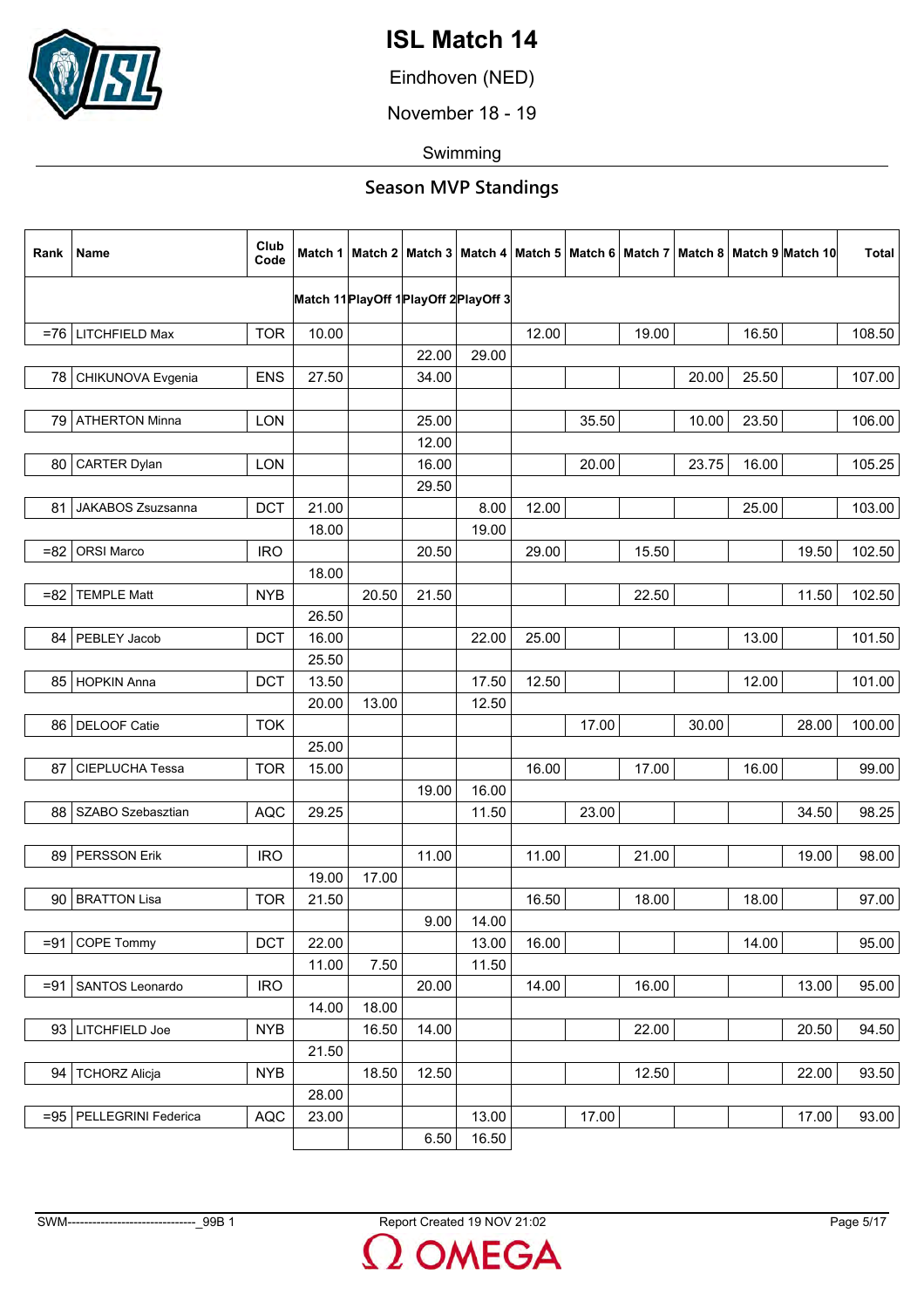# ISL Match 14

Eindhoven (NED)

November 18 - 19

Swimming

## Season MVP Standings

| Rank | Name | Club Code | Match 1 | Match 2 | Match 3 | Match 4 | Match 5 | Match 6 | Match 7 | Match 8 | Match 9 | Match 10 | Total |
|---|---|---|---|---|---|---|---|---|---|---|---|---|---|
| | | | Match 11 | PlayOff 1 | PlayOff 2 | PlayOff 3 | | | | | | | |
| =76 | LITCHFIELD Max | TOR | 10.00 | | | | 12.00 | | 19.00 | | 16.50 | | 108.50 |
| | | | | | 22.00 | 29.00 | | | | | | | |
| 78 | CHIKUNOVA Evgenia | ENS | 27.50 | | 34.00 | | | | | 20.00 | 25.50 | | 107.00 |
| | | | | | | | | | | | | | |
| 79 | ATHERTON Minna | LON | | | 25.00 | | | 35.50 | | 10.00 | 23.50 | | 106.00 |
| | | | | | 12.00 | | | | | | | | |
| 80 | CARTER Dylan | LON | | | 16.00 | | | 20.00 | | 23.75 | 16.00 | | 105.25 |
| | | | | | 29.50 | | | | | | | | |
| 81 | JAKABOS Zsuzsanna | DCT | 21.00 | | | 8.00 | 12.00 | | | | 25.00 | | 103.00 |
| | | | 18.00 | | | 19.00 | | | | | | | |
| =82 | ORSI Marco | IRO | | | 20.50 | | 29.00 | | 15.50 | | | 19.50 | 102.50 |
| | | | 18.00 | | | | | | | | | | |
| =82 | TEMPLE Matt | NYB | | 20.50 | 21.50 | | | | 22.50 | | | 11.50 | 102.50 |
| | | | 26.50 | | | | | | | | | | |
| 84 | PEBLEY Jacob | DCT | 16.00 | | | 22.00 | 25.00 | | | | 13.00 | | 101.50 |
| | | | 25.50 | | | | | | | | | | |
| 85 | HOPKIN Anna | DCT | 13.50 | | | 17.50 | 12.50 | | | | 12.00 | | 101.00 |
| | | | 20.00 | 13.00 | | 12.50 | | | | | | | |
| 86 | DELOOF Catie | TOK | | | | | | 17.00 | | 30.00 | | 28.00 | 100.00 |
| | | | 25.00 | | | | | | | | | | |
| 87 | CIEPLUCHA Tessa | TOR | 15.00 | | | | 16.00 | | 17.00 | | 16.00 | | 99.00 |
| | | | | | 19.00 | 16.00 | | | | | | | |
| 88 | SZABO Szebasztian | AQC | 29.25 | | | 11.50 | | 23.00 | | | | 34.50 | 98.25 |
| | | | | | | | | | | | | | |
| 89 | PERSSON Erik | IRO | | | 11.00 | | 11.00 | | 21.00 | | | 19.00 | 98.00 |
| | | | 19.00 | 17.00 | | | | | | | | | |
| 90 | BRATTON Lisa | TOR | 21.50 | | | | 16.50 | | 18.00 | | 18.00 | | 97.00 |
| | | | | | 9.00 | 14.00 | | | | | | | |
| =91 | COPE Tommy | DCT | 22.00 | | | 13.00 | 16.00 | | | | 14.00 | | 95.00 |
| | | | 11.00 | 7.50 | | 11.50 | | | | | | | |
| =91 | SANTOS Leonardo | IRO | | | 20.00 | | 14.00 | | 16.00 | | | 13.00 | 95.00 |
| | | | 14.00 | 18.00 | | | | | | | | | |
| 93 | LITCHFIELD Joe | NYB | | 16.50 | 14.00 | | | | 22.00 | | | 20.50 | 94.50 |
| | | | 21.50 | | | | | | | | | | |
| 94 | TCHORZ Alicja | NYB | | 18.50 | 12.50 | | | | 12.50 | | | 22.00 | 93.50 |
| | | | 28.00 | | | | | | | | | | |
| =95 | PELLEGRINI Federica | AQC | 23.00 | | | 13.00 | | 17.00 | | | | 17.00 | 93.00 |
| | | | | | 6.50 | 16.50 | | | | | | | |

SWM-------------------------------_99B 1 Report Created 19 NOV 21:02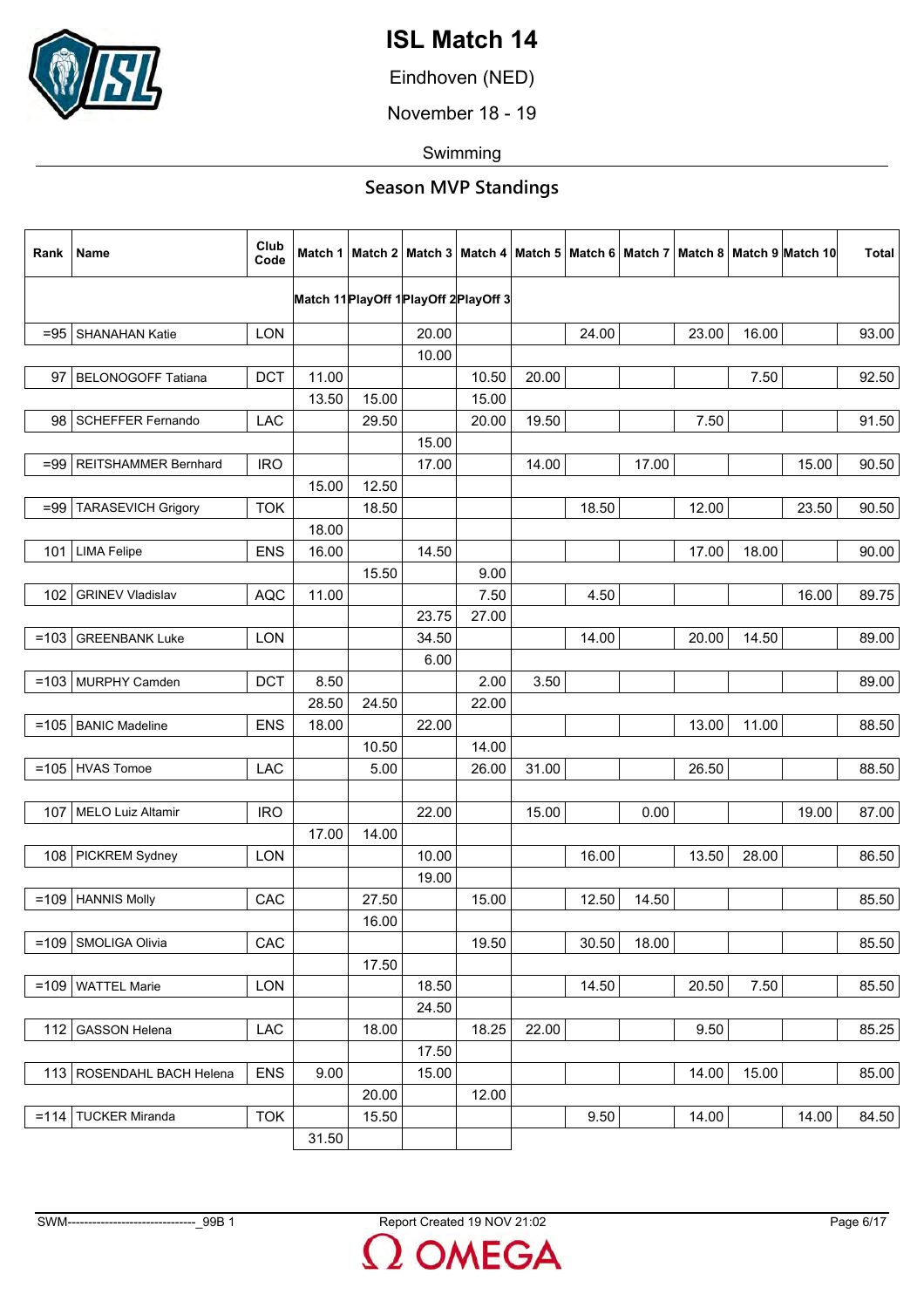# ISL Match 14

Eindhoven (NED)

November 18 - 19

Swimming

## Season MVP Standings

| Rank | Name | Club Code | Match 1 | Match 2 | Match 3 | Match 4 | Match 5 | Match 6 | Match 7 | Match 8 | Match 9 | Match 10 | Total |
|---|---|---|---|---|---|---|---|---|---|---|---|---|---|
| | | | Match 11 | PlayOff 1 | PlayOff 2 | PlayOff 3 | | | | | | | |
| =95 | SHANAHAN Katie | LON | | | 20.00 | | | 24.00 | | 23.00 | 16.00 | | 93.00 |
| | | | | | 10.00 | | | | | | | | |
| 97 | BELONOGOFF Tatiana | DCT | 11.00 | | | 10.50 | 20.00 | | | | 7.50 | | 92.50 |
| | | | 13.50 | 15.00 | | 15.00 | | | | | | | |
| 98 | SCHEFFER Fernando | LAC | | 29.50 | | 20.00 | 19.50 | | | 7.50 | | | 91.50 |
| | | | | | 15.00 | | | | | | | | |
| =99 | REITSHAMMER Bernhard | IRO | | | 17.00 | | 14.00 | | 17.00 | | | 15.00 | 90.50 |
| | | | 15.00 | 12.50 | | | | | | | | | |
| =99 | TARASEVICH Grigory | TOK | | 18.50 | | | | 18.50 | | 12.00 | | 23.50 | 90.50 |
| | | | 18.00 | | | | | | | | | | |
| 101 | LIMA Felipe | ENS | 16.00 | | 14.50 | | | | | 17.00 | 18.00 | | 90.00 |
| | | | | 15.50 | | 9.00 | | | | | | | |
| 102 | GRINEV Vladislav | AQC | 11.00 | | | 7.50 | | 4.50 | | | | 16.00 | 89.75 |
| | | | | | 23.75 | 27.00 | | | | | | | |
| =103 | GREENBANK Luke | LON | | | 34.50 | | | 14.00 | | 20.00 | 14.50 | | 89.00 |
| | | | | | 6.00 | | | | | | | | |
| =103 | MURPHY Camden | DCT | 8.50 | | | 2.00 | 3.50 | | | | | | 89.00 |
| | | | 28.50 | 24.50 | | 22.00 | | | | | | | |
| =105 | BANIC Madeline | ENS | 18.00 | | 22.00 | | | | | 13.00 | 11.00 | | 88.50 |
| | | | | 10.50 | | 14.00 | | | | | | | |
| =105 | HVAS Tomoe | LAC | | 5.00 | | 26.00 | 31.00 | | | 26.50 | | | 88.50 |
| | | | | | | | | | | | | | |
| 107 | MELO Luiz Altamir | IRO | | | 22.00 | | 15.00 | | 0.00 | | | 19.00 | 87.00 |
| | | | 17.00 | 14.00 | | | | | | | | | |
| 108 | PICKREM Sydney | LON | | | 10.00 | | | 16.00 | | 13.50 | 28.00 | | 86.50 |
| | | | | | 19.00 | | | | | | | | |
| =109 | HANNIS Molly | CAC | | 27.50 | | 15.00 | | 12.50 | 14.50 | | | | 85.50 |
| | | | | 16.00 | | | | | | | | | |
| =109 | SMOLIGA Olivia | CAC | | | | 19.50 | | 30.50 | 18.00 | | | | 85.50 |
| | | | | 17.50 | | | | | | | | | |
| =109 | WATTEL Marie | LON | | | 18.50 | | | 14.50 | | 20.50 | 7.50 | | 85.50 |
| | | | | | 24.50 | | | | | | | | |
| 112 | GASSON Helena | LAC | | 18.00 | | 18.25 | 22.00 | | | 9.50 | | | 85.25 |
| | | | | | 17.50 | | | | | | | | |
| 113 | ROSENDAHL BACH Helena | ENS | 9.00 | | 15.00 | | | | | 14.00 | 15.00 | | 85.00 |
| | | | | 20.00 | | 12.00 | | | | | | | |
| =114 | TUCKER Miranda | TOK | | 15.50 | | | | 9.50 | | 14.00 | | 14.00 | 84.50 |
| | | | 31.50 | | | | | | | | | | |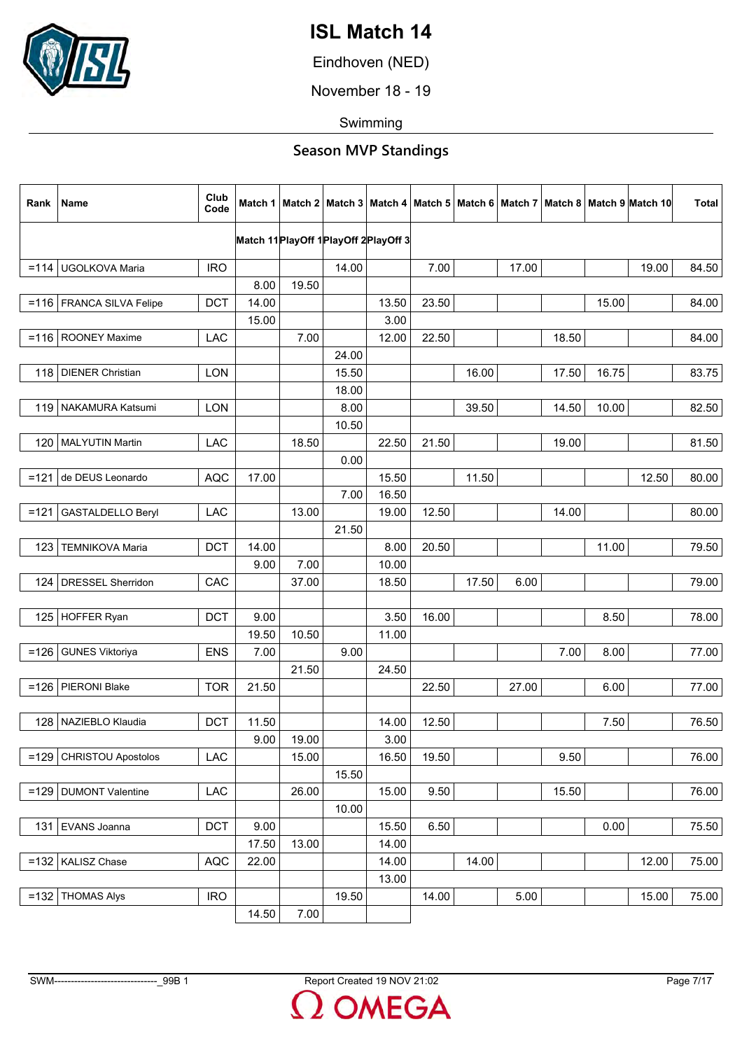# ISL Match 14

Eindhoven (NED)

November 18 - 19

Swimming

## Season MVP Standings

| Rank | Name | Club Code | Match 1 | Match 2 | Match 3 | Match 4 | Match 5 | Match 6 | Match 7 | Match 8 | Match 9 | Match 10 | Total |
|---|---|---|---|---|---|---|---|---|---|---|---|---|---|
| | | | Match 11 | PlayOff 1 | PlayOff 2 | PlayOff 3 | | | | | | | |
| =114 | UGOLKOVA Maria | IRO | | | 14.00 | | 7.00 | | 17.00 | | | 19.00 | 84.50 |
| | | | 8.00 | 19.50 | | | | | | | | | |
| =116 | FRANCA SILVA Felipe | DCT | 14.00 | | | 13.50 | 23.50 | | | | 15.00 | | 84.00 |
| | | | 15.00 | | | 3.00 | | | | | | | |
| =116 | ROONEY Maxime | LAC | | 7.00 | | 12.00 | 22.50 | | | 18.50 | | | 84.00 |
| | | | | | 24.00 | | | | | | | | |
| 118 | DIENER Christian | LON | | | 15.50 | | | 16.00 | | 17.50 | 16.75 | | 83.75 |
| | | | | | 18.00 | | | | | | | | |
| 119 | NAKAMURA Katsumi | LON | | | 8.00 | | | 39.50 | | 14.50 | 10.00 | | 82.50 |
| | | | | | 10.50 | | | | | | | | |
| 120 | MALYUTIN Martin | LAC | | 18.50 | | 22.50 | 21.50 | | | 19.00 | | | 81.50 |
| | | | | | 0.00 | | | | | | | | |
| =121 | de DEUS Leonardo | AQC | 17.00 | | | 15.50 | | 11.50 | | | | 12.50 | 80.00 |
| | | | | | 7.00 | 16.50 | | | | | | | |
| =121 | GASTALDELLO Beryl | LAC | | 13.00 | | 19.00 | 12.50 | | | 14.00 | | | 80.00 |
| | | | | | 21.50 | | | | | | | | |
| 123 | TEMNIKOVA Maria | DCT | 14.00 | | | 8.00 | 20.50 | | | | 11.00 | | 79.50 |
| | | | 9.00 | 7.00 | | 10.00 | | | | | | | |
| 124 | DRESSEL Sherridon | CAC | | 37.00 | | 18.50 | | 17.50 | 6.00 | | | | 79.00 |
| | | | | | | | | | | | | | |
| 125 | HOFFER Ryan | DCT | 9.00 | | | 3.50 | 16.00 | | | | 8.50 | | 78.00 |
| | | | 19.50 | 10.50 | | 11.00 | | | | | | | |
| =126 | GUNES Viktoriya | ENS | 7.00 | | 9.00 | | | | | 7.00 | 8.00 | | 77.00 |
| | | | | 21.50 | | 24.50 | | | | | | | |
| =126 | PIERONI Blake | TOR | 21.50 | | | | 22.50 | | 27.00 | | 6.00 | | 77.00 |
| | | | | | | | | | | | | | |
| 128 | NAZIEBLO Klaudia | DCT | 11.50 | | | 14.00 | 12.50 | | | | 7.50 | | 76.50 |
| | | | 9.00 | 19.00 | | 3.00 | | | | | | | |
| =129 | CHRISTOU Apostolos | LAC | | 15.00 | | 16.50 | 19.50 | | | 9.50 | | | 76.00 |
| | | | | | 15.50 | | | | | | | | |
| =129 | DUMONT Valentine | LAC | | 26.00 | | 15.00 | 9.50 | | | 15.50 | | | 76.00 |
| | | | | | 10.00 | | | | | | | | |
| 131 | EVANS Joanna | DCT | 9.00 | | | 15.50 | 6.50 | | | | 0.00 | | 75.50 |
| | | | 17.50 | 13.00 | | 14.00 | | | | | | | |
| =132 | KALISZ Chase | AQC | 22.00 | | | 14.00 | | 14.00 | | | | 12.00 | 75.00 |
| | | | | | | 13.00 | | | | | | | |
| =132 | THOMAS Alys | IRO | | | 19.50 | | 14.00 | | 5.00 | | | 15.00 | 75.00 |
| | | | 14.50 | 7.00 | | | | | | | | | |

SWM-------------------------------_99B 1 Report Created 19 NOV 21:02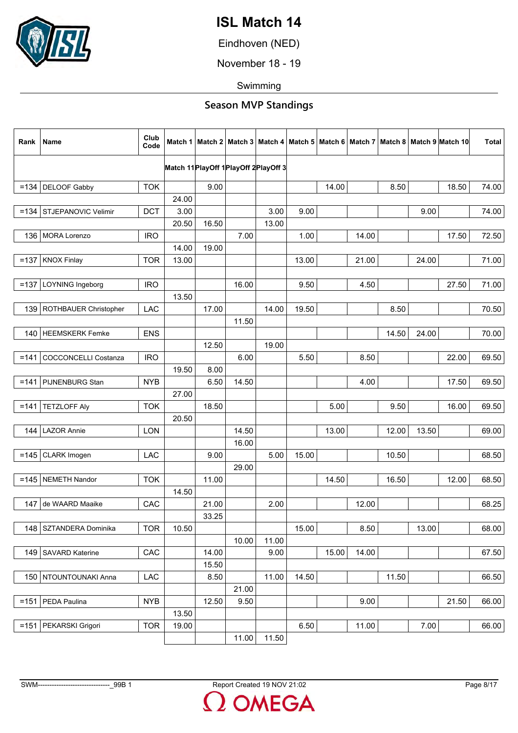# ISL Match 14

Eindhoven (NED)

November 18 - 19

Swimming

## Season MVP Standings

| Rank | Name | Club Code | Match 1 | Match 2 | Match 3 | Match 4 | Match 5 | Match 6 | Match 7 | Match 8 | Match 9 | Match 10 | Total |
|---|---|---|---|---|---|---|---|---|---|---|---|---|---|
| | | | Match 11 | PlayOff 1 | PlayOff 2 | PlayOff 3 | | | | | | | |
| =134 | DELOOF Gabby | TOK | | 9.00 | | | | 14.00 | | 8.50 | | 18.50 | 74.00 |
| | | | 24.00 | | | | | | | | | | |
| =134 | STJEPANOVIC Velimir | DCT | 3.00 | | | 3.00 | 9.00 | | | | 9.00 | | 74.00 |
| | | | 20.50 | 16.50 | | 13.00 | | | | | | | |
| 136 | MORA Lorenzo | IRO | | | 7.00 | | 1.00 | | 14.00 | | | 17.50 | 72.50 |
| | | | 14.00 | 19.00 | | | | | | | | | |
| =137 | KNOX Finlay | TOR | 13.00 | | | | 13.00 | | 21.00 | | 24.00 | | 71.00 |
| | | | | | | | | | | | | | |
| =137 | LOYNING Ingeborg | IRO | | | 16.00 | | 9.50 | | 4.50 | | | 27.50 | 71.00 |
| | | | 13.50 | | | | | | | | | | |
| 139 | ROTHBAUER Christopher | LAC | | 17.00 | | 14.00 | 19.50 | | | 8.50 | | | 70.50 |
| | | | | | 11.50 | | | | | | | | |
| 140 | HEEMSKERK Femke | ENS | | | | | | | | 14.50 | 24.00 | | 70.00 |
| | | | | 12.50 | | 19.00 | | | | | | | |
| =141 | COCCONCELLI Costanza | IRO | | | 6.00 | | 5.50 | | 8.50 | | | 22.00 | 69.50 |
| | | | 19.50 | 8.00 | | | | | | | | | |
| =141 | PIJNENBURG Stan | NYB | | 6.50 | 14.50 | | | | 4.00 | | | 17.50 | 69.50 |
| | | | 27.00 | | | | | | | | | | |
| =141 | TETZLOFF Aly | TOK | | 18.50 | | | | 5.00 | | 9.50 | | 16.00 | 69.50 |
| | | | 20.50 | | | | | | | | | | |
| 144 | LAZOR Annie | LON | | | 14.50 | | | 13.00 | | 12.00 | 13.50 | | 69.00 |
| | | | | | 16.00 | | | | | | | | |
| =145 | CLARK Imogen | LAC | | 9.00 | | 5.00 | 15.00 | | | 10.50 | | | 68.50 |
| | | | | | 29.00 | | | | | | | | |
| =145 | NEMETH Nandor | TOK | | 11.00 | | | | 14.50 | | 16.50 | | 12.00 | 68.50 |
| | | | 14.50 | | | | | | | | | | |
| 147 | de WAARD Maaike | CAC | | 21.00 | | 2.00 | | | 12.00 | | | | 68.25 |
| | | | | 33.25 | | | | | | | | | |
| 148 | SZTANDERA Dominika | TOR | 10.50 | | | | 15.00 | | 8.50 | | 13.00 | | 68.00 |
| | | | | | 10.00 | 11.00 | | | | | | | |
| 149 | SAVARD Katerine | CAC | | 14.00 | | 9.00 | | 15.00 | 14.00 | | | | 67.50 |
| | | | | 15.50 | | | | | | | | | |
| 150 | NTOUNTOUNAKI Anna | LAC | | 8.50 | | 11.00 | 14.50 | | | 11.50 | | | 66.50 |
| | | | | | 21.00 | | | | | | | | |
| =151 | PEDA Paulina | NYB | | 12.50 | 9.50 | | | | 9.00 | | | 21.50 | 66.00 |
| | | | 13.50 | | | | | | | | | | |
| =151 | PEKARSKI Grigori | TOR | 19.00 | | | | 6.50 | | 11.00 | | 7.00 | | 66.00 |
| | | | | | 11.00 | 11.50 | | | | | | | |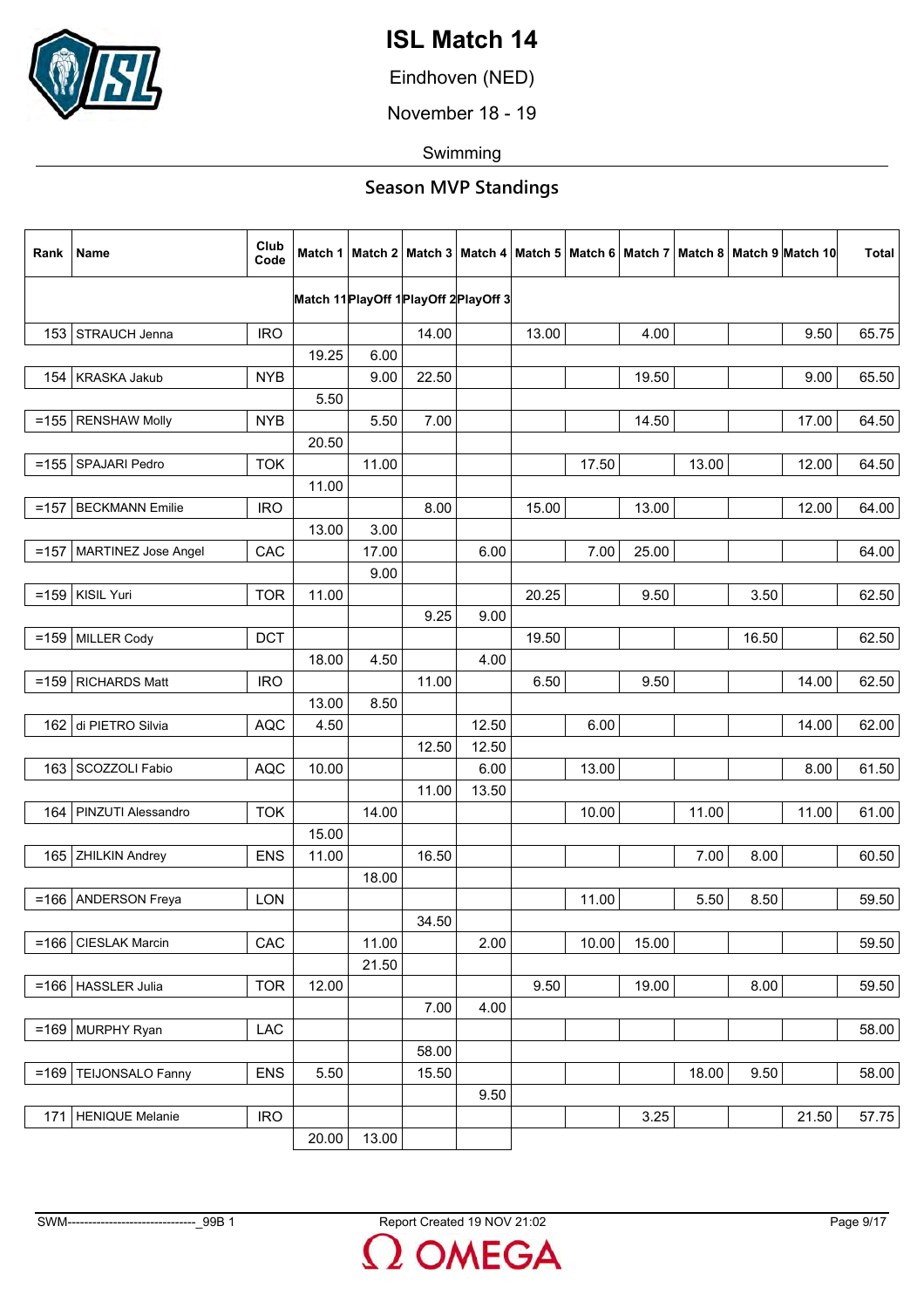# ISL Match 14

Eindhoven (NED)

November 18 - 19

Swimming

## Season MVP Standings

| Rank | Name | Club Code | Match 1 | Match 2 | Match 3 | Match 4 | Match 5 | Match 6 | Match 7 | Match 8 | Match 9 | Match 10 | Total |
|---|---|---|---|---|---|---|---|---|---|---|---|---|---|
| | | | Match 11 | PlayOff 1 | PlayOff 2 | PlayOff 3 | | | | | | | |
| 153 | STRAUCH Jenna | IRO | | | 14.00 | | 13.00 | | 4.00 | | | 9.50 | 65.75 |
| | | | 19.25 | 6.00 | | | | | | | | | |
| 154 | KRASKA Jakub | NYB | | 9.00 | 22.50 | | | | 19.50 | | | 9.00 | 65.50 |
| | | | 5.50 | | | | | | | | | | |
| =155 | RENSHAW Molly | NYB | | 5.50 | 7.00 | | | | 14.50 | | | 17.00 | 64.50 |
| | | | 20.50 | | | | | | | | | | |
| =155 | SPAJARI Pedro | TOK | | 11.00 | | | | 17.50 | | 13.00 | | 12.00 | 64.50 |
| | | | 11.00 | | | | | | | | | | |
| =157 | BECKMANN Emilie | IRO | | | 8.00 | | 15.00 | | 13.00 | | | 12.00 | 64.00 |
| | | | 13.00 | 3.00 | | | | | | | | | |
| =157 | MARTINEZ Jose Angel | CAC | | 17.00 | | 6.00 | | 7.00 | 25.00 | | | | 64.00 |
| | | | | 9.00 | | | | | | | | | |
| =159 | KISIL Yuri | TOR | 11.00 | | | | 20.25 | | 9.50 | | 3.50 | | 62.50 |
| | | | | | 9.25 | 9.00 | | | | | | | |
| =159 | MILLER Cody | DCT | | | | | 19.50 | | | | 16.50 | | 62.50 |
| | | | 18.00 | 4.50 | | 4.00 | | | | | | | |
| =159 | RICHARDS Matt | IRO | | | 11.00 | | 6.50 | | 9.50 | | | 14.00 | 62.50 |
| | | | 13.00 | 8.50 | | | | | | | | | |
| 162 | di PIETRO Silvia | AQC | 4.50 | | | 12.50 | | 6.00 | | | | 14.00 | 62.00 |
| | | | | | 12.50 | 12.50 | | | | | | | |
| 163 | SCOZZOLI Fabio | AQC | 10.00 | | | 6.00 | | 13.00 | | | | 8.00 | 61.50 |
| | | | | | 11.00 | 13.50 | | | | | | | |
| 164 | PINZUTI Alessandro | TOK | | 14.00 | | | | 10.00 | | 11.00 | | 11.00 | 61.00 |
| | | | 15.00 | | | | | | | | | | |
| 165 | ZHILKIN Andrey | ENS | 11.00 | | 16.50 | | | | | 7.00 | 8.00 | | 60.50 |
| | | | | 18.00 | | | | | | | | | |
| =166 | ANDERSON Freya | LON | | | | | | 11.00 | | 5.50 | 8.50 | | 59.50 |
| | | | | | 34.50 | | | | | | | | |
| =166 | CIESLAK Marcin | CAC | | 11.00 | | 2.00 | | 10.00 | 15.00 | | | | 59.50 |
| | | | | 21.50 | | | | | | | | | |
| =166 | HASSLER Julia | TOR | 12.00 | | | | 9.50 | | 19.00 | | 8.00 | | 59.50 |
| | | | | | 7.00 | 4.00 | | | | | | | |
| =169 | MURPHY Ryan | LAC | | | | | | | | | | | 58.00 |
| | | | | | 58.00 | | | | | | | | |
| =169 | TEIJONSALO Fanny | ENS | 5.50 | | 15.50 | | | | | 18.00 | 9.50 | | 58.00 |
| | | | | | | 9.50 | | | | | | | |
| 171 | HENIQUE Melanie | IRO | | | | | | | 3.25 | | | 21.50 | 57.75 |
| | | | 20.00 | 13.00 | | | | | | | | | |

SWM-------------------------------_99B 1 Report Created 19 NOV 21:02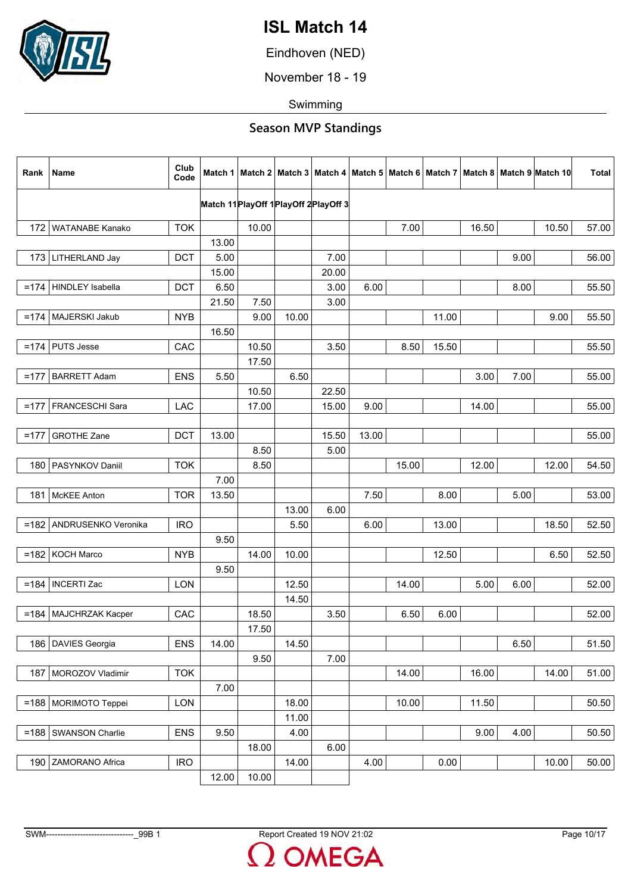# ISL Match 14

Eindhoven (NED)

November 18 - 19

Swimming

## Season MVP Standings

| Rank | Name | Club Code | Match 1 | Match 2 | Match 3 | Match 4 | Match 5 | Match 6 | Match 7 | Match 8 | Match 9 | Match 10 | Total |
|---|---|---|---|---|---|---|---|---|---|---|---|---|---|
| | | | Match 11 | PlayOff 1 | PlayOff 2 | PlayOff 3 | | | | | | | |
| 172 | WATANABE Kanako | TOK | | 10.00 | | | | 7.00 | | 16.50 | | 10.50 | 57.00 |
| | | | 13.00 | | | | | | | | | | |
| 173 | LITHERLAND Jay | DCT | 5.00 | | | 7.00 | | | | | 9.00 | | 56.00 |
| | | | 15.00 | | | 20.00 | | | | | | | |
| =174 | HINDLEY Isabella | DCT | 6.50 | | | 3.00 | 6.00 | | | | 8.00 | | 55.50 |
| | | | 21.50 | 7.50 | | 3.00 | | | | | | | |
| =174 | MAJERSKI Jakub | NYB | | 9.00 | 10.00 | | | | 11.00 | | | 9.00 | 55.50 |
| | | | 16.50 | | | | | | | | | | |
| =174 | PUTS Jesse | CAC | | 10.50 | | 3.50 | | 8.50 | 15.50 | | | | 55.50 |
| | | | | 17.50 | | | | | | | | | |
| =177 | BARRETT Adam | ENS | 5.50 | | 6.50 | | | | | 3.00 | 7.00 | | 55.00 |
| | | | | 10.50 | | 22.50 | | | | | | | |
| =177 | FRANCESCHI Sara | LAC | | 17.00 | | 15.00 | 9.00 | | | 14.00 | | | 55.00 |
| | | | | | | | | | | | | | |
| =177 | GROTHE Zane | DCT | 13.00 | | | 15.50 | 13.00 | | | | | | 55.00 |
| | | | | 8.50 | | 5.00 | | | | | | | |
| 180 | PASYNKOV Daniil | TOK | | 8.50 | | | | 15.00 | | 12.00 | | 12.00 | 54.50 |
| | | | 7.00 | | | | | | | | | | |
| 181 | McKEE Anton | TOR | 13.50 | | | | 7.50 | | 8.00 | | 5.00 | | 53.00 |
| | | | | | 13.00 | 6.00 | | | | | | | |
| =182 | ANDRUSENKO Veronika | IRO | | | 5.50 | | 6.00 | | 13.00 | | | 18.50 | 52.50 |
| | | | 9.50 | | | | | | | | | | |
| =182 | KOCH Marco | NYB | | 14.00 | 10.00 | | | | 12.50 | | | 6.50 | 52.50 |
| | | | 9.50 | | | | | | | | | | |
| =184 | INCERTI Zac | LON | | | 12.50 | | | 14.00 | | 5.00 | 6.00 | | 52.00 |
| | | | | | 14.50 | | | | | | | | |
| =184 | MAJCHRZAK Kacper | CAC | | 18.50 | | 3.50 | | 6.50 | 6.00 | | | | 52.00 |
| | | | | 17.50 | | | | | | | | | |
| 186 | DAVIES Georgia | ENS | 14.00 | | 14.50 | | | | | | 6.50 | | 51.50 |
| | | | | 9.50 | | 7.00 | | | | | | | |
| 187 | MOROZOV Vladimir | TOK | | | | | | 14.00 | | 16.00 | | 14.00 | 51.00 |
| | | | 7.00 | | | | | | | | | | |
| =188 | MORIMOTO Teppei | LON | | | 18.00 | | | 10.00 | | 11.50 | | | 50.50 |
| | | | | | 11.00 | | | | | | | | |
| =188 | SWANSON Charlie | ENS | 9.50 | | 4.00 | | | | | 9.00 | 4.00 | | 50.50 |
| | | | | 18.00 | | 6.00 | | | | | | | |
| 190 | ZAMORANO Africa | IRO | | | 14.00 | | 4.00 | | 0.00 | | | 10.00 | 50.00 |
| | | | 12.00 | 10.00 | | | | | | | | | |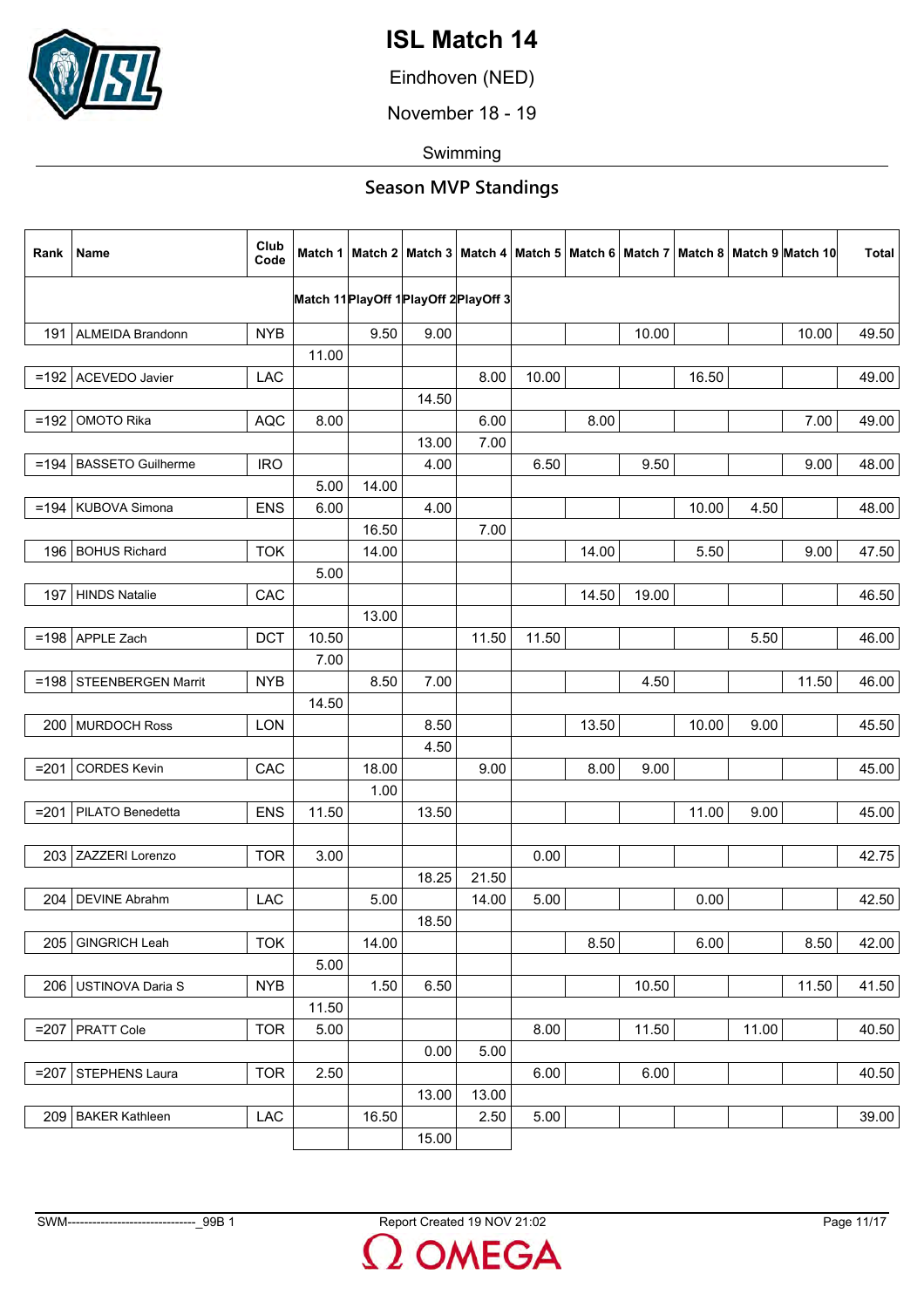# ISL Match 14

Eindhoven (NED)

November 18 - 19

Swimming

## Season MVP Standings

| Rank | Name | Club Code | Match 1 | Match 2 | Match 3 | Match 4 | Match 5 | Match 6 | Match 7 | Match 8 | Match 9 | Match 10 | Total |
|---|---|---|---|---|---|---|---|---|---|---|---|---|---|
| | | | Match 11 | PlayOff 1 | PlayOff 2 | PlayOff 3 | | | | | | | |
| 191 | ALMEIDA Brandonn | NYB | | 9.50 | 9.00 | | | | 10.00 | | | 10.00 | 49.50 |
| | | | 11.00 | | | | | | | | | | |
| =192 | ACEVEDO Javier | LAC | | | | 8.00 | 10.00 | | | 16.50 | | | 49.00 |
| | | | | | 14.50 | | | | | | | | |
| =192 | OMOTO Rika | AQC | 8.00 | | | 6.00 | | 8.00 | | | | 7.00 | 49.00 |
| | | | | | 13.00 | 7.00 | | | | | | | |
| =194 | BASSETO Guilherme | IRO | | | 4.00 | | 6.50 | | 9.50 | | | 9.00 | 48.00 |
| | | | 5.00 | 14.00 | | | | | | | | | |
| =194 | KUBOVA Simona | ENS | 6.00 | | 4.00 | | | | | 10.00 | 4.50 | | 48.00 |
| | | | | 16.50 | | 7.00 | | | | | | | |
| 196 | BOHUS Richard | TOK | | 14.00 | | | | 14.00 | | 5.50 | | 9.00 | 47.50 |
| | | | 5.00 | | | | | | | | | | |
| 197 | HINDS Natalie | CAC | | | | | | 14.50 | 19.00 | | | | 46.50 |
| | | | | 13.00 | | | | | | | | | |
| =198 | APPLE Zach | DCT | 10.50 | | | 11.50 | 11.50 | | | | 5.50 | | 46.00 |
| | | | 7.00 | | | | | | | | | | |
| =198 | STEENBERGEN Marrit | NYB | | 8.50 | 7.00 | | | | 4.50 | | | 11.50 | 46.00 |
| | | | 14.50 | | | | | | | | | | |
| 200 | MURDOCH Ross | LON | | | 8.50 | | | 13.50 | | 10.00 | 9.00 | | 45.50 |
| | | | | | 4.50 | | | | | | | | |
| =201 | CORDES Kevin | CAC | | 18.00 | | 9.00 | | 8.00 | 9.00 | | | | 45.00 |
| | | | | 1.00 | | | | | | | | | |
| =201 | PILATO Benedetta | ENS | 11.50 | | 13.50 | | | | | 11.00 | 9.00 | | 45.00 |
| | | | | | | | | | | | | | |
| 203 | ZAZZERI Lorenzo | TOR | 3.00 | | | | 0.00 | | | | | | 42.75 |
| | | | | | 18.25 | 21.50 | | | | | | | |
| 204 | DEVINE Abrahm | LAC | | 5.00 | | 14.00 | 5.00 | | | 0.00 | | | 42.50 |
| | | | | | 18.50 | | | | | | | | |
| 205 | GINGRICH Leah | TOK | | 14.00 | | | | 8.50 | | 6.00 | | 8.50 | 42.00 |
| | | | 5.00 | | | | | | | | | | |
| 206 | USTINOVA Daria S | NYB | | 1.50 | 6.50 | | | | 10.50 | | | 11.50 | 41.50 |
| | | | 11.50 | | | | | | | | | | |
| =207 | PRATT Cole | TOR | 5.00 | | | | 8.00 | | 11.50 | | 11.00 | | 40.50 |
| | | | | | 0.00 | 5.00 | | | | | | | |
| =207 | STEPHENS Laura | TOR | 2.50 | | | | 6.00 | | 6.00 | | | | 40.50 |
| | | | | | 13.00 | 13.00 | | | | | | | |
| 209 | BAKER Kathleen | LAC | | 16.50 | | 2.50 | 5.00 | | | | | | 39.00 |
| | | | | | 15.00 | | | | | | | | |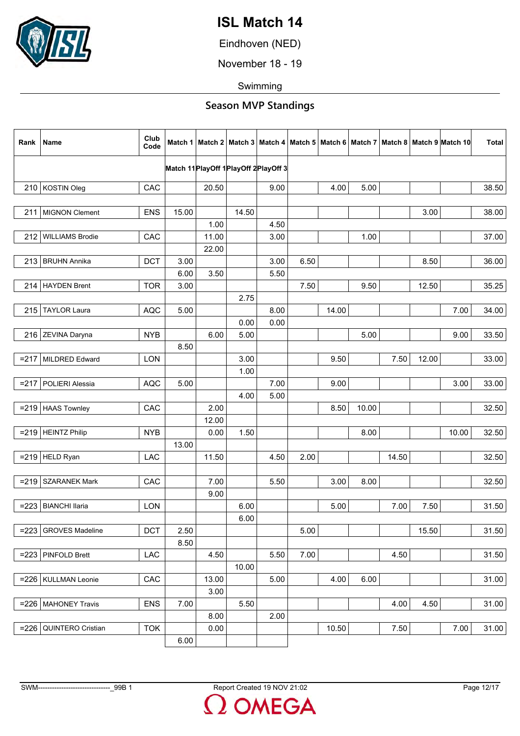# ISL Match 14

Eindhoven (NED)

November 18 - 19

Swimming

## Season MVP Standings

| Rank | Name | Club Code | Match 1 | Match 2 | Match 3 | Match 4 | Match 5 | Match 6 | Match 7 | Match 8 | Match 9 | Match 10 | Total |
|---|---|---|---|---|---|---|---|---|---|---|---|---|---|
| | | | Match 11 | PlayOff 1 | PlayOff 2 | PlayOff 3 | | | | | | | |
| 210 | KOSTIN Oleg | CAC | | 20.50 | | 9.00 | | 4.00 | 5.00 | | | | 38.50 |
| | | | | | | | | | | | | | |
| 211 | MIGNON Clement | ENS | 15.00 | | 14.50 | | | | | | 3.00 | | 38.00 |
| | | | | 1.00 | | 4.50 | | | | | | | |
| 212 | WILLIAMS Brodie | CAC | | 11.00 | | 3.00 | | | 1.00 | | | | 37.00 |
| | | | | 22.00 | | | | | | | | | |
| 213 | BRUHN Annika | DCT | 3.00 | | | 3.00 | 6.50 | | | | 8.50 | | 36.00 |
| | | | 6.00 | 3.50 | | 5.50 | | | | | | | |
| 214 | HAYDEN Brent | TOR | 3.00 | | | | 7.50 | | 9.50 | | 12.50 | | 35.25 |
| | | | | | 2.75 | | | | | | | | |
| 215 | TAYLOR Laura | AQC | 5.00 | | | 8.00 | | 14.00 | | | | 7.00 | 34.00 |
| | | | | | 0.00 | 0.00 | | | | | | | |
| 216 | ZEVINA Daryna | NYB | | 6.00 | 5.00 | | | | 5.00 | | | 9.00 | 33.50 |
| | | | 8.50 | | | | | | | | | | |
| =217 | MILDRED Edward | LON | | | 3.00 | | | 9.50 | | 7.50 | 12.00 | | 33.00 |
| | | | | | 1.00 | | | | | | | | |
| =217 | POLIERI Alessia | AQC | 5.00 | | | 7.00 | | 9.00 | | | | 3.00 | 33.00 |
| | | | | | 4.00 | 5.00 | | | | | | | |
| =219 | HAAS Townley | CAC | | 2.00 | | | | 8.50 | 10.00 | | | | 32.50 |
| | | | | 12.00 | | | | | | | | | |
| =219 | HEINTZ Philip | NYB | | 0.00 | 1.50 | | | | 8.00 | | | 10.00 | 32.50 |
| | | | 13.00 | | | | | | | | | | |
| =219 | HELD Ryan | LAC | | 11.50 | | 4.50 | 2.00 | | | 14.50 | | | 32.50 |
| | | | | | | | | | | | | | |
| =219 | SZARANEK Mark | CAC | | 7.00 | | 5.50 | | 3.00 | 8.00 | | | | 32.50 |
| | | | | 9.00 | | | | | | | | | |
| =223 | BIANCHI Ilaria | LON | | | 6.00 | | | 5.00 | | 7.00 | 7.50 | | 31.50 |
| | | | | | 6.00 | | | | | | | | |
| =223 | GROVES Madeline | DCT | 2.50 | | | | 5.00 | | | | 15.50 | | 31.50 |
| | | | 8.50 | | | | | | | | | | |
| =223 | PINFOLD Brett | LAC | | 4.50 | | 5.50 | 7.00 | | | 4.50 | | | 31.50 |
| | | | | | 10.00 | | | | | | | | |
| =226 | KULLMAN Leonie | CAC | | 13.00 | | 5.00 | | 4.00 | 6.00 | | | | 31.00 |
| | | | | 3.00 | | | | | | | | | |
| =226 | MAHONEY Travis | ENS | 7.00 | | 5.50 | | | | | 4.00 | 4.50 | | 31.00 |
| | | | | 8.00 | | 2.00 | | | | | | | |
| =226 | QUINTERO Cristian | TOK | | 0.00 | | | | 10.50 | | 7.50 | | 7.00 | 31.00 |
| | | | 6.00 | | | | | | | | | | |

SWM--------------------------------_99B 1 Report Created 19 NOV 21:02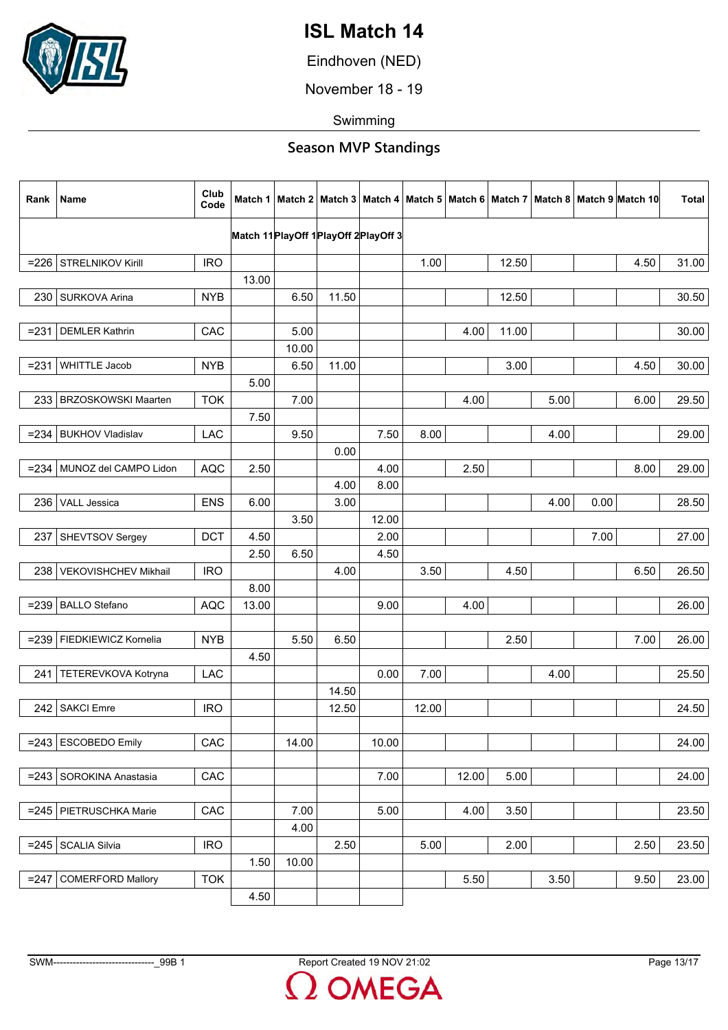# ISL Match 14

Eindhoven (NED)

November 18 - 19

Swimming

## Season MVP Standings

| Rank | Name | Club Code | Match 1 | Match 2 | Match 3 | Match 4 | Match 5 | Match 6 | Match 7 | Match 8 | Match 9 | Match 10 | Total |
|---|---|---|---|---|---|---|---|---|---|---|---|---|---|
| | | | Match 11 | PlayOff 1 | PlayOff 2 | PlayOff 3 | | | | | | | |
| =226 | STRELNIKOV Kirill | IRO | | | | | 1.00 | | 12.50 | | | 4.50 | 31.00 |
| | | | 13.00 | | | | | | | | | | |
| 230 | SURKOVA Arina | NYB | | 6.50 | 11.50 | | | | 12.50 | | | | 30.50 |
| | | | | | | | | | | | | | |
| =231 | DEMLER Kathrin | CAC | | 5.00 | | | | 4.00 | 11.00 | | | | 30.00 |
| | | | | 10.00 | | | | | | | | | |
| =231 | WHITTLE Jacob | NYB | | 6.50 | 11.00 | | | | 3.00 | | | 4.50 | 30.00 |
| | | | 5.00 | | | | | | | | | | |
| 233 | BRZOSKOWSKI Maarten | TOK | | 7.00 | | | | 4.00 | | 5.00 | | 6.00 | 29.50 |
| | | | 7.50 | | | | | | | | | | |
| =234 | BUKHOV Vladislav | LAC | | 9.50 | | 7.50 | 8.00 | | | 4.00 | | | 29.00 |
| | | | | | 0.00 | | | | | | | | |
| =234 | MUNOZ del CAMPO Lidon | AQC | 2.50 | | | 4.00 | | 2.50 | | | | 8.00 | 29.00 |
| | | | | | 4.00 | 8.00 | | | | | | | |
| 236 | VALL Jessica | ENS | 6.00 | | 3.00 | | | | | 4.00 | 0.00 | | 28.50 |
| | | | | 3.50 | | 12.00 | | | | | | | |
| 237 | SHEVTSOV Sergey | DCT | 4.50 | | | 2.00 | | | | | 7.00 | | 27.00 |
| | | | 2.50 | 6.50 | | 4.50 | | | | | | | |
| 238 | VEKOVISHCHEV Mikhail | IRO | | | 4.00 | | 3.50 | | 4.50 | | | 6.50 | 26.50 |
| | | | 8.00 | | | | | | | | | | |
| =239 | BALLO Stefano | AQC | 13.00 | | | 9.00 | | 4.00 | | | | | 26.00 |
| | | | | | | | | | | | | | |
| =239 | FIEDKIEWICZ Kornelia | NYB | | 5.50 | 6.50 | | | | 2.50 | | | 7.00 | 26.00 |
| | | | 4.50 | | | | | | | | | | |
| 241 | TETEREVKOVA Kotryna | LAC | | | | 0.00 | 7.00 | | | 4.00 | | | 25.50 |
| | | | | | 14.50 | | | | | | | | |
| 242 | SAKCI Emre | IRO | | | 12.50 | | 12.00 | | | | | | 24.50 |
| | | | | | | | | | | | | | |
| =243 | ESCOBEDO Emily | CAC | | 14.00 | | 10.00 | | | | | | | 24.00 |
| | | | | | | | | | | | | | |
| =243 | SOROKINA Anastasia | CAC | | | | 7.00 | | 12.00 | 5.00 | | | | 24.00 |
| | | | | | | | | | | | | | |
| =245 | PIETRUSCHKA Marie | CAC | | 7.00 | | 5.00 | | 4.00 | 3.50 | | | | 23.50 |
| | | | | 4.00 | | | | | | | | | |
| =245 | SCALIA Silvia | IRO | | | 2.50 | | 5.00 | | 2.00 | | | 2.50 | 23.50 |
| | | | 1.50 | 10.00 | | | | | | | | | |
| =247 | COMERFORD Mallory | TOK | | | | | | 5.50 | | 3.50 | | 9.50 | 23.00 |
| | | | 4.50 | | | | | | | | | | |

SWM-------------------------------_99B 1 | Report Created 19 NOV 21:02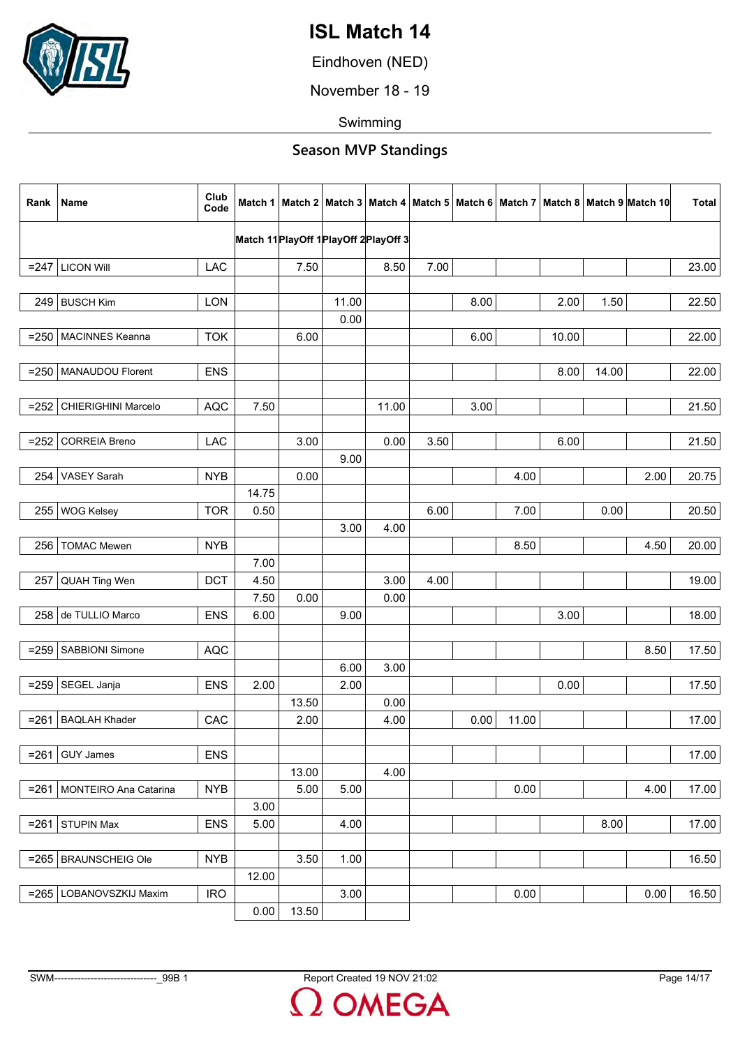# ISL Match 14

Eindhoven (NED)

November 18 - 19

Swimming

## Season MVP Standings

| Rank | Name | Club Code | Match 1 | Match 2 | Match 3 | Match 4 | Match 5 | Match 6 | Match 7 | Match 8 | Match 9 | Match 10 | Total |
|---|---|---|---|---|---|---|---|---|---|---|---|---|---|
| | | | Match 11 | PlayOff 1 | PlayOff 2 | PlayOff 3 | | | | | | | |
| =247 | LICON Will | LAC | | 7.50 | | 8.50 | 7.00 | | | | | | 23.00 |
| | | | | | | | | | | | | | |
| 249 | BUSCH Kim | LON | | | 11.00 | | | 8.00 | | 2.00 | 1.50 | | 22.50 |
| | | | | | 0.00 | | | | | | | | |
| =250 | MACINNES Keanna | TOK | | 6.00 | | | | 6.00 | | 10.00 | | | 22.00 |
| | | | | | | | | | | | | | |
| =250 | MANAUDOU Florent | ENS | | | | | | | | 8.00 | 14.00 | | 22.00 |
| | | | | | | | | | | | | | |
| =252 | CHIERIGHINI Marcelo | AQC | 7.50 | | | 11.00 | | 3.00 | | | | | 21.50 |
| | | | | | | | | | | | | | |
| =252 | CORREIA Breno | LAC | | 3.00 | | 0.00 | 3.50 | | | 6.00 | | | 21.50 |
| | | | | | 9.00 | | | | | | | | |
| 254 | VASEY Sarah | NYB | | 0.00 | | | | | 4.00 | | | 2.00 | 20.75 |
| | | | 14.75 | | | | | | | | | | |
| 255 | WOG Kelsey | TOR | 0.50 | | | | 6.00 | | 7.00 | | 0.00 | | 20.50 |
| | | | | | 3.00 | 4.00 | | | | | | | |
| 256 | TOMAC Mewen | NYB | | | | | | | 8.50 | | | 4.50 | 20.00 |
| | | | 7.00 | | | | | | | | | | |
| 257 | QUAH Ting Wen | DCT | 4.50 | | | 3.00 | 4.00 | | | | | | 19.00 |
| | | | 7.50 | 0.00 | | 0.00 | | | | | | | |
| 258 | de TULLIO Marco | ENS | 6.00 | | 9.00 | | | | | 3.00 | | | 18.00 |
| | | | | | | | | | | | | | |
| =259 | SABBIONI Simone | AQC | | | | | | | | | | 8.50 | 17.50 |
| | | | | | 6.00 | 3.00 | | | | | | | |
| =259 | SEGEL Janja | ENS | 2.00 | | 2.00 | | | | | 0.00 | | | 17.50 |
| | | | | 13.50 | | 0.00 | | | | | | | |
| =261 | BAQLAH Khader | CAC | | 2.00 | | 4.00 | | 0.00 | 11.00 | | | | 17.00 |
| | | | | | | | | | | | | | |
| =261 | GUY James | ENS | | | | | | | | | | | 17.00 |
| | | | | 13.00 | | 4.00 | | | | | | | |
| =261 | MONTEIRO Ana Catarina | NYB | | 5.00 | 5.00 | | | | 0.00 | | | 4.00 | 17.00 |
| | | | 3.00 | | | | | | | | | | |
| =261 | STUPIN Max | ENS | 5.00 | | 4.00 | | | | | | 8.00 | | 17.00 |
| | | | | | | | | | | | | | |
| =265 | BRAUNSCHEIG Ole | NYB | | 3.50 | 1.00 | | | | | | | | 16.50 |
| | | | 12.00 | | | | | | | | | | |
| =265 | LOBANOVSZKIJ Maxim | IRO | | | 3.00 | | | | 0.00 | | | 0.00 | 16.50 |
| | | | 0.00 | 13.50 | | | | | | | | | |

SWM-------------------------------_99B 1 Report Created 19 NOV 21:02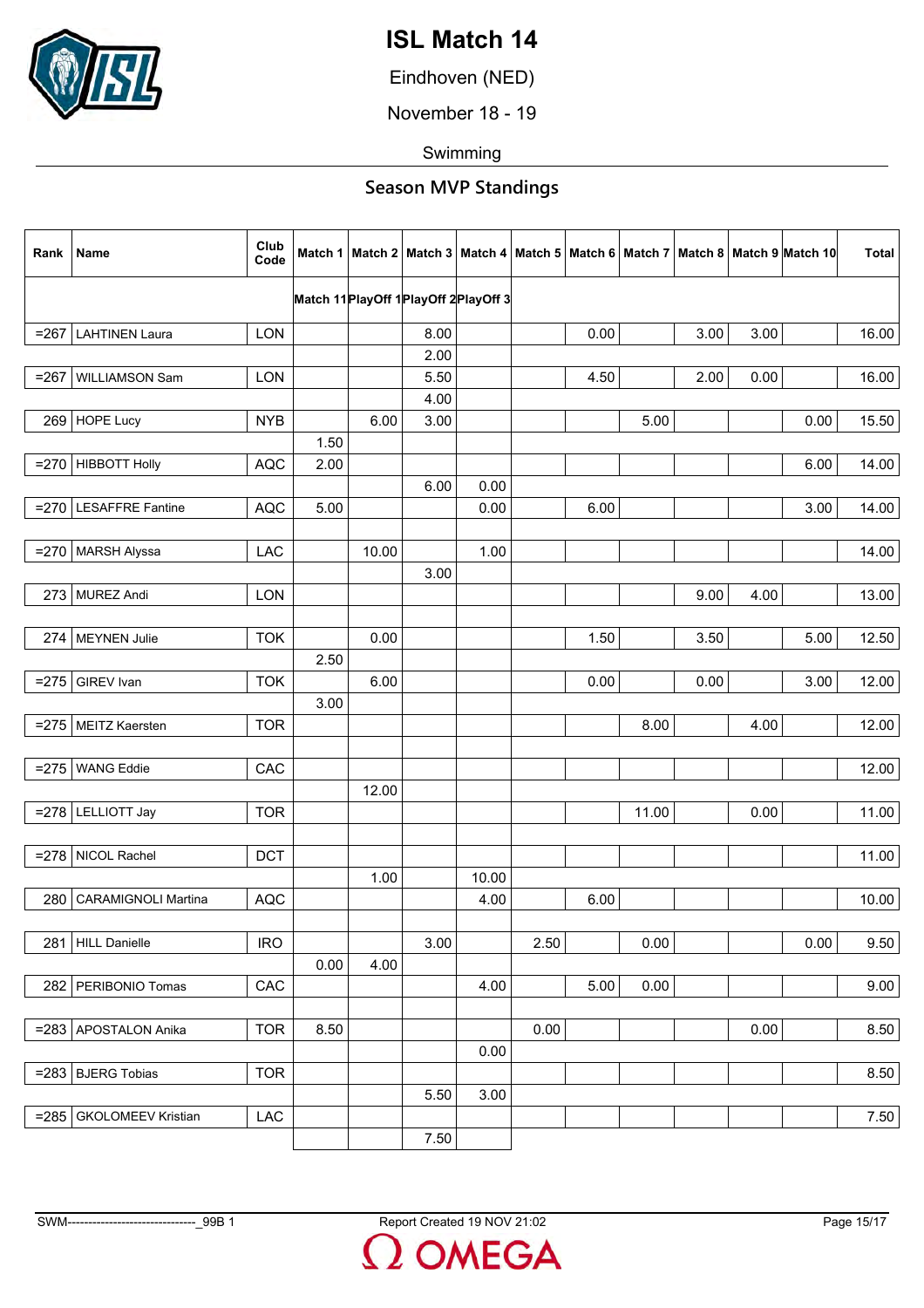# ISL Match 14

Eindhoven (NED)

November 18 - 19

Swimming

## Season MVP Standings

| Rank | Name | Club Code | Match 1 | Match 2 | Match 3 | Match 4 | Match 5 | Match 6 | Match 7 | Match 8 | Match 9 | Match 10 | Total |
|---|---|---|---|---|---|---|---|---|---|---|---|---|---|
| | | | Match 11 | PlayOff 1 | PlayOff 2 | PlayOff 3 | | | | | | | |
| =267 | LAHTINEN Laura | LON | | | 8.00 | | | 0.00 | | 3.00 | 3.00 | | 16.00 |
| | | | | | 2.00 | | | | | | | | |
| =267 | WILLIAMSON Sam | LON | | | 5.50 | | | 4.50 | | 2.00 | 0.00 | | 16.00 |
| | | | | | 4.00 | | | | | | | | |
| 269 | HOPE Lucy | NYB | | 6.00 | 3.00 | | | | 5.00 | | | 0.00 | 15.50 |
| | | | 1.50 | | | | | | | | | | |
| =270 | HIBBOTT Holly | AQC | 2.00 | | | | | | | | | 6.00 | 14.00 |
| | | | | | 6.00 | 0.00 | | | | | | | |
| =270 | LESAFFRE Fantine | AQC | 5.00 | | | 0.00 | | 6.00 | | | | 3.00 | 14.00 |
| | | | | | | | | | | | | | |
| =270 | MARSH Alyssa | LAC | | 10.00 | | 1.00 | | | | | | | 14.00 |
| | | | | | 3.00 | | | | | | | | |
| 273 | MUREZ Andi | LON | | | | | | | | 9.00 | 4.00 | | 13.00 |
| | | | | | | | | | | | | | |
| 274 | MEYNEN Julie | TOK | | 0.00 | | | | 1.50 | | 3.50 | | 5.00 | 12.50 |
| | | | 2.50 | | | | | | | | | | |
| =275 | GIREV Ivan | TOK | | 6.00 | | | | 0.00 | | 0.00 | | 3.00 | 12.00 |
| | | | 3.00 | | | | | | | | | | |
| =275 | MEITZ Kaersten | TOR | | | | | | | 8.00 | | 4.00 | | 12.00 |
| | | | | | | | | | | | | | |
| =275 | WANG Eddie | CAC | | | | | | | | | | | 12.00 |
| | | | | 12.00 | | | | | | | | | |
| =278 | LELLIOTT Jay | TOR | | | | | | | 11.00 | | 0.00 | | 11.00 |
| | | | | | | | | | | | | | |
| =278 | NICOL Rachel | DCT | | | | | | | | | | | 11.00 |
| | | | | 1.00 | | 10.00 | | | | | | | |
| 280 | CARAMIGNOLI Martina | AQC | | | | 4.00 | | 6.00 | | | | | 10.00 |
| | | | | | | | | | | | | | |
| 281 | HILL Danielle | IRO | | | 3.00 | | 2.50 | | 0.00 | | | 0.00 | 9.50 |
| | | | 0.00 | 4.00 | | | | | | | | | |
| 282 | PERIBONIO Tomas | CAC | | | | 4.00 | | 5.00 | 0.00 | | | | 9.00 |
| | | | | | | | | | | | | | |
| =283 | APOSTALON Anika | TOR | 8.50 | | | | 0.00 | | | | 0.00 | | 8.50 |
| | | | | | | 0.00 | | | | | | | |
| =283 | BJERG Tobias | TOR | | | | | | | | | | | 8.50 |
| | | | | | 5.50 | 3.00 | | | | | | | |
| =285 | GKOLOMEEV Kristian | LAC | | | | | | | | | | | 7.50 |
| | | | | | 7.50 | | | | | | | | |

SWM-------------------------------_99B 1 Report Created 19 NOV 21:02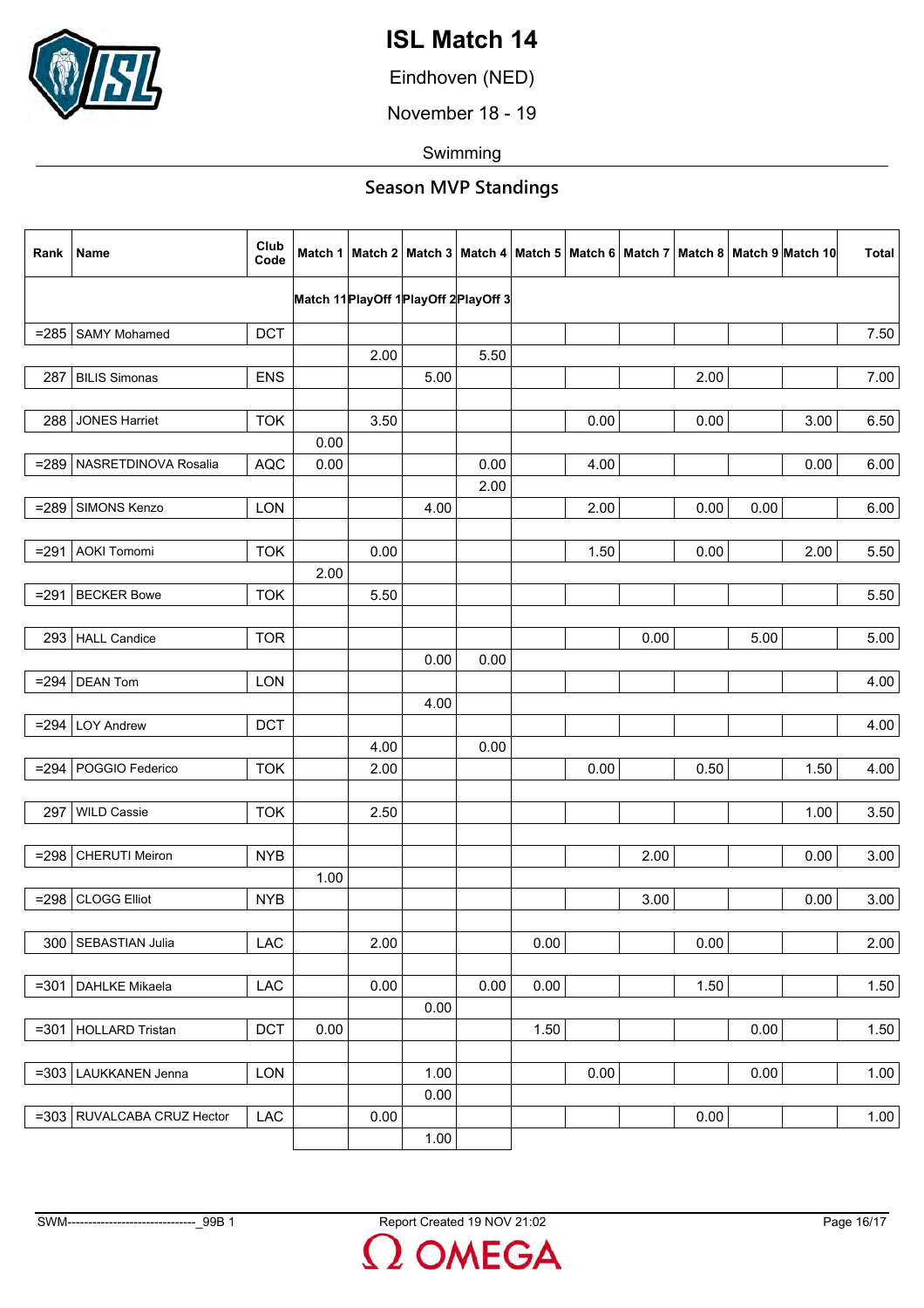# ISL Match 14

Eindhoven (NED)

November 18 - 19

Swimming

## Season MVP Standings

| Rank | Name | Club Code | Match 1 | Match 2 | Match 3 | Match 4 | Match 5 | Match 6 | Match 7 | Match 8 | Match 9 | Match 10 | Total |
|---|---|---|---|---|---|---|---|---|---|---|---|---|---|
| | | | Match 11 | PlayOff 1 | PlayOff 2 | PlayOff 3 | | | | | | | |
| =285 | SAMY Mohamed | DCT | | | | | | | | | | | 7.50 |
| | | | | 2.00 | | 5.50 | | | | | | | |
| 287 | BILIS Simonas | ENS | | | 5.00 | | | | | 2.00 | | | 7.00 |
| | | | | | | | | | | | | | |
| 288 | JONES Harriet | TOK | | 3.50 | | | | 0.00 | | 0.00 | | 3.00 | 6.50 |
| | | | 0.00 | | | | | | | | | | |
| =289 | NASRETDINOVA Rosalia | AQC | 0.00 | | | 0.00 | | 4.00 | | | | 0.00 | 6.00 |
| | | | | | | 2.00 | | | | | | | |
| =289 | SIMONS Kenzo | LON | | | 4.00 | | | 2.00 | | 0.00 | 0.00 | | 6.00 |
| | | | | | | | | | | | | | |
| =291 | AOKI Tomomi | TOK | | 0.00 | | | | 1.50 | | 0.00 | | 2.00 | 5.50 |
| | | | 2.00 | | | | | | | | | | |
| =291 | BECKER Bowe | TOK | | 5.50 | | | | | | | | | 5.50 |
| | | | | | | | | | | | | | |
| 293 | HALL Candice | TOR | | | | | | | 0.00 | | 5.00 | | 5.00 |
| | | | | | 0.00 | 0.00 | | | | | | | |
| =294 | DEAN Tom | LON | | | | | | | | | | | 4.00 |
| | | | | | 4.00 | | | | | | | | |
| =294 | LOY Andrew | DCT | | | | | | | | | | | 4.00 |
| | | | | 4.00 | | 0.00 | | | | | | | |
| =294 | POGGIO Federico | TOK | | 2.00 | | | | 0.00 | | 0.50 | | 1.50 | 4.00 |
| | | | | | | | | | | | | | |
| 297 | WILD Cassie | TOK | | 2.50 | | | | | | | | 1.00 | 3.50 |
| | | | | | | | | | | | | | |
| =298 | CHERUTI Meiron | NYB | | | | | | | 2.00 | | | 0.00 | 3.00 |
| | | | 1.00 | | | | | | | | | | |
| =298 | CLOGG Elliot | NYB | | | | | | | 3.00 | | | 0.00 | 3.00 |
| | | | | | | | | | | | | | |
| 300 | SEBASTIAN Julia | LAC | | 2.00 | | | 0.00 | | | 0.00 | | | 2.00 |
| | | | | | | | | | | | | | |
| =301 | DAHLKE Mikaela | LAC | | 0.00 | | 0.00 | 0.00 | | | 1.50 | | | 1.50 |
| | | | | | 0.00 | | | | | | | | |
| =301 | HOLLARD Tristan | DCT | 0.00 | | | | 1.50 | | | | 0.00 | | 1.50 |
| | | | | | | | | | | | | | |
| =303 | LAUKKANEN Jenna | LON | | | 1.00 | | | 0.00 | | | 0.00 | | 1.00 |
| | | | | | 0.00 | | | | | | | | |
| =303 | RUVALCABA CRUZ Hector | LAC | | 0.00 | | | | | | 0.00 | | | 1.00 |
| | | | | | 1.00 | | | | | | | | |

SWM-------------------------------_99B 1 Report Created 19 NOV 21:02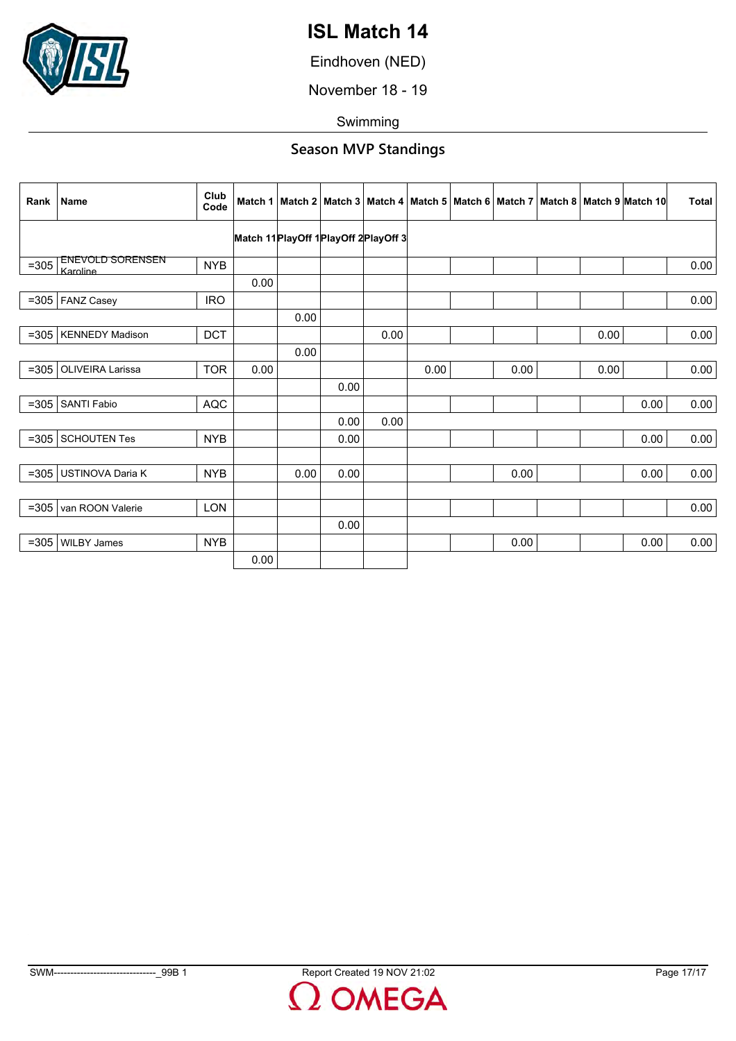# ISL Match 14

Eindhoven (NED)

November 18 - 19

Swimming

## Season MVP Standings

| Rank | Name | Club Code | Match 1 | Match 2 | Match 3 | Match 4 | Match 5 | Match 6 | Match 7 | Match 8 | Match 9 | Match 10 | Total |
|---|---|---|---|---|---|---|---|---|---|---|---|---|---|
| | | | Match 11 | PlayOff 1 | PlayOff 2 | PlayOff 3 | | | | | | | |
| =305 | ENEVOLD SORENSEN Karoline | NYB | | | | | | | | | | | 0.00 |
| | | | 0.00 | | | | | | | | | | |
| =305 | FANZ Casey | IRO | | | | | | | | | | | 0.00 |
| | | | | 0.00 | | | | | | | | | |
| =305 | KENNEDY Madison | DCT | | | | 0.00 | | | | | 0.00 | | 0.00 |
| | | | | 0.00 | | | | | | | | | |
| =305 | OLIVEIRA Larissa | TOR | 0.00 | | | | 0.00 | | 0.00 | | 0.00 | | 0.00 |
| | | | | | 0.00 | | | | | | | | |
| =305 | SANTI Fabio | AQC | | | | | | | | | | 0.00 | 0.00 |
| | | | | | 0.00 | 0.00 | | | | | | | |
| =305 | SCHOUTEN Tes | NYB | | | 0.00 | | | | | | | 0.00 | 0.00 |
| | | | | | | | | | | | | | |
| =305 | USTINOVA Daria K | NYB | | 0.00 | 0.00 | | | | 0.00 | | | 0.00 | 0.00 |
| | | | | | | | | | | | | | |
| =305 | van ROON Valerie | LON | | | | | | | | | | | 0.00 |
| | | | | | 0.00 | | | | | | | | |
| =305 | WILBY James | NYB | | | | | | | 0.00 | | | 0.00 | 0.00 |
| | | | 0.00 | | | | | | | | | | |

SWM-------------------------------_99B 1

Report Created 19 NOV 21:02